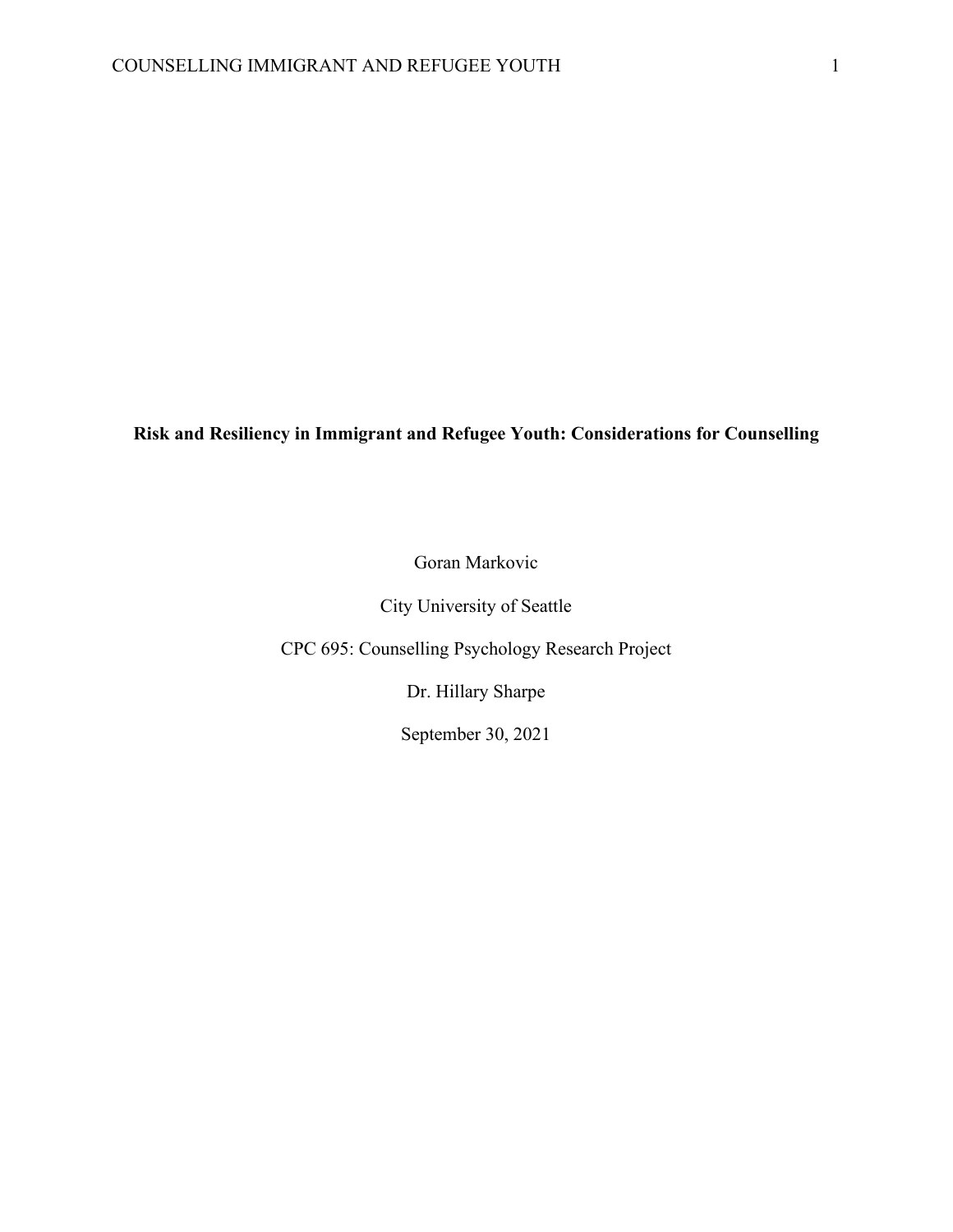# Risk and Resiliency in Immigrant and Refugee Youth: Considerations for Counselling

Goran Markovic

City University of Seattle

CPC 695: Counselling Psychology Research Project

Dr. Hillary Sharpe

September 30, 2021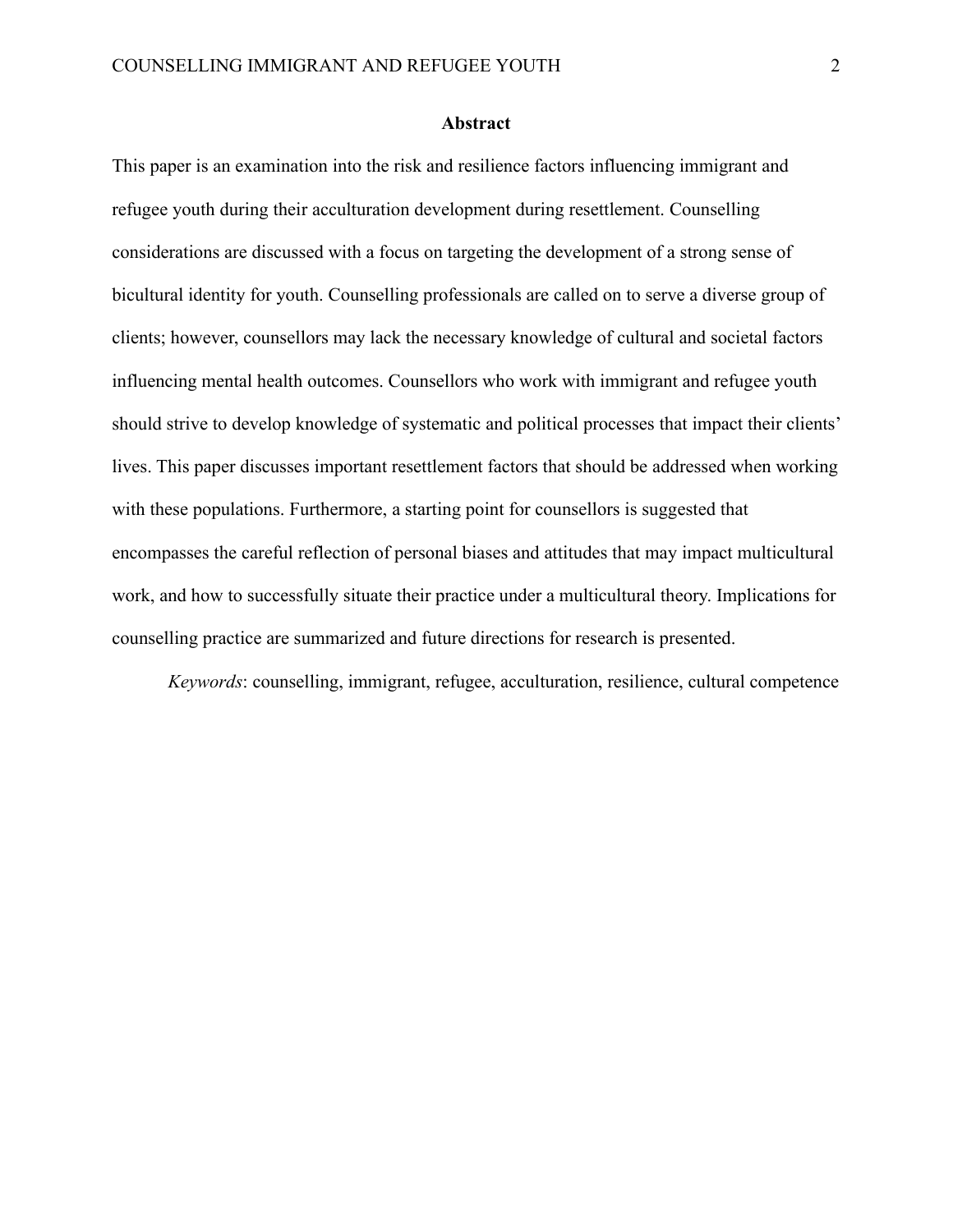## Abstract

This paper is an examination into the risk and resilience factors influencing immigrant and refugee youth during their acculturation development during resettlement. Counselling considerations are discussed with a focus on targeting the development of a strong sense of bicultural identity for youth. Counselling professionals are called on to serve a diverse group of clients; however, counsellors may lack the necessary knowledge of cultural and societal factors influencing mental health outcomes. Counsellors who work with immigrant and refugee youth should strive to develop knowledge of systematic and political processes that impact their clients' lives. This paper discusses important resettlement factors that should be addressed when working with these populations. Furthermore, a starting point for counsellors is suggested that encompasses the careful reflection of personal biases and attitudes that may impact multicultural work, and how to successfully situate their practice under a multicultural theory. Implications for counselling practice are summarized and future directions for research is presented.

*Keywords*: counselling, immigrant, refugee, acculturation, resilience, cultural competence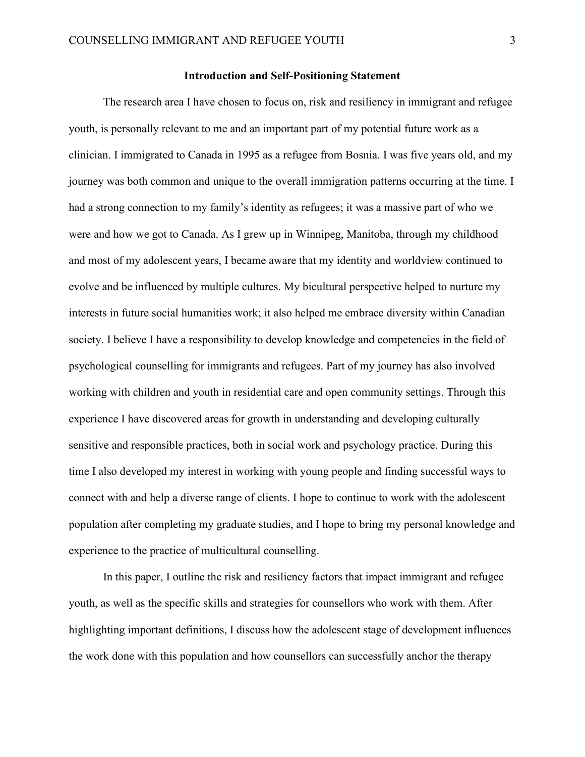## Introduction and Self-Positioning Statement

The research area I have chosen to focus on, risk and resiliency in immigrant and refugee youth, is personally relevant to me and an important part of my potential future work as a clinician. I immigrated to Canada in 1995 as a refugee from Bosnia. I was five years old, and my journey was both common and unique to the overall immigration patterns occurring at the time. I had a strong connection to my family's identity as refugees; it was a massive part of who we were and how we got to Canada. As I grew up in Winnipeg, Manitoba, through my childhood and most of my adolescent years, I became aware that my identity and worldview continued to evolve and be influenced by multiple cultures. My bicultural perspective helped to nurture my interests in future social humanities work; it also helped me embrace diversity within Canadian society. I believe I have a responsibility to develop knowledge and competencies in the field of psychological counselling for immigrants and refugees. Part of my journey has also involved working with children and youth in residential care and open community settings. Through this experience I have discovered areas for growth in understanding and developing culturally sensitive and responsible practices, both in social work and psychology practice. During this time I also developed my interest in working with young people and finding successful ways to connect with and help a diverse range of clients. I hope to continue to work with the adolescent population after completing my graduate studies, and I hope to bring my personal knowledge and experience to the practice of multicultural counselling.

In this paper, I outline the risk and resiliency factors that impact immigrant and refugee youth, as well as the specific skills and strategies for counsellors who work with them. After highlighting important definitions, I discuss how the adolescent stage of development influences the work done with this population and how counsellors can successfully anchor the therapy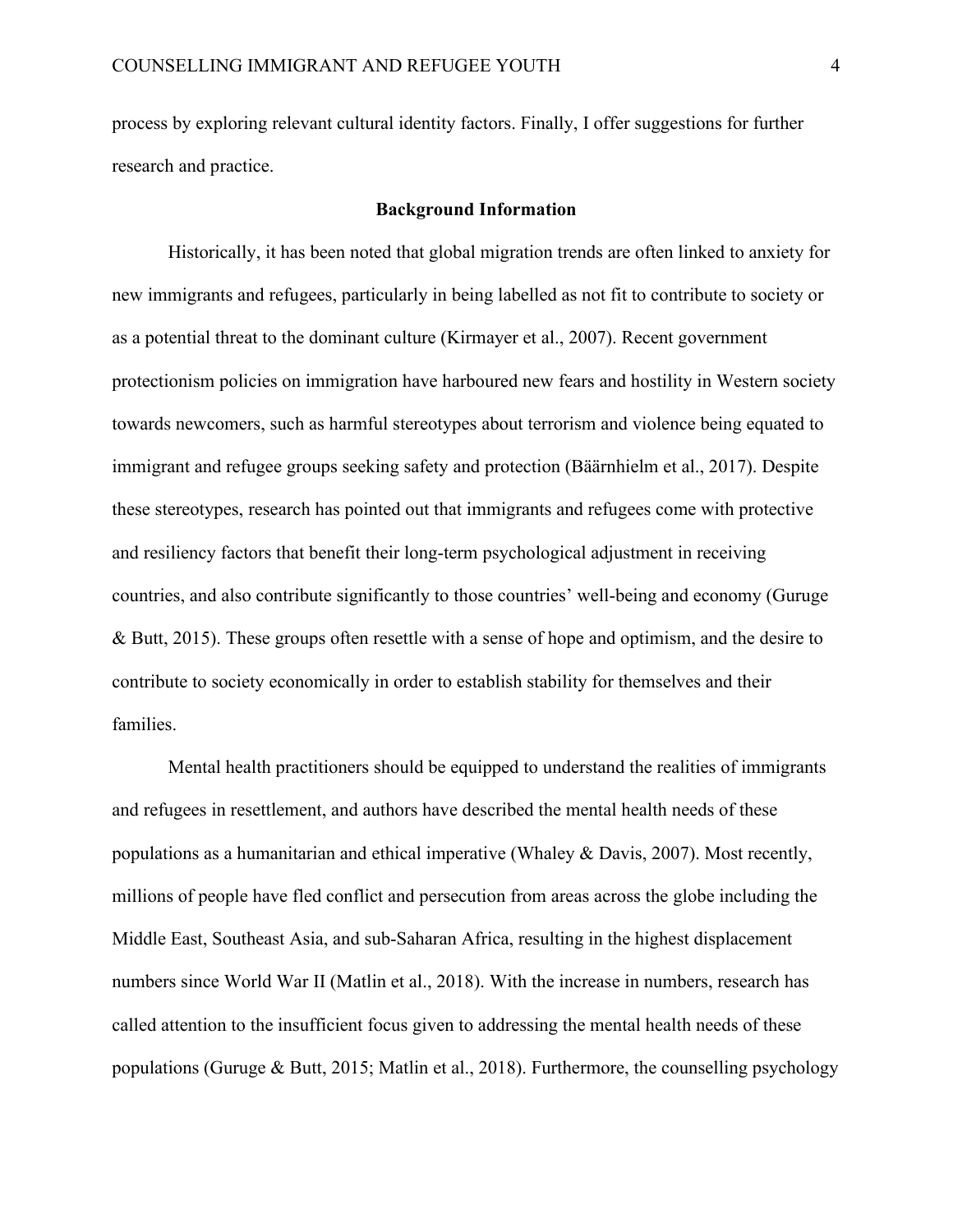process by exploring relevant cultural identity factors. Finally, I offer suggestions for further research and practice.

## Background Information

Historically, it has been noted that global migration trends are often linked to anxiety for new immigrants and refugees, particularly in being labelled as not fit to contribute to society or as a potential threat to the dominant culture (Kirmayer et al., 2007). Recent government protectionism policies on immigration have harboured new fears and hostility in Western society towards newcomers, such as harmful stereotypes about terrorism and violence being equated to immigrant and refugee groups seeking safety and protection (Bäärnhielm et al., 2017). Despite these stereotypes, research has pointed out that immigrants and refugees come with protective and resiliency factors that benefit their long-term psychological adjustment in receiving countries, and also contribute significantly to those countries' well-being and economy (Guruge & Butt, 2015). These groups often resettle with a sense of hope and optimism, and the desire to contribute to society economically in order to establish stability for themselves and their families.

Mental health practitioners should be equipped to understand the realities of immigrants and refugees in resettlement, and authors have described the mental health needs of these populations as a humanitarian and ethical imperative (Whaley & Davis, 2007). Most recently, millions of people have fled conflict and persecution from areas across the globe including the Middle East, Southeast Asia, and sub-Saharan Africa, resulting in the highest displacement numbers since World War II (Matlin et al., 2018). With the increase in numbers, research has called attention to the insufficient focus given to addressing the mental health needs of these populations (Guruge & Butt, 2015; Matlin et al., 2018). Furthermore, the counselling psychology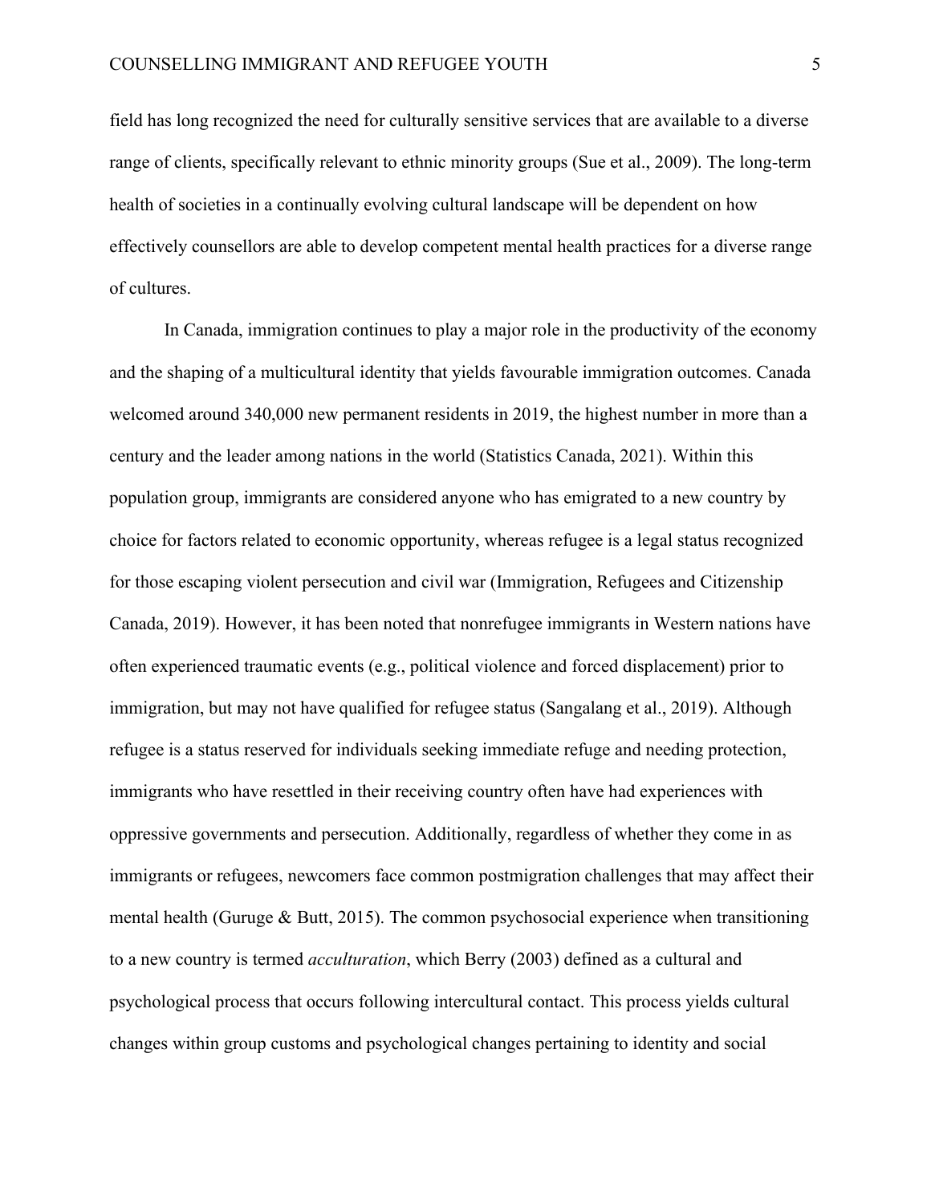field has long recognized the need for culturally sensitive services that are available to a diverse range of clients, specifically relevant to ethnic minority groups (Sue et al., 2009). The long-term health of societies in a continually evolving cultural landscape will be dependent on how effectively counsellors are able to develop competent mental health practices for a diverse range of cultures.

In Canada, immigration continues to play a major role in the productivity of the economy and the shaping of a multicultural identity that yields favourable immigration outcomes. Canada welcomed around 340,000 new permanent residents in 2019, the highest number in more than a century and the leader among nations in the world (Statistics Canada, 2021). Within this population group, immigrants are considered anyone who has emigrated to a new country by choice for factors related to economic opportunity, whereas refugee is a legal status recognized for those escaping violent persecution and civil war (Immigration, Refugees and Citizenship Canada, 2019). However, it has been noted that nonrefugee immigrants in Western nations have often experienced traumatic events (e.g., political violence and forced displacement) prior to immigration, but may not have qualified for refugee status (Sangalang et al., 2019). Although refugee is a status reserved for individuals seeking immediate refuge and needing protection, immigrants who have resettled in their receiving country often have had experiences with oppressive governments and persecution. Additionally, regardless of whether they come in as immigrants or refugees, newcomers face common postmigration challenges that may affect their mental health (Guruge & Butt, 2015). The common psychosocial experience when transitioning to a new country is termed *acculturation*, which Berry (2003) defined as a cultural and psychological process that occurs following intercultural contact. This process yields cultural changes within group customs and psychological changes pertaining to identity and social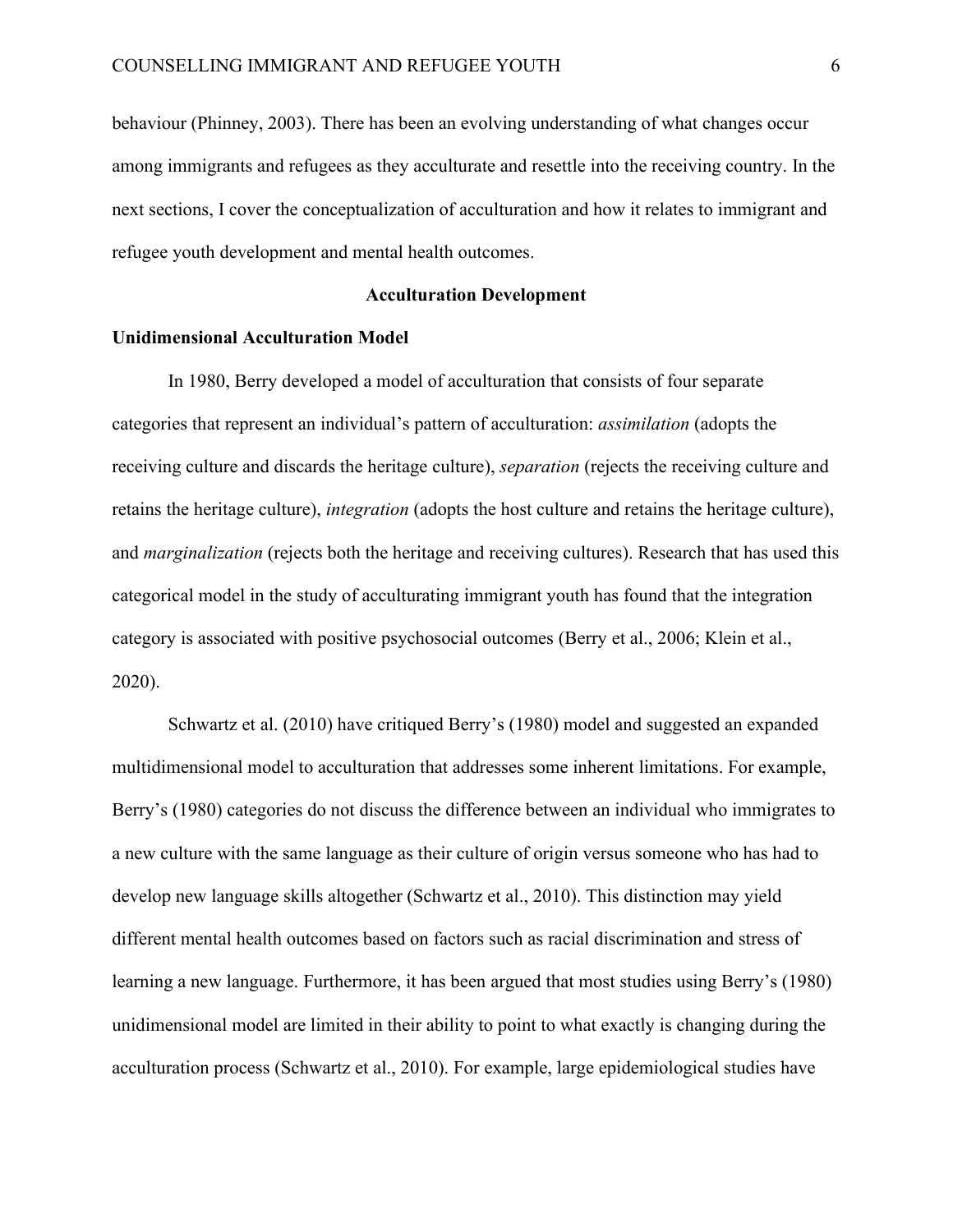behaviour (Phinney, 2003). There has been an evolving understanding of what changes occur among immigrants and refugees as they acculturate and resettle into the receiving country. In the next sections, I cover the conceptualization of acculturation and how it relates to immigrant and refugee youth development and mental health outcomes.

## Acculturation Development

### Unidimensional Acculturation Model

In 1980, Berry developed a model of acculturation that consists of four separate categories that represent an individual's pattern of acculturation: *assimilation* (adopts the receiving culture and discards the heritage culture), *separation* (rejects the receiving culture and retains the heritage culture), *integration* (adopts the host culture and retains the heritage culture), and *marginalization* (rejects both the heritage and receiving cultures). Research that has used this categorical model in the study of acculturating immigrant youth has found that the integration category is associated with positive psychosocial outcomes (Berry et al., 2006; Klein et al., 2020).

Schwartz et al. (2010) have critiqued Berry's (1980) model and suggested an expanded multidimensional model to acculturation that addresses some inherent limitations. For example, Berry's (1980) categories do not discuss the difference between an individual who immigrates to a new culture with the same language as their culture of origin versus someone who has had to develop new language skills altogether (Schwartz et al., 2010). This distinction may yield different mental health outcomes based on factors such as racial discrimination and stress of learning a new language. Furthermore, it has been argued that most studies using Berry's (1980) unidimensional model are limited in their ability to point to what exactly is changing during the acculturation process (Schwartz et al., 2010). For example, large epidemiological studies have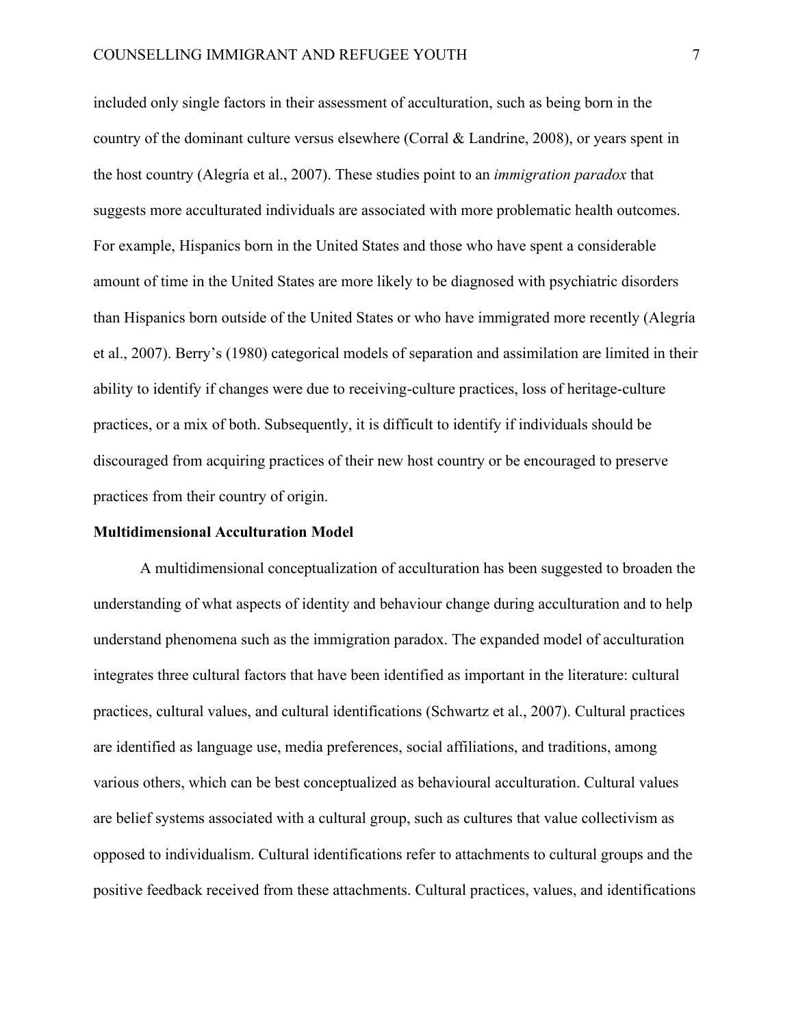included only single factors in their assessment of acculturation, such as being born in the country of the dominant culture versus elsewhere (Corral & Landrine, 2008), or years spent in the host country (Alegría et al., 2007). These studies point to an *immigration paradox* that suggests more acculturated individuals are associated with more problematic health outcomes. For example, Hispanics born in the United States and those who have spent a considerable amount of time in the United States are more likely to be diagnosed with psychiatric disorders than Hispanics born outside of the United States or who have immigrated more recently (Alegría et al., 2007). Berry's (1980) categorical models of separation and assimilation are limited in their ability to identify if changes were due to receiving-culture practices, loss of heritage-culture practices, or a mix of both. Subsequently, it is difficult to identify if individuals should be discouraged from acquiring practices of their new host country or be encouraged to preserve practices from their country of origin.

**Multidimensional Acculturation Model**

A multidimensional conceptualization of acculturation has been suggested to broaden the understanding of what aspects of identity and behaviour change during acculturation and to help understand phenomena such as the immigration paradox. The expanded model of acculturation integrates three cultural factors that have been identified as important in the literature: cultural practices, cultural values, and cultural identifications (Schwartz et al., 2007). Cultural practices are identified as language use, media preferences, social affiliations, and traditions, among various others, which can be best conceptualized as behavioural acculturation. Cultural values are belief systems associated with a cultural group, such as cultures that value collectivism as opposed to individualism. Cultural identifications refer to attachments to cultural groups and the positive feedback received from these attachments. Cultural practices, values, and identifications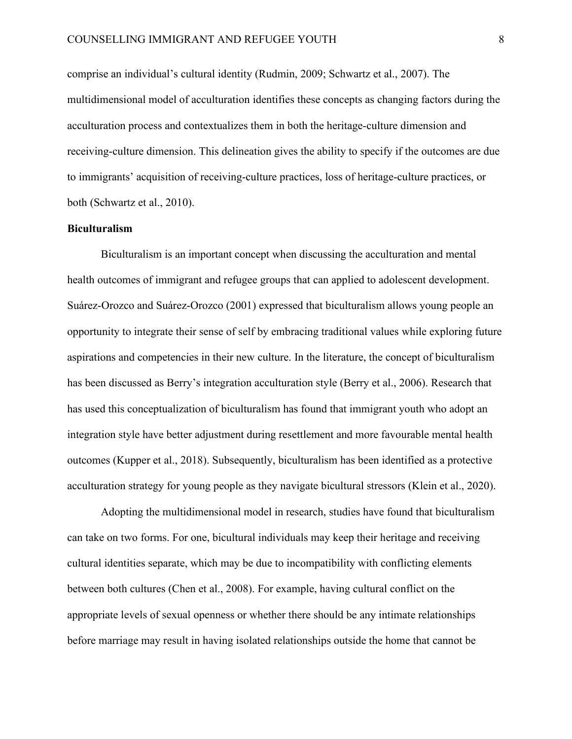comprise an individual's cultural identity (Rudmin, 2009; Schwartz et al., 2007). The multidimensional model of acculturation identifies these concepts as changing factors during the acculturation process and contextualizes them in both the heritage-culture dimension and receiving-culture dimension. This delineation gives the ability to specify if the outcomes are due to immigrants' acquisition of receiving-culture practices, loss of heritage-culture practices, or both (Schwartz et al., 2010).

**Biculturalism**

Biculturalism is an important concept when discussing the acculturation and mental health outcomes of immigrant and refugee groups that can applied to adolescent development. Suárez-Orozco and Suárez-Orozco (2001) expressed that biculturalism allows young people an opportunity to integrate their sense of self by embracing traditional values while exploring future aspirations and competencies in their new culture. In the literature, the concept of biculturalism has been discussed as Berry's integration acculturation style (Berry et al., 2006). Research that has used this conceptualization of biculturalism has found that immigrant youth who adopt an integration style have better adjustment during resettlement and more favourable mental health outcomes (Kupper et al., 2018). Subsequently, biculturalism has been identified as a protective acculturation strategy for young people as they navigate bicultural stressors (Klein et al., 2020).

Adopting the multidimensional model in research, studies have found that biculturalism can take on two forms. For one, bicultural individuals may keep their heritage and receiving cultural identities separate, which may be due to incompatibility with conflicting elements between both cultures (Chen et al., 2008). For example, having cultural conflict on the appropriate levels of sexual openness or whether there should be any intimate relationships before marriage may result in having isolated relationships outside the home that cannot be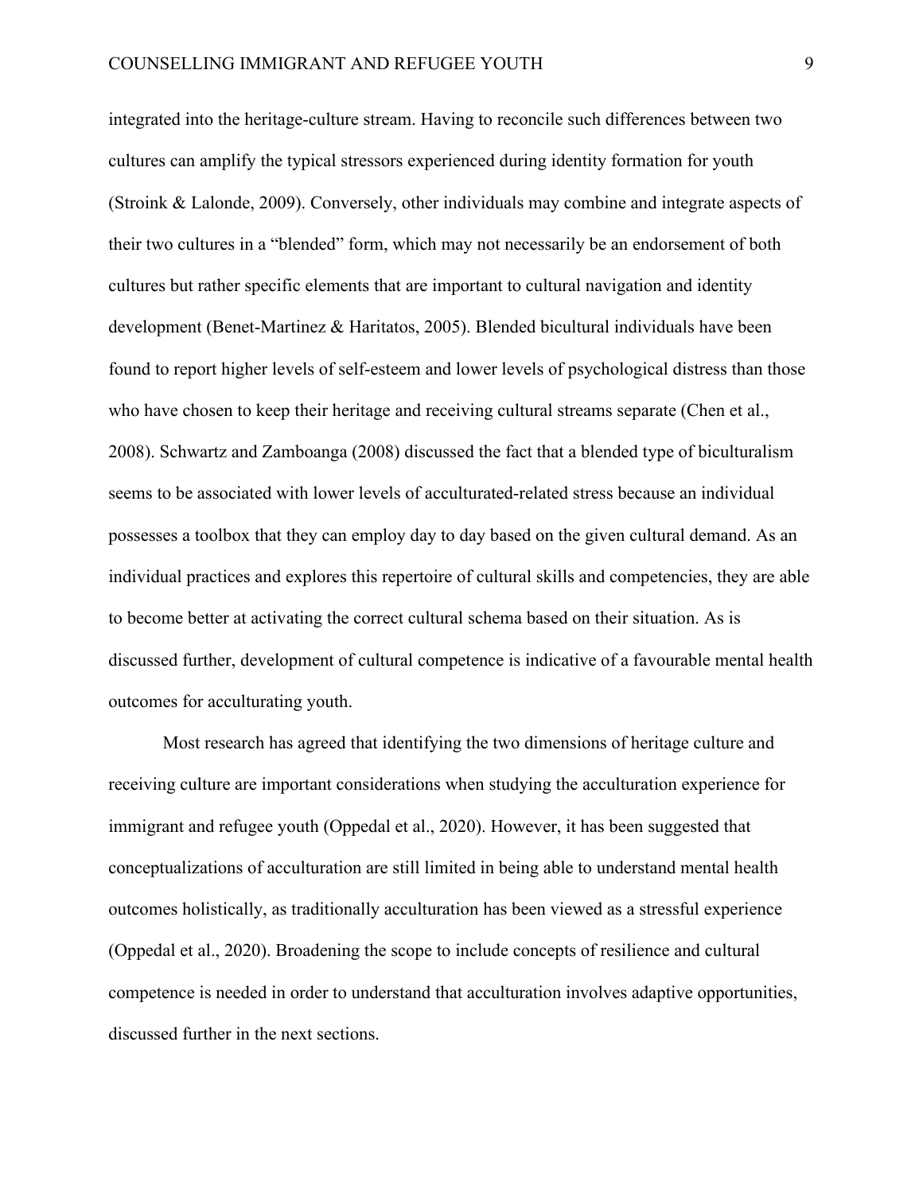integrated into the heritage-culture stream. Having to reconcile such differences between two cultures can amplify the typical stressors experienced during identity formation for youth (Stroink & Lalonde, 2009). Conversely, other individuals may combine and integrate aspects of their two cultures in a "blended" form, which may not necessarily be an endorsement of both cultures but rather specific elements that are important to cultural navigation and identity development (Benet-Martinez & Haritatos, 2005). Blended bicultural individuals have been found to report higher levels of self-esteem and lower levels of psychological distress than those who have chosen to keep their heritage and receiving cultural streams separate (Chen et al., 2008). Schwartz and Zamboanga (2008) discussed the fact that a blended type of biculturalism seems to be associated with lower levels of acculturated-related stress because an individual possesses a toolbox that they can employ day to day based on the given cultural demand. As an individual practices and explores this repertoire of cultural skills and competencies, they are able to become better at activating the correct cultural schema based on their situation. As is discussed further, development of cultural competence is indicative of a favourable mental health outcomes for acculturating youth.

Most research has agreed that identifying the two dimensions of heritage culture and receiving culture are important considerations when studying the acculturation experience for immigrant and refugee youth (Oppedal et al., 2020). However, it has been suggested that conceptualizations of acculturation are still limited in being able to understand mental health outcomes holistically, as traditionally acculturation has been viewed as a stressful experience (Oppedal et al., 2020). Broadening the scope to include concepts of resilience and cultural competence is needed in order to understand that acculturation involves adaptive opportunities, discussed further in the next sections.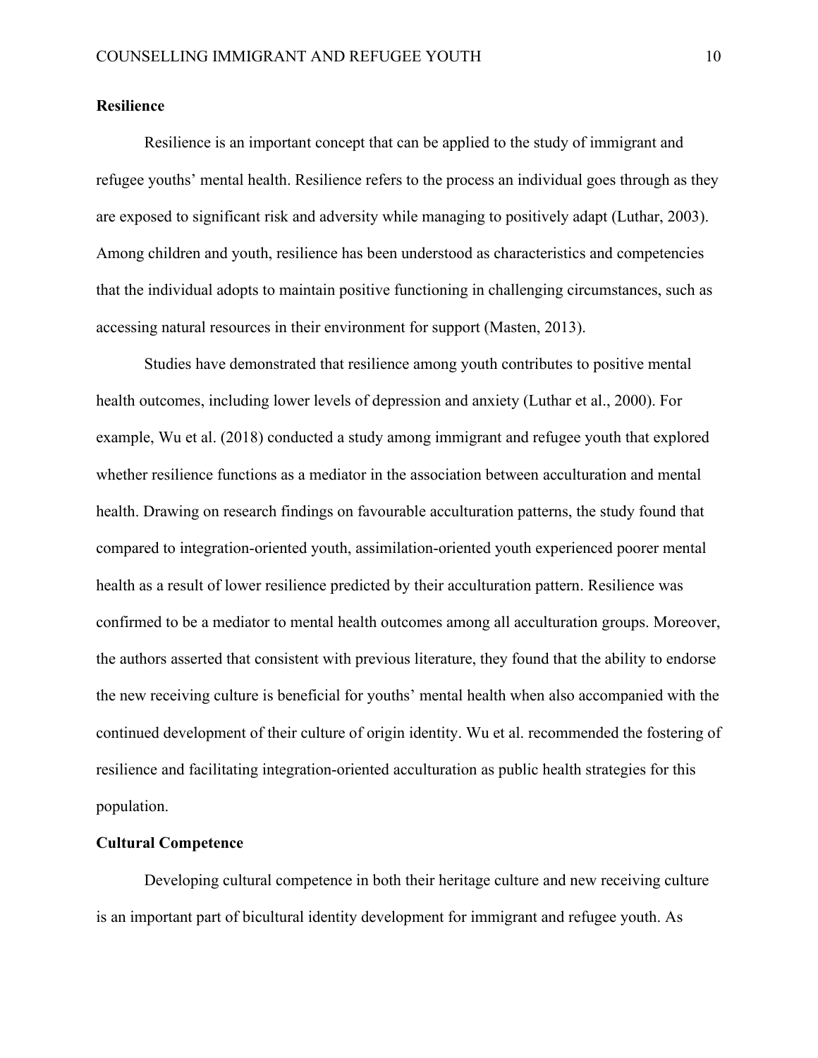## Resilience

Resilience is an important concept that can be applied to the study of immigrant and refugee youths' mental health. Resilience refers to the process an individual goes through as they are exposed to significant risk and adversity while managing to positively adapt (Luthar, 2003). Among children and youth, resilience has been understood as characteristics and competencies that the individual adopts to maintain positive functioning in challenging circumstances, such as accessing natural resources in their environment for support (Masten, 2013).

Studies have demonstrated that resilience among youth contributes to positive mental health outcomes, including lower levels of depression and anxiety (Luthar et al., 2000). For example, Wu et al. (2018) conducted a study among immigrant and refugee youth that explored whether resilience functions as a mediator in the association between acculturation and mental health. Drawing on research findings on favourable acculturation patterns, the study found that compared to integration-oriented youth, assimilation-oriented youth experienced poorer mental health as a result of lower resilience predicted by their acculturation pattern. Resilience was confirmed to be a mediator to mental health outcomes among all acculturation groups. Moreover, the authors asserted that consistent with previous literature, they found that the ability to endorse the new receiving culture is beneficial for youths' mental health when also accompanied with the continued development of their culture of origin identity. Wu et al. recommended the fostering of resilience and facilitating integration-oriented acculturation as public health strategies for this population.

## Cultural Competence

Developing cultural competence in both their heritage culture and new receiving culture is an important part of bicultural identity development for immigrant and refugee youth. As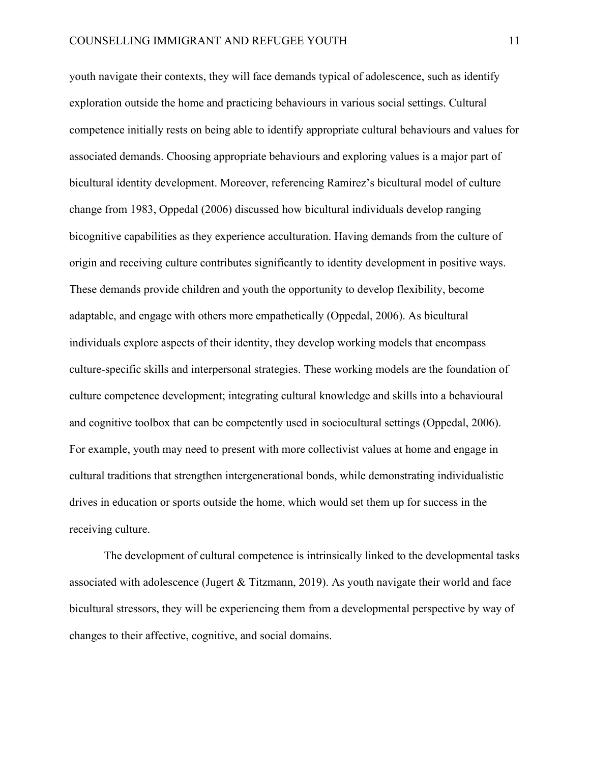youth navigate their contexts, they will face demands typical of adolescence, such as identify exploration outside the home and practicing behaviours in various social settings. Cultural competence initially rests on being able to identify appropriate cultural behaviours and values for associated demands. Choosing appropriate behaviours and exploring values is a major part of bicultural identity development. Moreover, referencing Ramirez's bicultural model of culture change from 1983, Oppedal (2006) discussed how bicultural individuals develop ranging bicognitive capabilities as they experience acculturation. Having demands from the culture of origin and receiving culture contributes significantly to identity development in positive ways. These demands provide children and youth the opportunity to develop flexibility, become adaptable, and engage with others more empathetically (Oppedal, 2006). As bicultural individuals explore aspects of their identity, they develop working models that encompass culture-specific skills and interpersonal strategies. These working models are the foundation of culture competence development; integrating cultural knowledge and skills into a behavioural and cognitive toolbox that can be competently used in sociocultural settings (Oppedal, 2006). For example, youth may need to present with more collectivist values at home and engage in cultural traditions that strengthen intergenerational bonds, while demonstrating individualistic drives in education or sports outside the home, which would set them up for success in the receiving culture.

The development of cultural competence is intrinsically linked to the developmental tasks associated with adolescence (Jugert & Titzmann, 2019). As youth navigate their world and face bicultural stressors, they will be experiencing them from a developmental perspective by way of changes to their affective, cognitive, and social domains.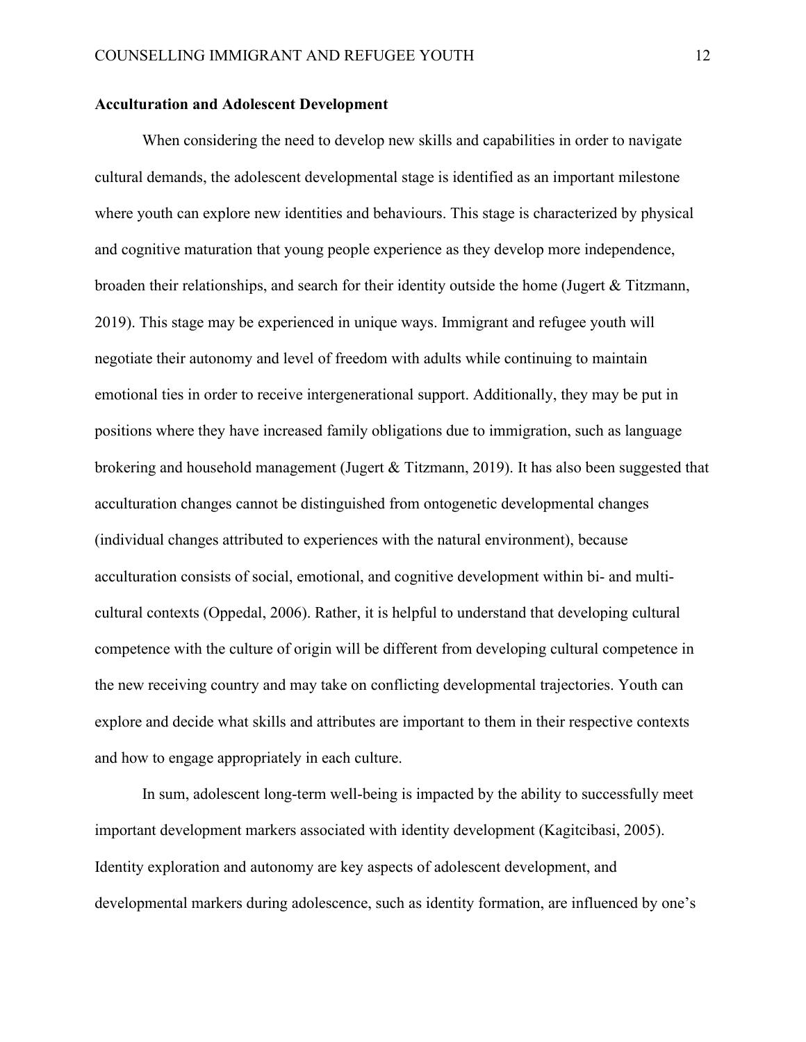**Acculturation and Adolescent Development**

When considering the need to develop new skills and capabilities in order to navigate cultural demands, the adolescent developmental stage is identified as an important milestone where youth can explore new identities and behaviours. This stage is characterized by physical and cognitive maturation that young people experience as they develop more independence, broaden their relationships, and search for their identity outside the home (Jugert & Titzmann, 2019). This stage may be experienced in unique ways. Immigrant and refugee youth will negotiate their autonomy and level of freedom with adults while continuing to maintain emotional ties in order to receive intergenerational support. Additionally, they may be put in positions where they have increased family obligations due to immigration, such as language brokering and household management (Jugert & Titzmann, 2019). It has also been suggested that acculturation changes cannot be distinguished from ontogenetic developmental changes (individual changes attributed to experiences with the natural environment), because acculturation consists of social, emotional, and cognitive development within bi- and multi-cultural contexts (Oppedal, 2006). Rather, it is helpful to understand that developing cultural competence with the culture of origin will be different from developing cultural competence in the new receiving country and may take on conflicting developmental trajectories. Youth can explore and decide what skills and attributes are important to them in their respective contexts and how to engage appropriately in each culture.

In sum, adolescent long-term well-being is impacted by the ability to successfully meet important development markers associated with identity development (Kagitcibasi, 2005). Identity exploration and autonomy are key aspects of adolescent development, and developmental markers during adolescence, such as identity formation, are influenced by one's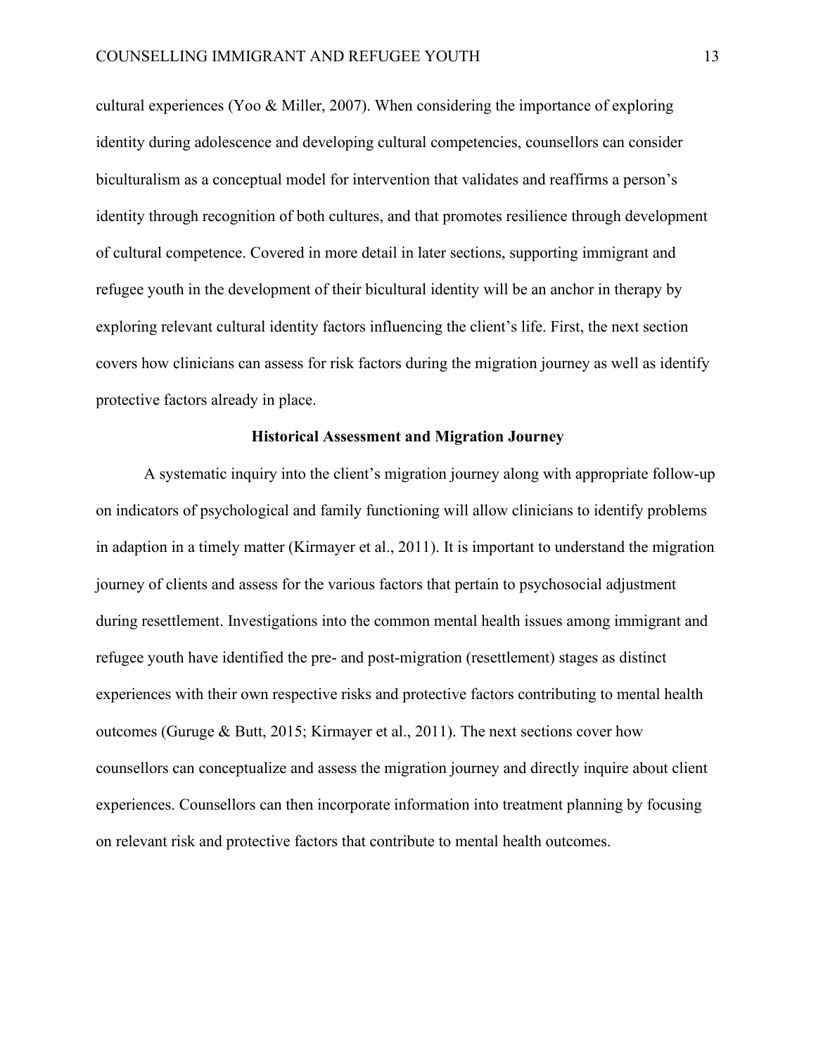cultural experiences (Yoo & Miller, 2007). When considering the importance of exploring identity during adolescence and developing cultural competencies, counsellors can consider biculturalism as a conceptual model for intervention that validates and reaffirms a person's identity through recognition of both cultures, and that promotes resilience through development of cultural competence. Covered in more detail in later sections, supporting immigrant and refugee youth in the development of their bicultural identity will be an anchor in therapy by exploring relevant cultural identity factors influencing the client's life. First, the next section covers how clinicians can assess for risk factors during the migration journey as well as identify protective factors already in place.

## Historical Assessment and Migration Journey

A systematic inquiry into the client's migration journey along with appropriate follow-up on indicators of psychological and family functioning will allow clinicians to identify problems in adaption in a timely matter (Kirmayer et al., 2011). It is important to understand the migration journey of clients and assess for the various factors that pertain to psychosocial adjustment during resettlement. Investigations into the common mental health issues among immigrant and refugee youth have identified the pre- and post-migration (resettlement) stages as distinct experiences with their own respective risks and protective factors contributing to mental health outcomes (Guruge & Butt, 2015; Kirmayer et al., 2011). The next sections cover how counsellors can conceptualize and assess the migration journey and directly inquire about client experiences. Counsellors can then incorporate information into treatment planning by focusing on relevant risk and protective factors that contribute to mental health outcomes.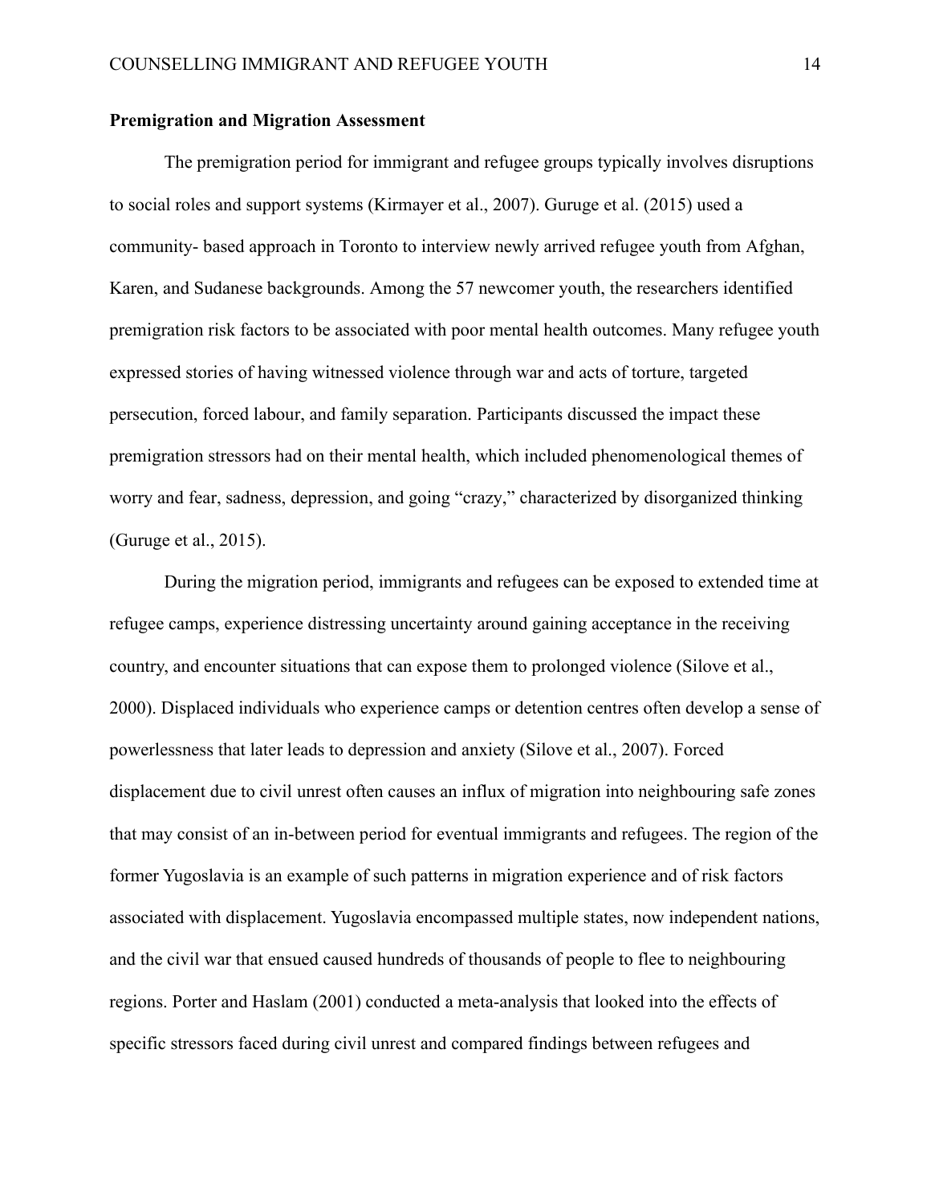**Premigration and Migration Assessment**

The premigration period for immigrant and refugee groups typically involves disruptions to social roles and support systems (Kirmayer et al., 2007). Guruge et al. (2015) used a community- based approach in Toronto to interview newly arrived refugee youth from Afghan, Karen, and Sudanese backgrounds. Among the 57 newcomer youth, the researchers identified premigration risk factors to be associated with poor mental health outcomes. Many refugee youth expressed stories of having witnessed violence through war and acts of torture, targeted persecution, forced labour, and family separation. Participants discussed the impact these premigration stressors had on their mental health, which included phenomenological themes of worry and fear, sadness, depression, and going "crazy," characterized by disorganized thinking (Guruge et al., 2015).

During the migration period, immigrants and refugees can be exposed to extended time at refugee camps, experience distressing uncertainty around gaining acceptance in the receiving country, and encounter situations that can expose them to prolonged violence (Silove et al., 2000). Displaced individuals who experience camps or detention centres often develop a sense of powerlessness that later leads to depression and anxiety (Silove et al., 2007). Forced displacement due to civil unrest often causes an influx of migration into neighbouring safe zones that may consist of an in-between period for eventual immigrants and refugees. The region of the former Yugoslavia is an example of such patterns in migration experience and of risk factors associated with displacement. Yugoslavia encompassed multiple states, now independent nations, and the civil war that ensued caused hundreds of thousands of people to flee to neighbouring regions. Porter and Haslam (2001) conducted a meta-analysis that looked into the effects of specific stressors faced during civil unrest and compared findings between refugees and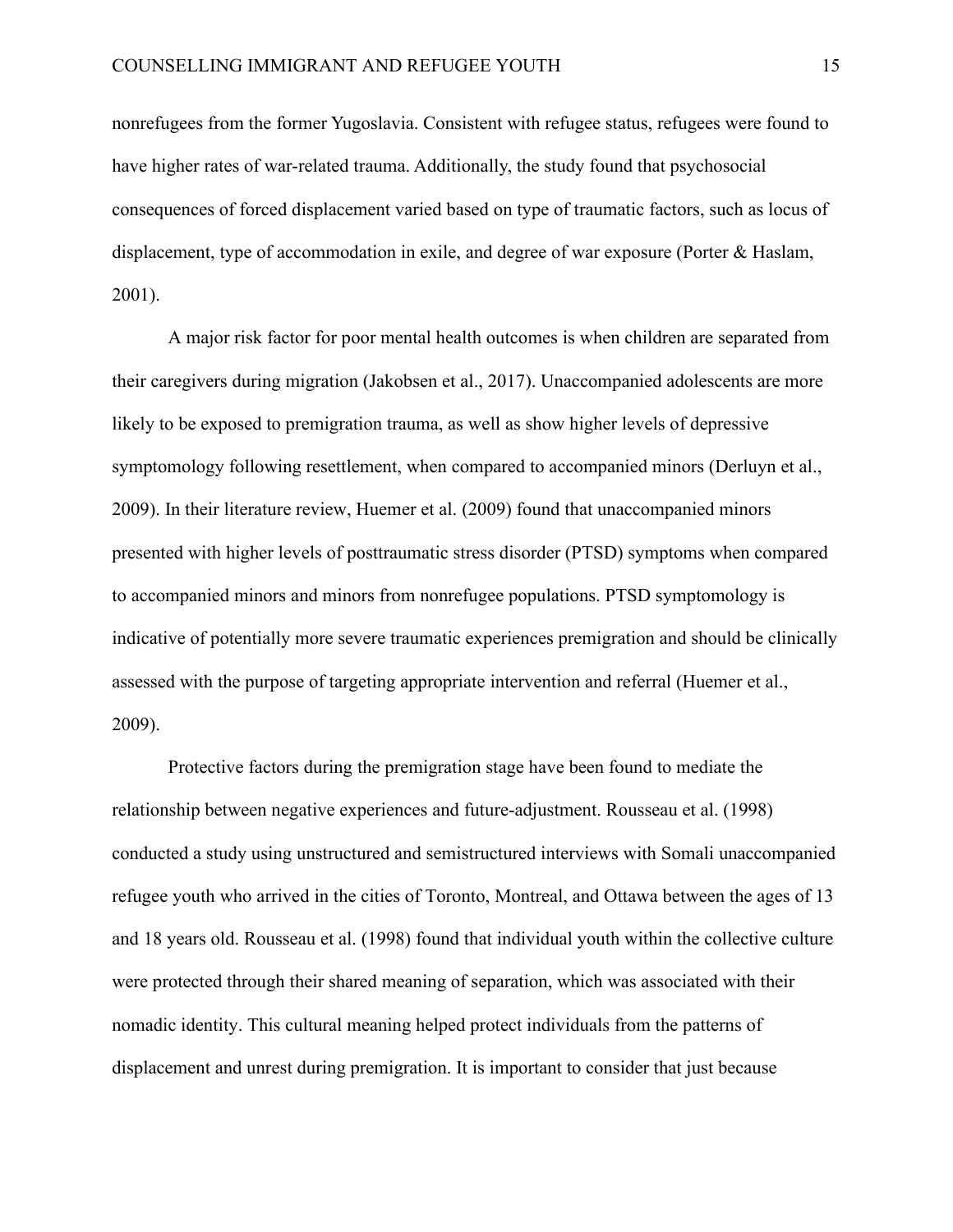nonrefugees from the former Yugoslavia. Consistent with refugee status, refugees were found to have higher rates of war-related trauma. Additionally, the study found that psychosocial consequences of forced displacement varied based on type of traumatic factors, such as locus of displacement, type of accommodation in exile, and degree of war exposure (Porter & Haslam, 2001).

A major risk factor for poor mental health outcomes is when children are separated from their caregivers during migration (Jakobsen et al., 2017). Unaccompanied adolescents are more likely to be exposed to premigration trauma, as well as show higher levels of depressive symptomology following resettlement, when compared to accompanied minors (Derluyn et al., 2009). In their literature review, Huemer et al. (2009) found that unaccompanied minors presented with higher levels of posttraumatic stress disorder (PTSD) symptoms when compared to accompanied minors and minors from nonrefugee populations. PTSD symptomology is indicative of potentially more severe traumatic experiences premigration and should be clinically assessed with the purpose of targeting appropriate intervention and referral (Huemer et al., 2009).

Protective factors during the premigration stage have been found to mediate the relationship between negative experiences and future-adjustment. Rousseau et al. (1998) conducted a study using unstructured and semistructured interviews with Somali unaccompanied refugee youth who arrived in the cities of Toronto, Montreal, and Ottawa between the ages of 13 and 18 years old. Rousseau et al. (1998) found that individual youth within the collective culture were protected through their shared meaning of separation, which was associated with their nomadic identity. This cultural meaning helped protect individuals from the patterns of displacement and unrest during premigration. It is important to consider that just because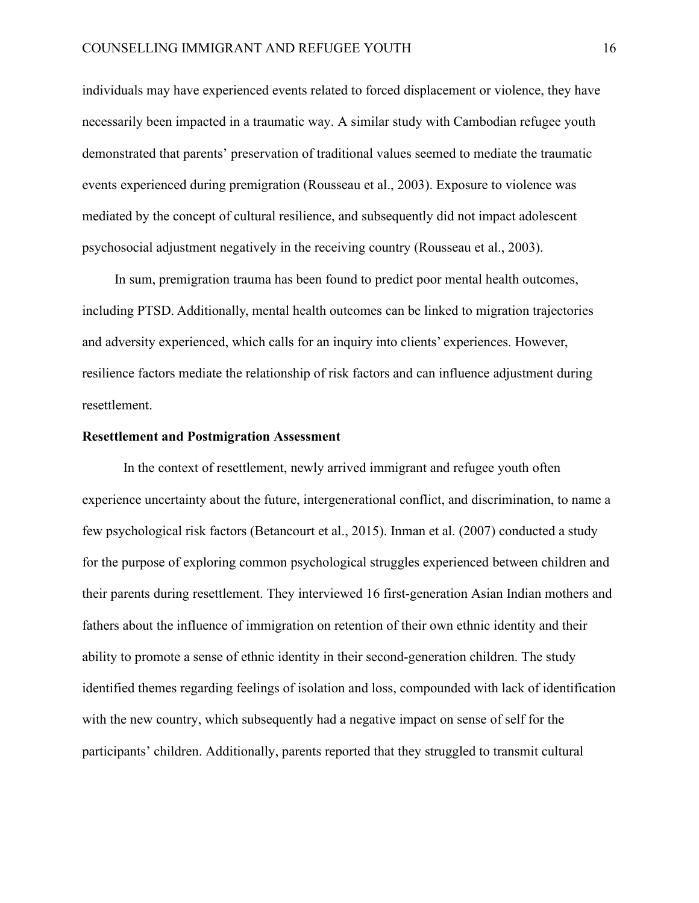individuals may have experienced events related to forced displacement or violence, they have necessarily been impacted in a traumatic way. A similar study with Cambodian refugee youth demonstrated that parents' preservation of traditional values seemed to mediate the traumatic events experienced during premigration (Rousseau et al., 2003). Exposure to violence was mediated by the concept of cultural resilience, and subsequently did not impact adolescent psychosocial adjustment negatively in the receiving country (Rousseau et al., 2003).

In sum, premigration trauma has been found to predict poor mental health outcomes, including PTSD. Additionally, mental health outcomes can be linked to migration trajectories and adversity experienced, which calls for an inquiry into clients' experiences. However, resilience factors mediate the relationship of risk factors and can influence adjustment during resettlement.

**Resettlement and Postmigration Assessment**

In the context of resettlement, newly arrived immigrant and refugee youth often experience uncertainty about the future, intergenerational conflict, and discrimination, to name a few psychological risk factors (Betancourt et al., 2015). Inman et al. (2007) conducted a study for the purpose of exploring common psychological struggles experienced between children and their parents during resettlement. They interviewed 16 first-generation Asian Indian mothers and fathers about the influence of immigration on retention of their own ethnic identity and their ability to promote a sense of ethnic identity in their second-generation children. The study identified themes regarding feelings of isolation and loss, compounded with lack of identification with the new country, which subsequently had a negative impact on sense of self for the participants' children. Additionally, parents reported that they struggled to transmit cultural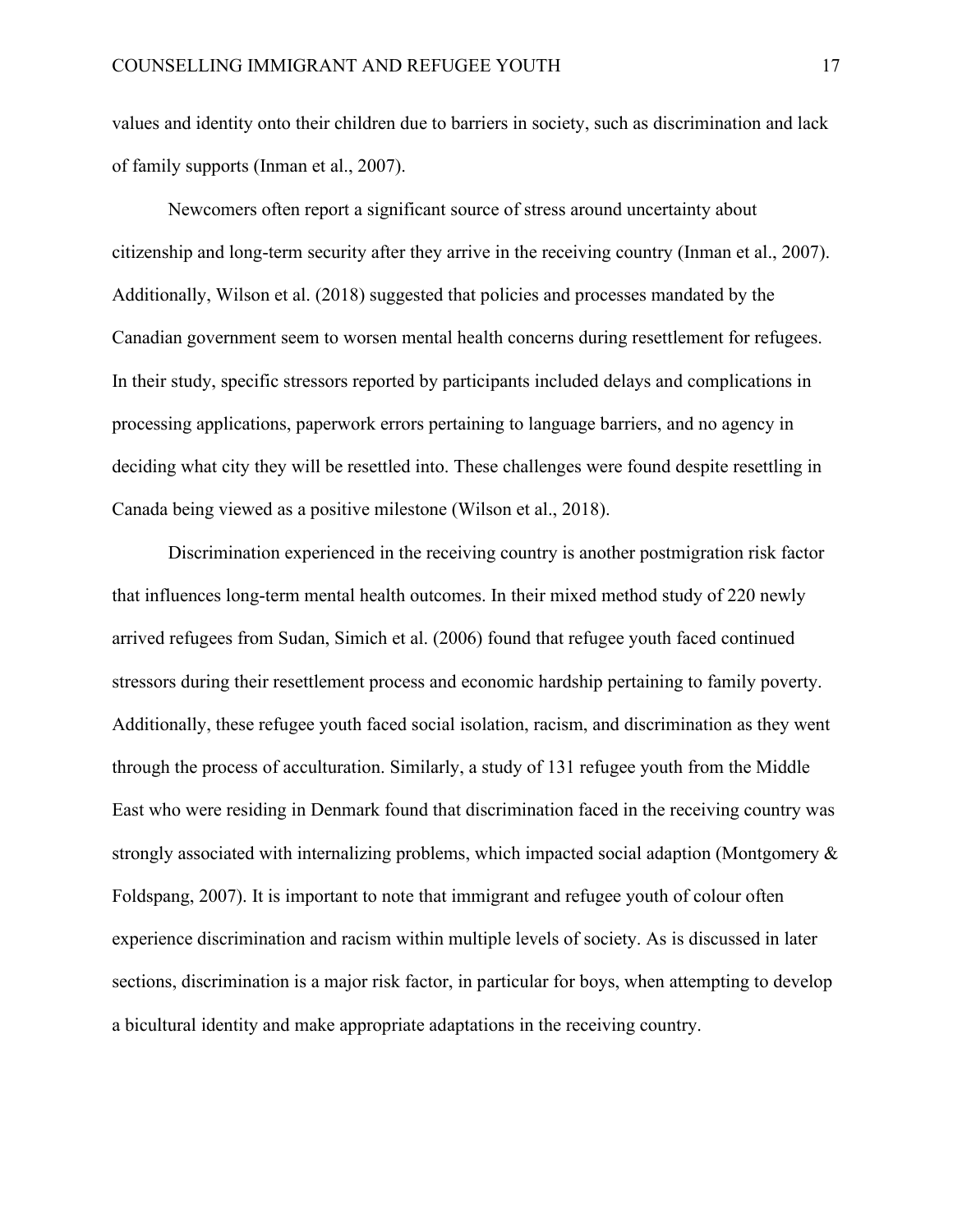values and identity onto their children due to barriers in society, such as discrimination and lack of family supports (Inman et al., 2007).

Newcomers often report a significant source of stress around uncertainty about citizenship and long-term security after they arrive in the receiving country (Inman et al., 2007). Additionally, Wilson et al. (2018) suggested that policies and processes mandated by the Canadian government seem to worsen mental health concerns during resettlement for refugees. In their study, specific stressors reported by participants included delays and complications in processing applications, paperwork errors pertaining to language barriers, and no agency in deciding what city they will be resettled into. These challenges were found despite resettling in Canada being viewed as a positive milestone (Wilson et al., 2018).

Discrimination experienced in the receiving country is another postmigration risk factor that influences long-term mental health outcomes. In their mixed method study of 220 newly arrived refugees from Sudan, Simich et al. (2006) found that refugee youth faced continued stressors during their resettlement process and economic hardship pertaining to family poverty. Additionally, these refugee youth faced social isolation, racism, and discrimination as they went through the process of acculturation. Similarly, a study of 131 refugee youth from the Middle East who were residing in Denmark found that discrimination faced in the receiving country was strongly associated with internalizing problems, which impacted social adaption (Montgomery & Foldspang, 2007). It is important to note that immigrant and refugee youth of colour often experience discrimination and racism within multiple levels of society. As is discussed in later sections, discrimination is a major risk factor, in particular for boys, when attempting to develop a bicultural identity and make appropriate adaptations in the receiving country.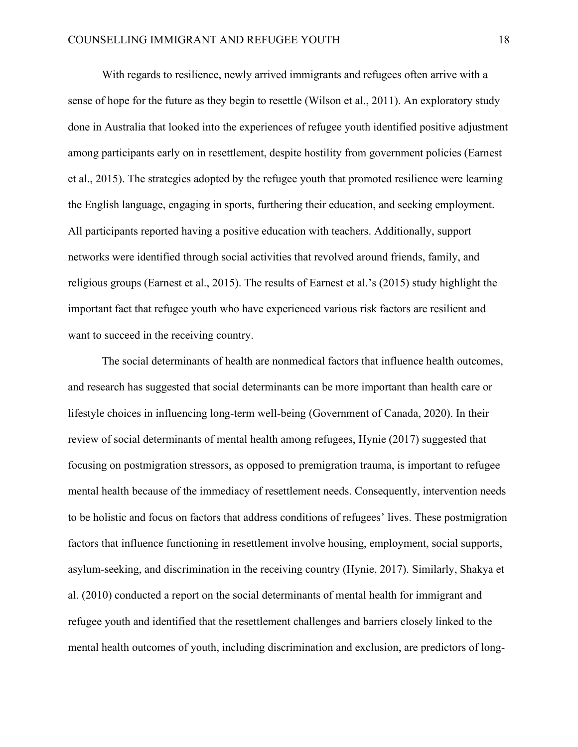With regards to resilience, newly arrived immigrants and refugees often arrive with a sense of hope for the future as they begin to resettle (Wilson et al., 2011). An exploratory study done in Australia that looked into the experiences of refugee youth identified positive adjustment among participants early on in resettlement, despite hostility from government policies (Earnest et al., 2015). The strategies adopted by the refugee youth that promoted resilience were learning the English language, engaging in sports, furthering their education, and seeking employment. All participants reported having a positive education with teachers. Additionally, support networks were identified through social activities that revolved around friends, family, and religious groups (Earnest et al., 2015). The results of Earnest et al.'s (2015) study highlight the important fact that refugee youth who have experienced various risk factors are resilient and want to succeed in the receiving country.

The social determinants of health are nonmedical factors that influence health outcomes, and research has suggested that social determinants can be more important than health care or lifestyle choices in influencing long-term well-being (Government of Canada, 2020). In their review of social determinants of mental health among refugees, Hynie (2017) suggested that focusing on postmigration stressors, as opposed to premigration trauma, is important to refugee mental health because of the immediacy of resettlement needs. Consequently, intervention needs to be holistic and focus on factors that address conditions of refugees' lives. These postmigration factors that influence functioning in resettlement involve housing, employment, social supports, asylum-seeking, and discrimination in the receiving country (Hynie, 2017). Similarly, Shakya et al. (2010) conducted a report on the social determinants of mental health for immigrant and refugee youth and identified that the resettlement challenges and barriers closely linked to the mental health outcomes of youth, including discrimination and exclusion, are predictors of long-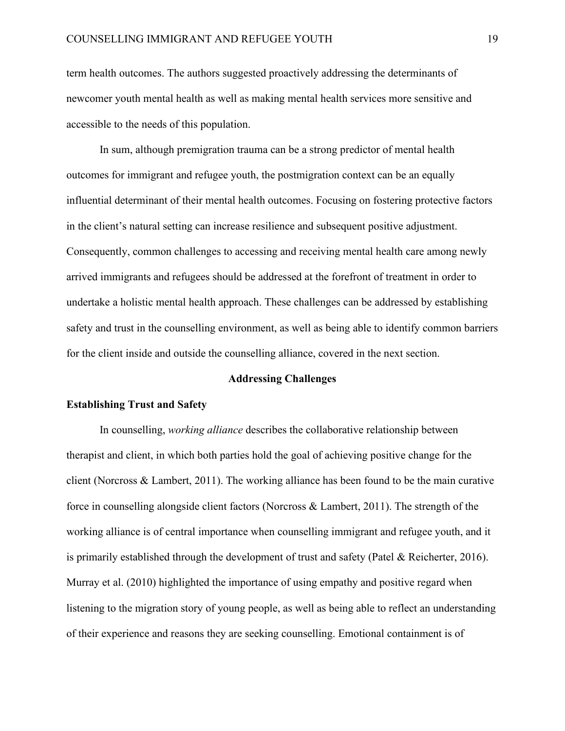term health outcomes. The authors suggested proactively addressing the determinants of newcomer youth mental health as well as making mental health services more sensitive and accessible to the needs of this population.

In sum, although premigration trauma can be a strong predictor of mental health outcomes for immigrant and refugee youth, the postmigration context can be an equally influential determinant of their mental health outcomes. Focusing on fostering protective factors in the client's natural setting can increase resilience and subsequent positive adjustment. Consequently, common challenges to accessing and receiving mental health care among newly arrived immigrants and refugees should be addressed at the forefront of treatment in order to undertake a holistic mental health approach. These challenges can be addressed by establishing safety and trust in the counselling environment, as well as being able to identify common barriers for the client inside and outside the counselling alliance, covered in the next section.

## Addressing Challenges

### Establishing Trust and Safety

In counselling, *working alliance* describes the collaborative relationship between therapist and client, in which both parties hold the goal of achieving positive change for the client (Norcross & Lambert, 2011). The working alliance has been found to be the main curative force in counselling alongside client factors (Norcross & Lambert, 2011). The strength of the working alliance is of central importance when counselling immigrant and refugee youth, and it is primarily established through the development of trust and safety (Patel & Reicherter, 2016). Murray et al. (2010) highlighted the importance of using empathy and positive regard when listening to the migration story of young people, as well as being able to reflect an understanding of their experience and reasons they are seeking counselling. Emotional containment is of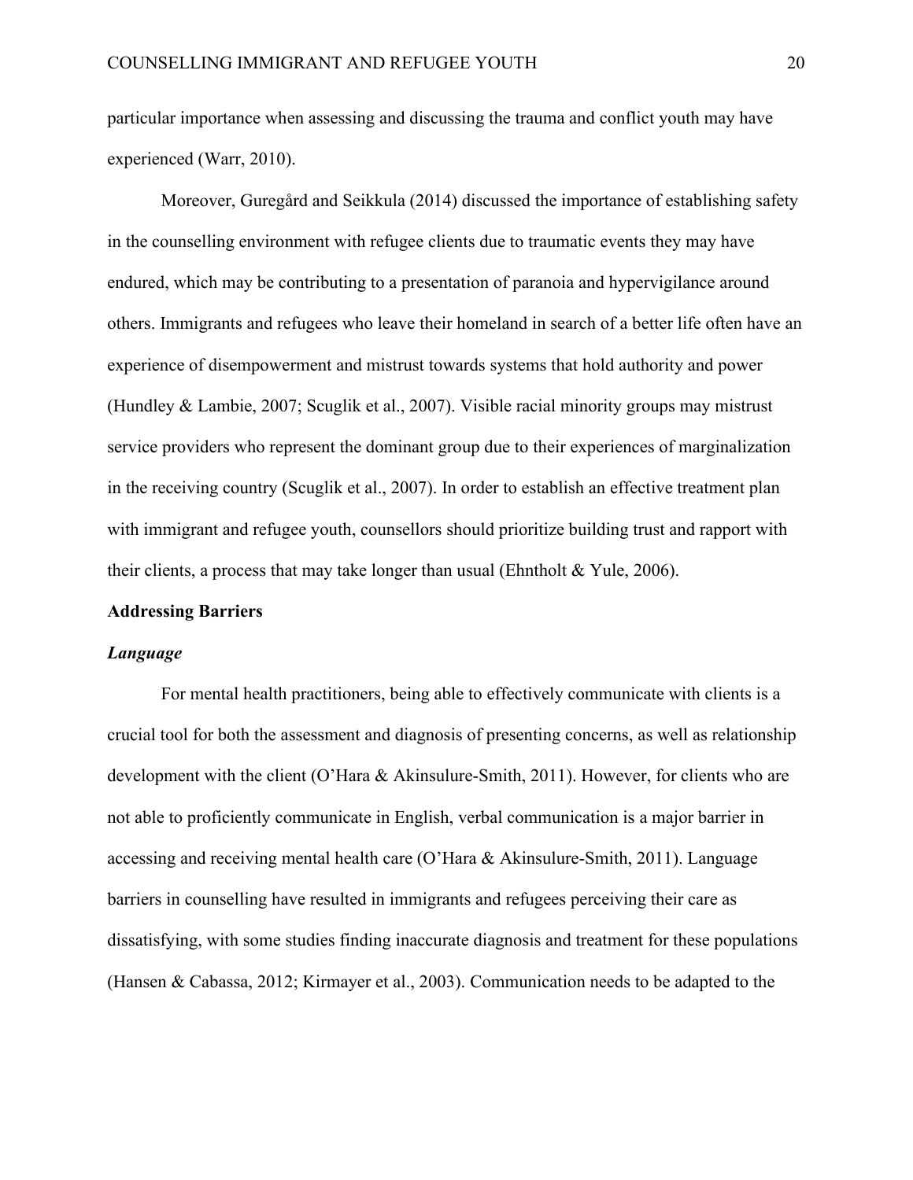particular importance when assessing and discussing the trauma and conflict youth may have experienced (Warr, 2010).

Moreover, Guregård and Seikkula (2014) discussed the importance of establishing safety in the counselling environment with refugee clients due to traumatic events they may have endured, which may be contributing to a presentation of paranoia and hypervigilance around others. Immigrants and refugees who leave their homeland in search of a better life often have an experience of disempowerment and mistrust towards systems that hold authority and power (Hundley & Lambie, 2007; Scuglik et al., 2007). Visible racial minority groups may mistrust service providers who represent the dominant group due to their experiences of marginalization in the receiving country (Scuglik et al., 2007). In order to establish an effective treatment plan with immigrant and refugee youth, counsellors should prioritize building trust and rapport with their clients, a process that may take longer than usual (Ehntholt & Yule, 2006).

## Addressing Barriers

### *Language*

For mental health practitioners, being able to effectively communicate with clients is a crucial tool for both the assessment and diagnosis of presenting concerns, as well as relationship development with the client (O'Hara & Akinsulure-Smith, 2011). However, for clients who are not able to proficiently communicate in English, verbal communication is a major barrier in accessing and receiving mental health care (O'Hara & Akinsulure-Smith, 2011). Language barriers in counselling have resulted in immigrants and refugees perceiving their care as dissatisfying, with some studies finding inaccurate diagnosis and treatment for these populations (Hansen & Cabassa, 2012; Kirmayer et al., 2003). Communication needs to be adapted to the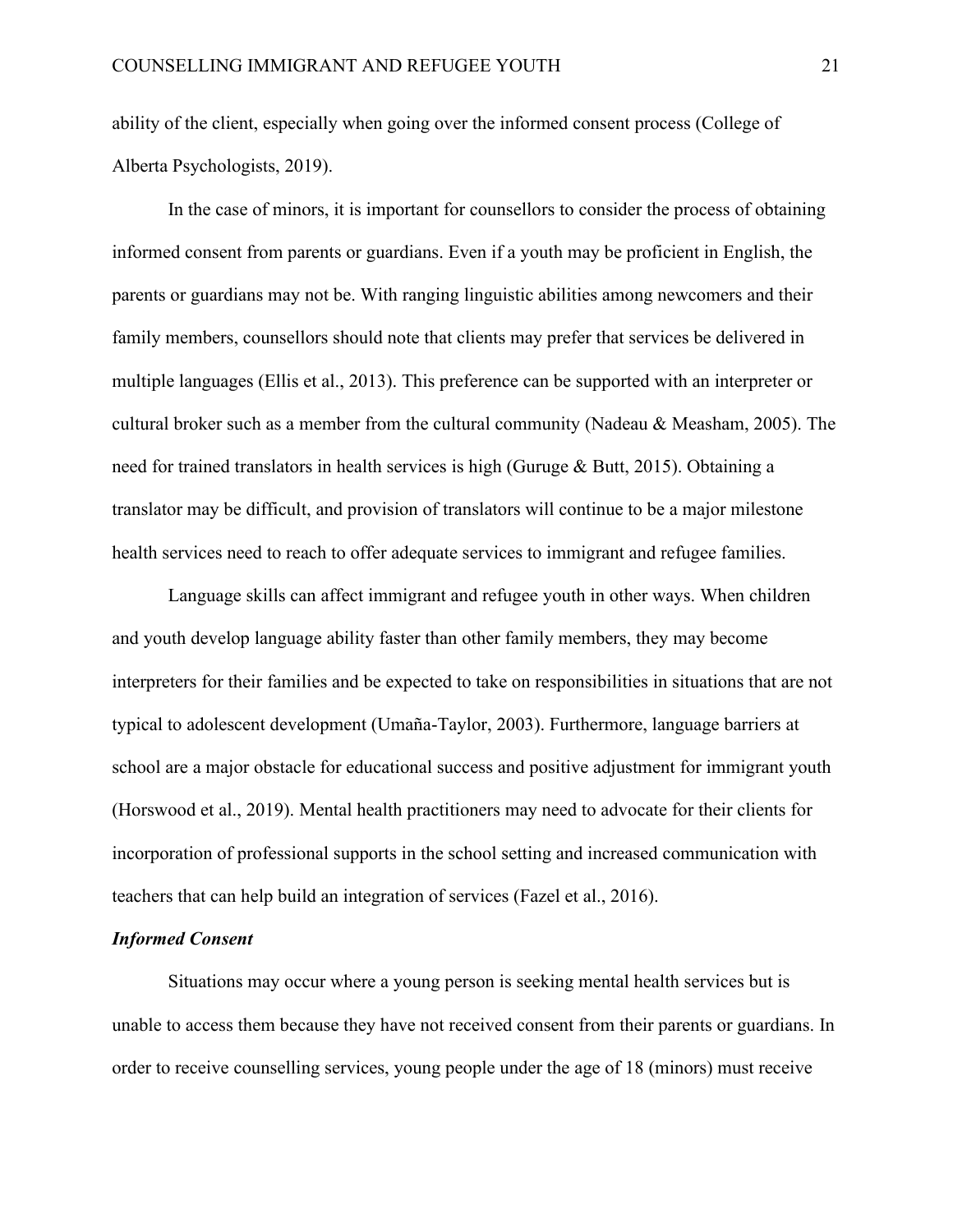ability of the client, especially when going over the informed consent process (College of Alberta Psychologists, 2019).

In the case of minors, it is important for counsellors to consider the process of obtaining informed consent from parents or guardians. Even if a youth may be proficient in English, the parents or guardians may not be. With ranging linguistic abilities among newcomers and their family members, counsellors should note that clients may prefer that services be delivered in multiple languages (Ellis et al., 2013). This preference can be supported with an interpreter or cultural broker such as a member from the cultural community (Nadeau & Measham, 2005). The need for trained translators in health services is high (Guruge & Butt, 2015). Obtaining a translator may be difficult, and provision of translators will continue to be a major milestone health services need to reach to offer adequate services to immigrant and refugee families.

Language skills can affect immigrant and refugee youth in other ways. When children and youth develop language ability faster than other family members, they may become interpreters for their families and be expected to take on responsibilities in situations that are not typical to adolescent development (Umaña-Taylor, 2003). Furthermore, language barriers at school are a major obstacle for educational success and positive adjustment for immigrant youth (Horswood et al., 2019). Mental health practitioners may need to advocate for their clients for incorporation of professional supports in the school setting and increased communication with teachers that can help build an integration of services (Fazel et al., 2016).

### *Informed Consent*

Situations may occur where a young person is seeking mental health services but is unable to access them because they have not received consent from their parents or guardians. In order to receive counselling services, young people under the age of 18 (minors) must receive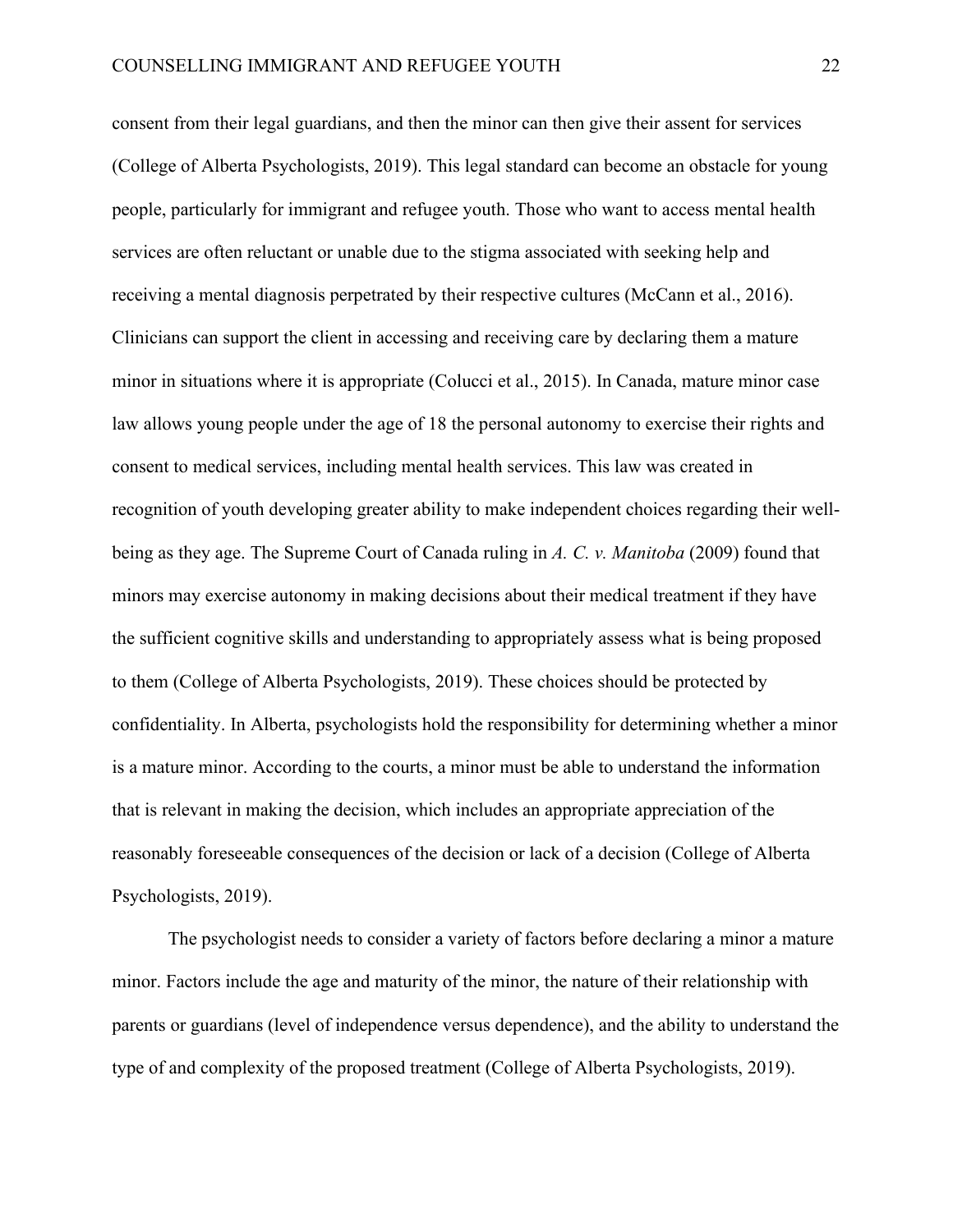consent from their legal guardians, and then the minor can then give their assent for services (College of Alberta Psychologists, 2019). This legal standard can become an obstacle for young people, particularly for immigrant and refugee youth. Those who want to access mental health services are often reluctant or unable due to the stigma associated with seeking help and receiving a mental diagnosis perpetrated by their respective cultures (McCann et al., 2016). Clinicians can support the client in accessing and receiving care by declaring them a mature minor in situations where it is appropriate (Colucci et al., 2015). In Canada, mature minor case law allows young people under the age of 18 the personal autonomy to exercise their rights and consent to medical services, including mental health services. This law was created in recognition of youth developing greater ability to make independent choices regarding their well-being as they age. The Supreme Court of Canada ruling in *A. C. v. Manitoba* (2009) found that minors may exercise autonomy in making decisions about their medical treatment if they have the sufficient cognitive skills and understanding to appropriately assess what is being proposed to them (College of Alberta Psychologists, 2019). These choices should be protected by confidentiality. In Alberta, psychologists hold the responsibility for determining whether a minor is a mature minor. According to the courts, a minor must be able to understand the information that is relevant in making the decision, which includes an appropriate appreciation of the reasonably foreseeable consequences of the decision or lack of a decision (College of Alberta Psychologists, 2019).

The psychologist needs to consider a variety of factors before declaring a minor a mature minor. Factors include the age and maturity of the minor, the nature of their relationship with parents or guardians (level of independence versus dependence), and the ability to understand the type of and complexity of the proposed treatment (College of Alberta Psychologists, 2019).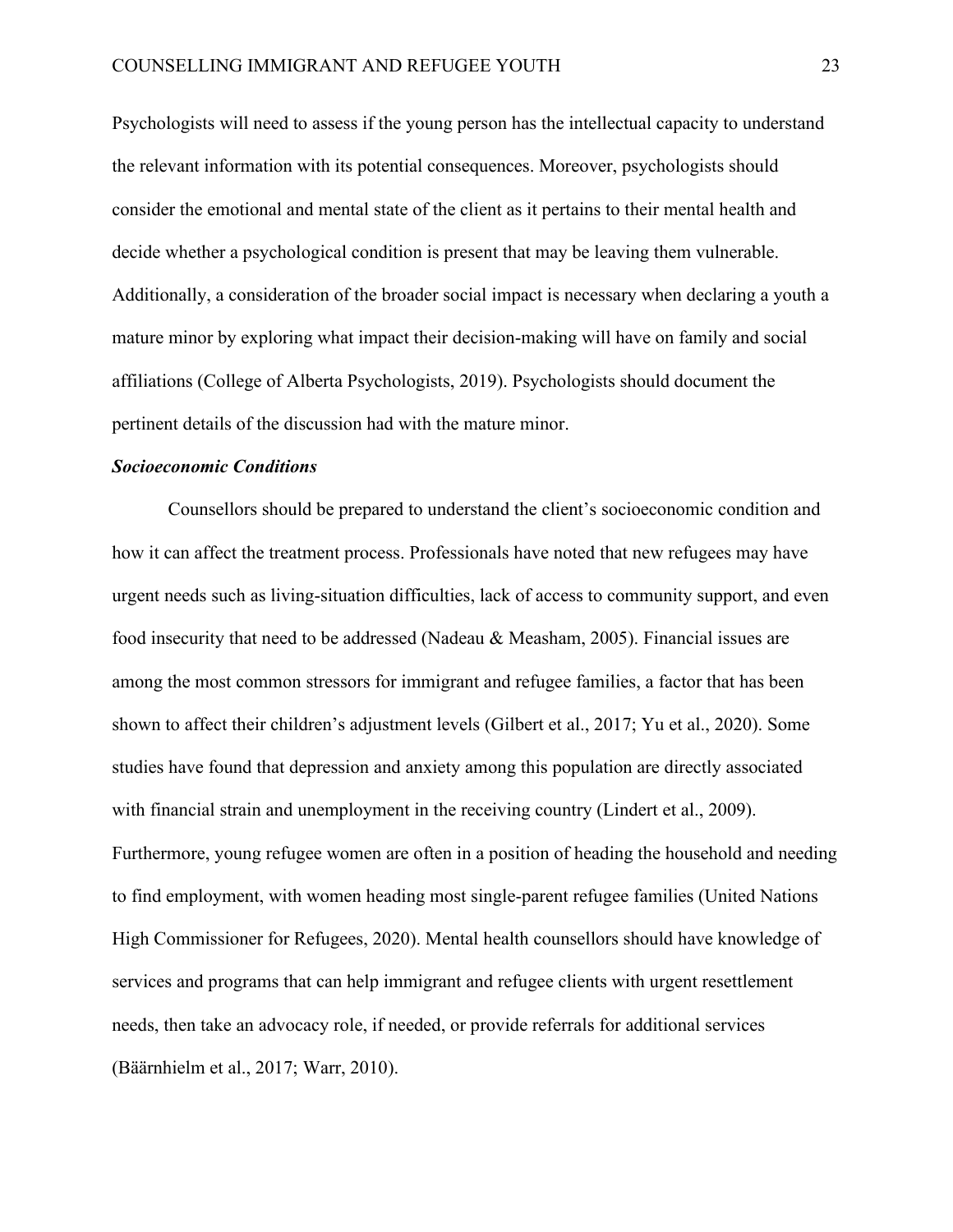Psychologists will need to assess if the young person has the intellectual capacity to understand the relevant information with its potential consequences. Moreover, psychologists should consider the emotional and mental state of the client as it pertains to their mental health and decide whether a psychological condition is present that may be leaving them vulnerable. Additionally, a consideration of the broader social impact is necessary when declaring a youth a mature minor by exploring what impact their decision-making will have on family and social affiliations (College of Alberta Psychologists, 2019). Psychologists should document the pertinent details of the discussion had with the mature minor.

***Socioeconomic Conditions***

Counsellors should be prepared to understand the client's socioeconomic condition and how it can affect the treatment process. Professionals have noted that new refugees may have urgent needs such as living-situation difficulties, lack of access to community support, and even food insecurity that need to be addressed (Nadeau & Measham, 2005). Financial issues are among the most common stressors for immigrant and refugee families, a factor that has been shown to affect their children's adjustment levels (Gilbert et al., 2017; Yu et al., 2020). Some studies have found that depression and anxiety among this population are directly associated with financial strain and unemployment in the receiving country (Lindert et al., 2009). Furthermore, young refugee women are often in a position of heading the household and needing to find employment, with women heading most single-parent refugee families (United Nations High Commissioner for Refugees, 2020). Mental health counsellors should have knowledge of services and programs that can help immigrant and refugee clients with urgent resettlement needs, then take an advocacy role, if needed, or provide referrals for additional services (Bäärnhielm et al., 2017; Warr, 2010).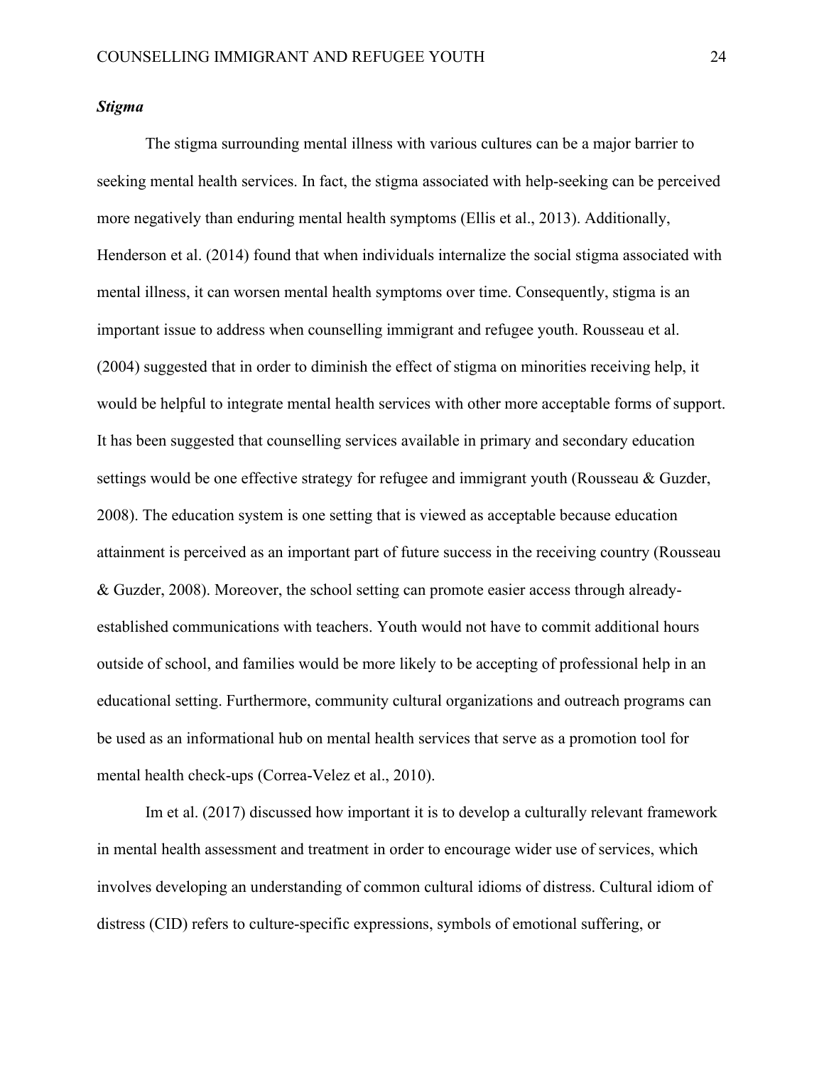### *Stigma*

The stigma surrounding mental illness with various cultures can be a major barrier to seeking mental health services. In fact, the stigma associated with help-seeking can be perceived more negatively than enduring mental health symptoms (Ellis et al., 2013). Additionally, Henderson et al. (2014) found that when individuals internalize the social stigma associated with mental illness, it can worsen mental health symptoms over time. Consequently, stigma is an important issue to address when counselling immigrant and refugee youth. Rousseau et al. (2004) suggested that in order to diminish the effect of stigma on minorities receiving help, it would be helpful to integrate mental health services with other more acceptable forms of support. It has been suggested that counselling services available in primary and secondary education settings would be one effective strategy for refugee and immigrant youth (Rousseau & Guzder, 2008). The education system is one setting that is viewed as acceptable because education attainment is perceived as an important part of future success in the receiving country (Rousseau & Guzder, 2008). Moreover, the school setting can promote easier access through already-established communications with teachers. Youth would not have to commit additional hours outside of school, and families would be more likely to be accepting of professional help in an educational setting. Furthermore, community cultural organizations and outreach programs can be used as an informational hub on mental health services that serve as a promotion tool for mental health check-ups (Correa-Velez et al., 2010).

Im et al. (2017) discussed how important it is to develop a culturally relevant framework in mental health assessment and treatment in order to encourage wider use of services, which involves developing an understanding of common cultural idioms of distress. Cultural idiom of distress (CID) refers to culture-specific expressions, symbols of emotional suffering, or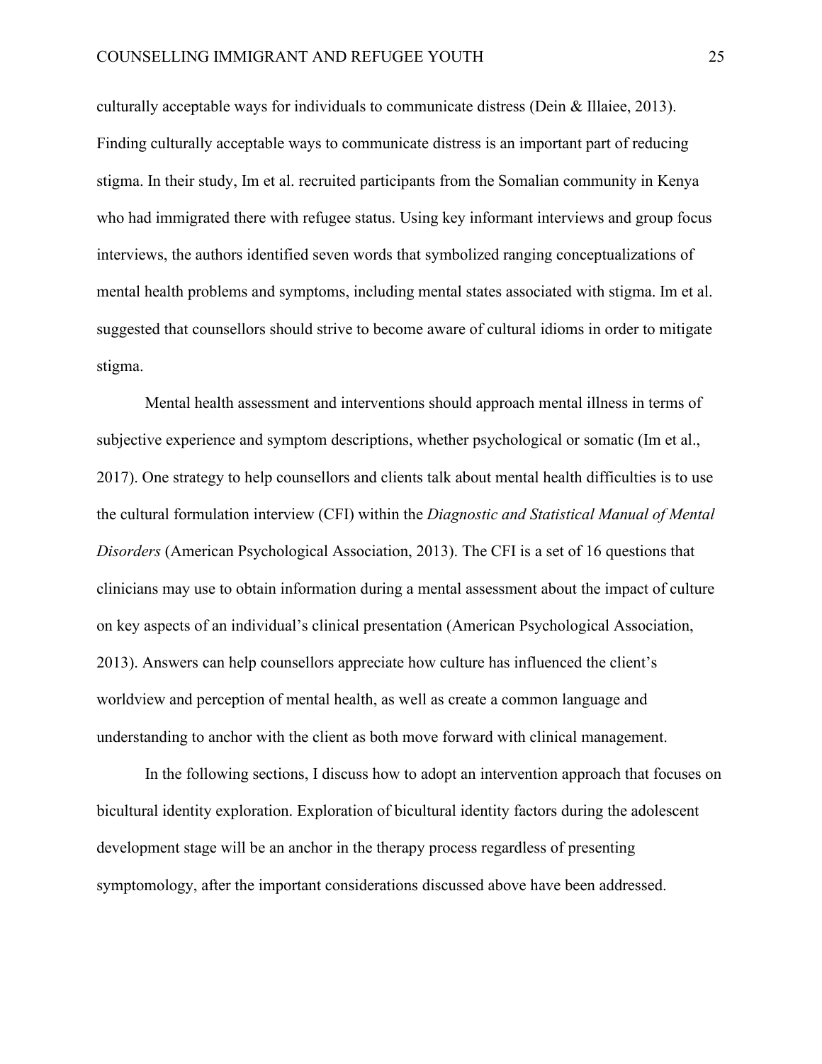culturally acceptable ways for individuals to communicate distress (Dein & Illaiee, 2013). Finding culturally acceptable ways to communicate distress is an important part of reducing stigma. In their study, Im et al. recruited participants from the Somalian community in Kenya who had immigrated there with refugee status. Using key informant interviews and group focus interviews, the authors identified seven words that symbolized ranging conceptualizations of mental health problems and symptoms, including mental states associated with stigma. Im et al. suggested that counsellors should strive to become aware of cultural idioms in order to mitigate stigma.

Mental health assessment and interventions should approach mental illness in terms of subjective experience and symptom descriptions, whether psychological or somatic (Im et al., 2017). One strategy to help counsellors and clients talk about mental health difficulties is to use the cultural formulation interview (CFI) within the *Diagnostic and Statistical Manual of Mental Disorders* (American Psychological Association, 2013). The CFI is a set of 16 questions that clinicians may use to obtain information during a mental assessment about the impact of culture on key aspects of an individual's clinical presentation (American Psychological Association, 2013). Answers can help counsellors appreciate how culture has influenced the client's worldview and perception of mental health, as well as create a common language and understanding to anchor with the client as both move forward with clinical management.

In the following sections, I discuss how to adopt an intervention approach that focuses on bicultural identity exploration. Exploration of bicultural identity factors during the adolescent development stage will be an anchor in the therapy process regardless of presenting symptomology, after the important considerations discussed above have been addressed.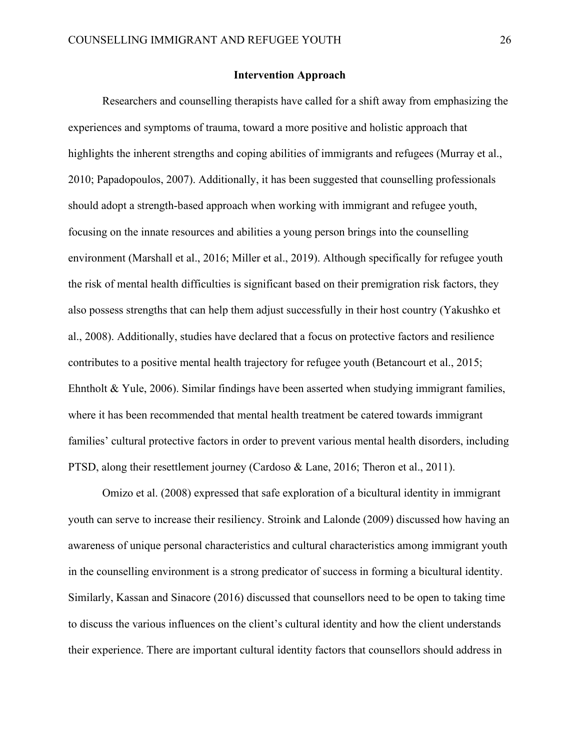## Intervention Approach

Researchers and counselling therapists have called for a shift away from emphasizing the experiences and symptoms of trauma, toward a more positive and holistic approach that highlights the inherent strengths and coping abilities of immigrants and refugees (Murray et al., 2010; Papadopoulos, 2007). Additionally, it has been suggested that counselling professionals should adopt a strength-based approach when working with immigrant and refugee youth, focusing on the innate resources and abilities a young person brings into the counselling environment (Marshall et al., 2016; Miller et al., 2019). Although specifically for refugee youth the risk of mental health difficulties is significant based on their premigration risk factors, they also possess strengths that can help them adjust successfully in their host country (Yakushko et al., 2008). Additionally, studies have declared that a focus on protective factors and resilience contributes to a positive mental health trajectory for refugee youth (Betancourt et al., 2015; Ehntholt & Yule, 2006). Similar findings have been asserted when studying immigrant families, where it has been recommended that mental health treatment be catered towards immigrant families' cultural protective factors in order to prevent various mental health disorders, including PTSD, along their resettlement journey (Cardoso & Lane, 2016; Theron et al., 2011).

Omizo et al. (2008) expressed that safe exploration of a bicultural identity in immigrant youth can serve to increase their resiliency. Stroink and Lalonde (2009) discussed how having an awareness of unique personal characteristics and cultural characteristics among immigrant youth in the counselling environment is a strong predicator of success in forming a bicultural identity. Similarly, Kassan and Sinacore (2016) discussed that counsellors need to be open to taking time to discuss the various influences on the client's cultural identity and how the client understands their experience. There are important cultural identity factors that counsellors should address in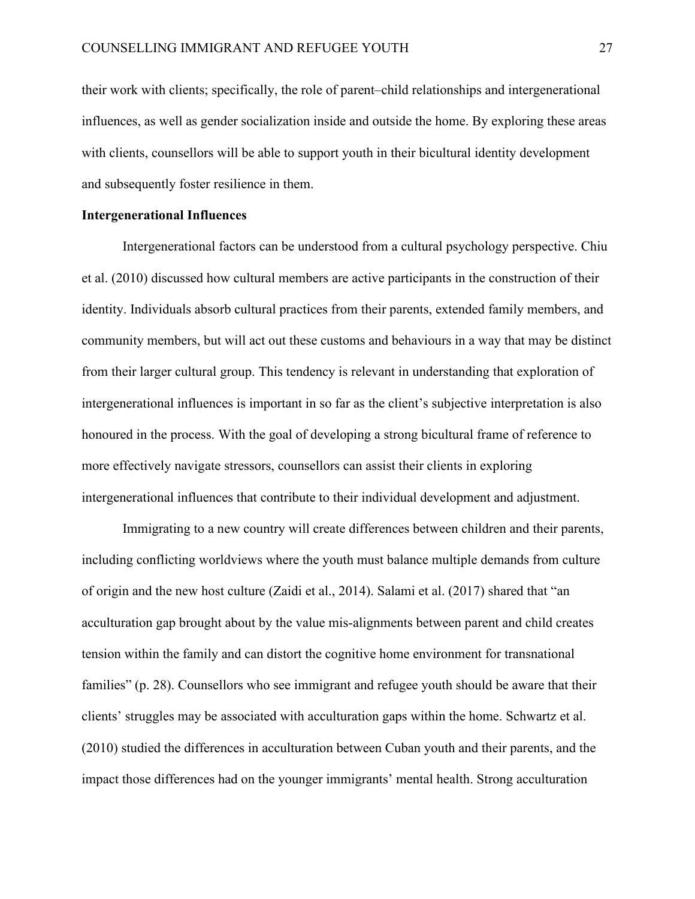their work with clients; specifically, the role of parent–child relationships and intergenerational influences, as well as gender socialization inside and outside the home. By exploring these areas with clients, counsellors will be able to support youth in their bicultural identity development and subsequently foster resilience in them.

**Intergenerational Influences**

Intergenerational factors can be understood from a cultural psychology perspective. Chiu et al. (2010) discussed how cultural members are active participants in the construction of their identity. Individuals absorb cultural practices from their parents, extended family members, and community members, but will act out these customs and behaviours in a way that may be distinct from their larger cultural group. This tendency is relevant in understanding that exploration of intergenerational influences is important in so far as the client's subjective interpretation is also honoured in the process. With the goal of developing a strong bicultural frame of reference to more effectively navigate stressors, counsellors can assist their clients in exploring intergenerational influences that contribute to their individual development and adjustment.

Immigrating to a new country will create differences between children and their parents, including conflicting worldviews where the youth must balance multiple demands from culture of origin and the new host culture (Zaidi et al., 2014). Salami et al. (2017) shared that "an acculturation gap brought about by the value mis-alignments between parent and child creates tension within the family and can distort the cognitive home environment for transnational families" (p. 28). Counsellors who see immigrant and refugee youth should be aware that their clients' struggles may be associated with acculturation gaps within the home. Schwartz et al. (2010) studied the differences in acculturation between Cuban youth and their parents, and the impact those differences had on the younger immigrants' mental health. Strong acculturation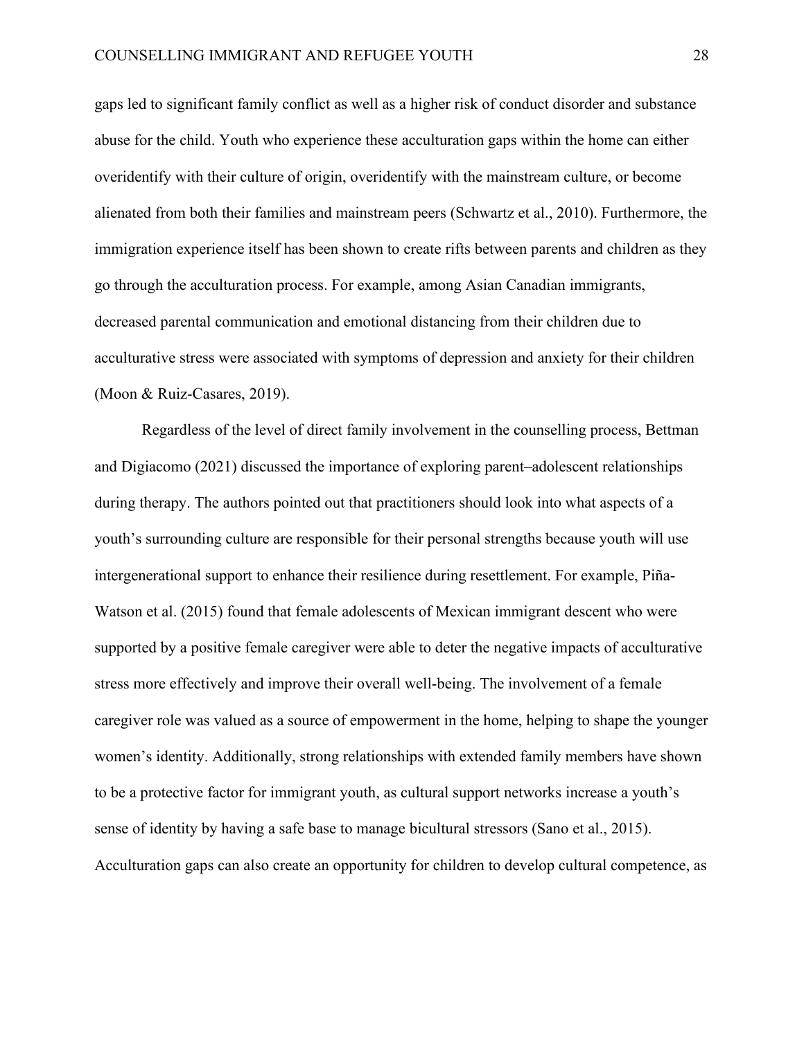gaps led to significant family conflict as well as a higher risk of conduct disorder and substance abuse for the child. Youth who experience these acculturation gaps within the home can either overidentify with their culture of origin, overidentify with the mainstream culture, or become alienated from both their families and mainstream peers (Schwartz et al., 2010). Furthermore, the immigration experience itself has been shown to create rifts between parents and children as they go through the acculturation process. For example, among Asian Canadian immigrants, decreased parental communication and emotional distancing from their children due to acculturative stress were associated with symptoms of depression and anxiety for their children (Moon & Ruiz-Casares, 2019).

Regardless of the level of direct family involvement in the counselling process, Bettman and Digiacomo (2021) discussed the importance of exploring parent–adolescent relationships during therapy. The authors pointed out that practitioners should look into what aspects of a youth's surrounding culture are responsible for their personal strengths because youth will use intergenerational support to enhance their resilience during resettlement. For example, Piña-Watson et al. (2015) found that female adolescents of Mexican immigrant descent who were supported by a positive female caregiver were able to deter the negative impacts of acculturative stress more effectively and improve their overall well-being. The involvement of a female caregiver role was valued as a source of empowerment in the home, helping to shape the younger women's identity. Additionally, strong relationships with extended family members have shown to be a protective factor for immigrant youth, as cultural support networks increase a youth's sense of identity by having a safe base to manage bicultural stressors (Sano et al., 2015). Acculturation gaps can also create an opportunity for children to develop cultural competence, as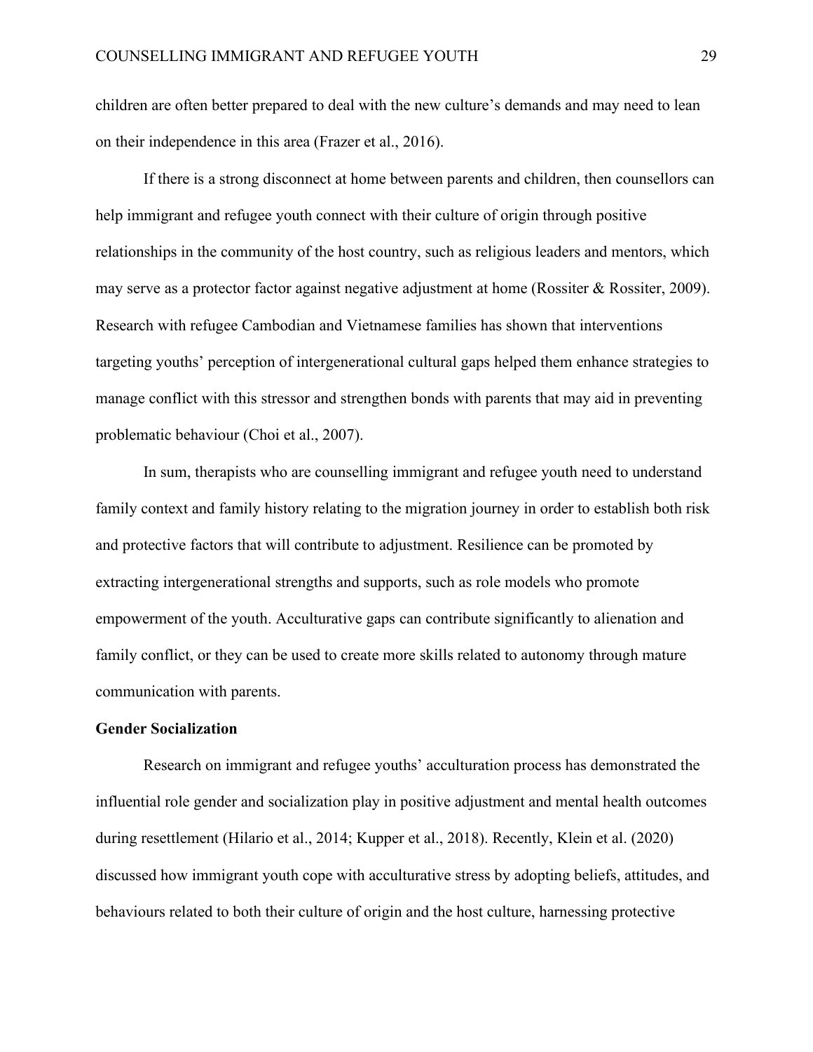children are often better prepared to deal with the new culture's demands and may need to lean on their independence in this area (Frazer et al., 2016).

If there is a strong disconnect at home between parents and children, then counsellors can help immigrant and refugee youth connect with their culture of origin through positive relationships in the community of the host country, such as religious leaders and mentors, which may serve as a protector factor against negative adjustment at home (Rossiter & Rossiter, 2009). Research with refugee Cambodian and Vietnamese families has shown that interventions targeting youths' perception of intergenerational cultural gaps helped them enhance strategies to manage conflict with this stressor and strengthen bonds with parents that may aid in preventing problematic behaviour (Choi et al., 2007).

In sum, therapists who are counselling immigrant and refugee youth need to understand family context and family history relating to the migration journey in order to establish both risk and protective factors that will contribute to adjustment. Resilience can be promoted by extracting intergenerational strengths and supports, such as role models who promote empowerment of the youth. Acculturative gaps can contribute significantly to alienation and family conflict, or they can be used to create more skills related to autonomy through mature communication with parents.

**Gender Socialization**

Research on immigrant and refugee youths' acculturation process has demonstrated the influential role gender and socialization play in positive adjustment and mental health outcomes during resettlement (Hilario et al., 2014; Kupper et al., 2018). Recently, Klein et al. (2020) discussed how immigrant youth cope with acculturative stress by adopting beliefs, attitudes, and behaviours related to both their culture of origin and the host culture, harnessing protective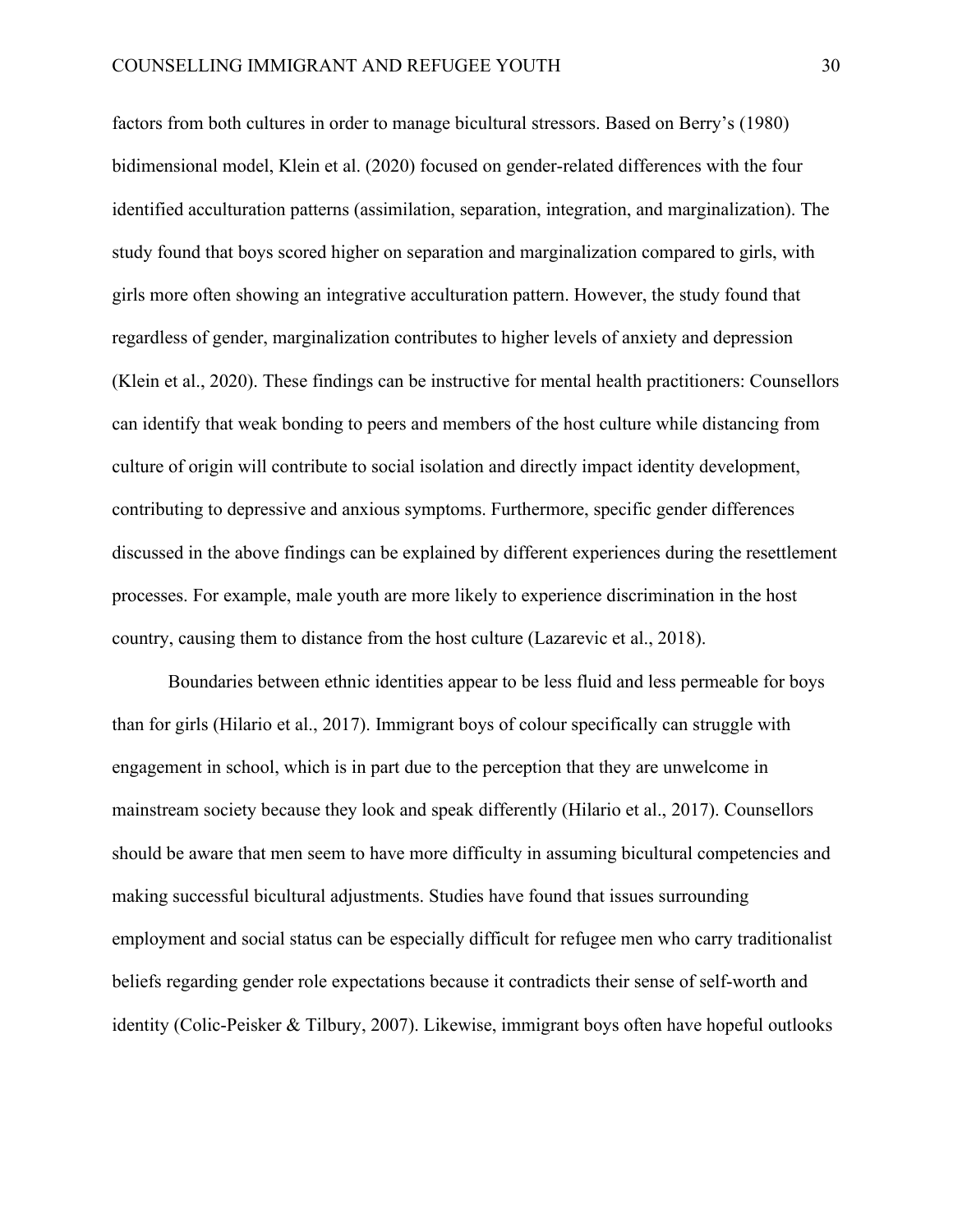factors from both cultures in order to manage bicultural stressors. Based on Berry's (1980) bidimensional model, Klein et al. (2020) focused on gender-related differences with the four identified acculturation patterns (assimilation, separation, integration, and marginalization). The study found that boys scored higher on separation and marginalization compared to girls, with girls more often showing an integrative acculturation pattern. However, the study found that regardless of gender, marginalization contributes to higher levels of anxiety and depression (Klein et al., 2020). These findings can be instructive for mental health practitioners: Counsellors can identify that weak bonding to peers and members of the host culture while distancing from culture of origin will contribute to social isolation and directly impact identity development, contributing to depressive and anxious symptoms. Furthermore, specific gender differences discussed in the above findings can be explained by different experiences during the resettlement processes. For example, male youth are more likely to experience discrimination in the host country, causing them to distance from the host culture (Lazarevic et al., 2018).

Boundaries between ethnic identities appear to be less fluid and less permeable for boys than for girls (Hilario et al., 2017). Immigrant boys of colour specifically can struggle with engagement in school, which is in part due to the perception that they are unwelcome in mainstream society because they look and speak differently (Hilario et al., 2017). Counsellors should be aware that men seem to have more difficulty in assuming bicultural competencies and making successful bicultural adjustments. Studies have found that issues surrounding employment and social status can be especially difficult for refugee men who carry traditionalist beliefs regarding gender role expectations because it contradicts their sense of self-worth and identity (Colic-Peisker & Tilbury, 2007). Likewise, immigrant boys often have hopeful outlooks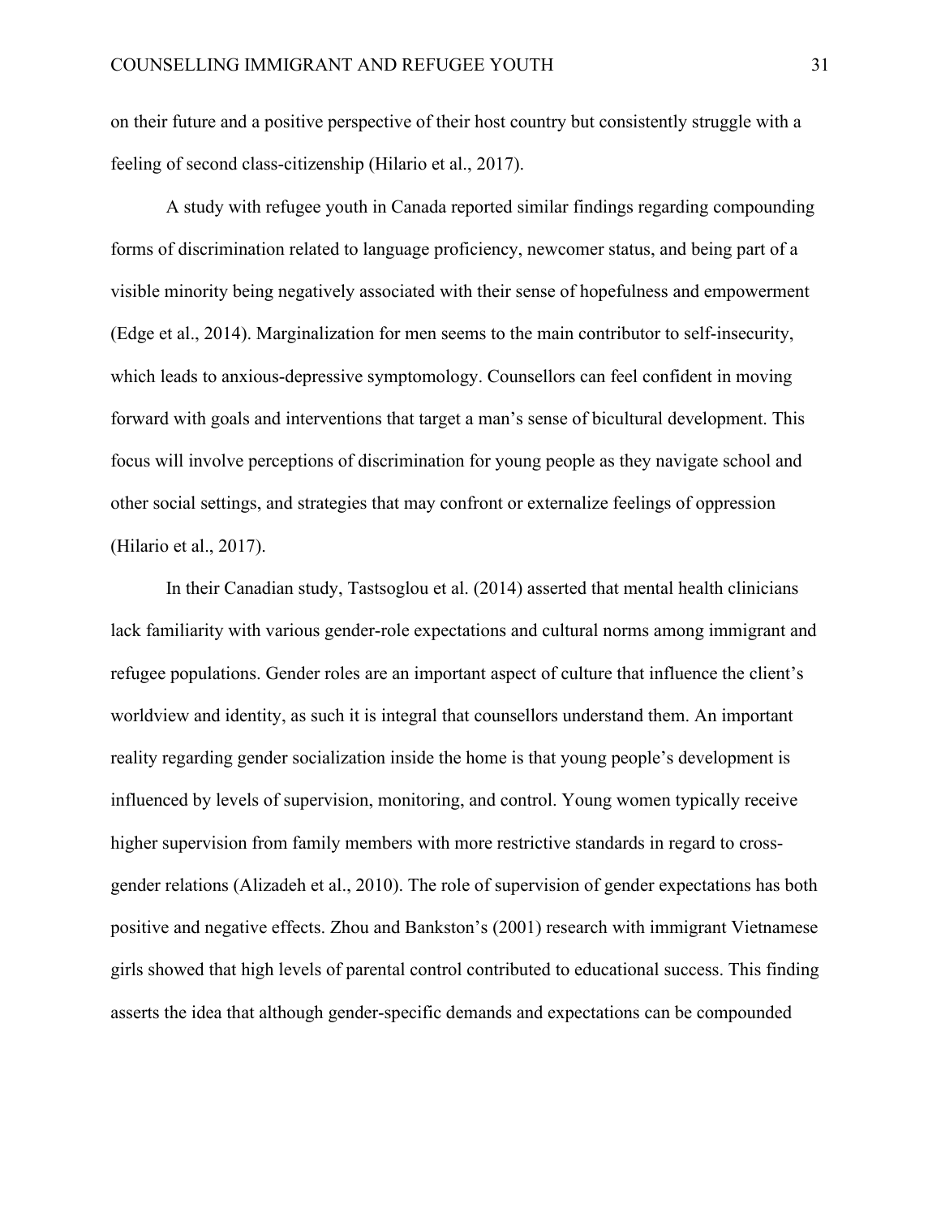on their future and a positive perspective of their host country but consistently struggle with a feeling of second class-citizenship (Hilario et al., 2017).

A study with refugee youth in Canada reported similar findings regarding compounding forms of discrimination related to language proficiency, newcomer status, and being part of a visible minority being negatively associated with their sense of hopefulness and empowerment (Edge et al., 2014). Marginalization for men seems to the main contributor to self-insecurity, which leads to anxious-depressive symptomology. Counsellors can feel confident in moving forward with goals and interventions that target a man's sense of bicultural development. This focus will involve perceptions of discrimination for young people as they navigate school and other social settings, and strategies that may confront or externalize feelings of oppression (Hilario et al., 2017).

In their Canadian study, Tastsoglou et al. (2014) asserted that mental health clinicians lack familiarity with various gender-role expectations and cultural norms among immigrant and refugee populations. Gender roles are an important aspect of culture that influence the client's worldview and identity, as such it is integral that counsellors understand them. An important reality regarding gender socialization inside the home is that young people's development is influenced by levels of supervision, monitoring, and control. Young women typically receive higher supervision from family members with more restrictive standards in regard to cross-gender relations (Alizadeh et al., 2010). The role of supervision of gender expectations has both positive and negative effects. Zhou and Bankston's (2001) research with immigrant Vietnamese girls showed that high levels of parental control contributed to educational success. This finding asserts the idea that although gender-specific demands and expectations can be compounded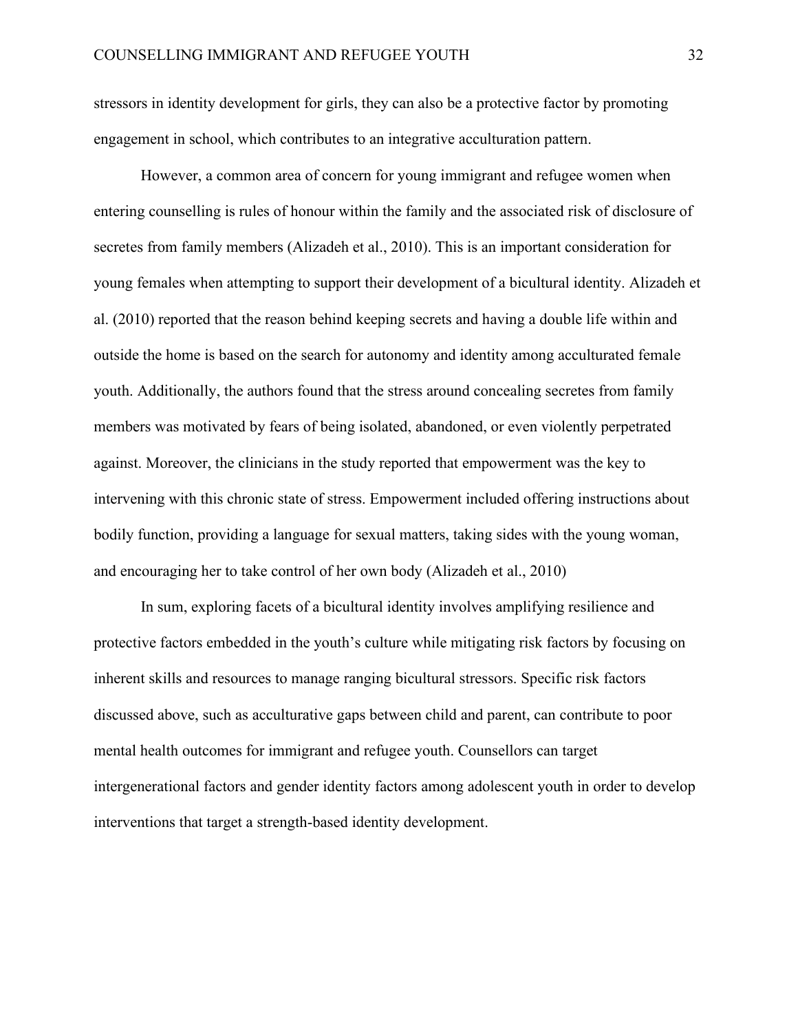stressors in identity development for girls, they can also be a protective factor by promoting engagement in school, which contributes to an integrative acculturation pattern.

However, a common area of concern for young immigrant and refugee women when entering counselling is rules of honour within the family and the associated risk of disclosure of secretes from family members (Alizadeh et al., 2010). This is an important consideration for young females when attempting to support their development of a bicultural identity. Alizadeh et al. (2010) reported that the reason behind keeping secrets and having a double life within and outside the home is based on the search for autonomy and identity among acculturated female youth. Additionally, the authors found that the stress around concealing secretes from family members was motivated by fears of being isolated, abandoned, or even violently perpetrated against. Moreover, the clinicians in the study reported that empowerment was the key to intervening with this chronic state of stress. Empowerment included offering instructions about bodily function, providing a language for sexual matters, taking sides with the young woman, and encouraging her to take control of her own body (Alizadeh et al., 2010)

In sum, exploring facets of a bicultural identity involves amplifying resilience and protective factors embedded in the youth's culture while mitigating risk factors by focusing on inherent skills and resources to manage ranging bicultural stressors. Specific risk factors discussed above, such as acculturative gaps between child and parent, can contribute to poor mental health outcomes for immigrant and refugee youth. Counsellors can target intergenerational factors and gender identity factors among adolescent youth in order to develop interventions that target a strength-based identity development.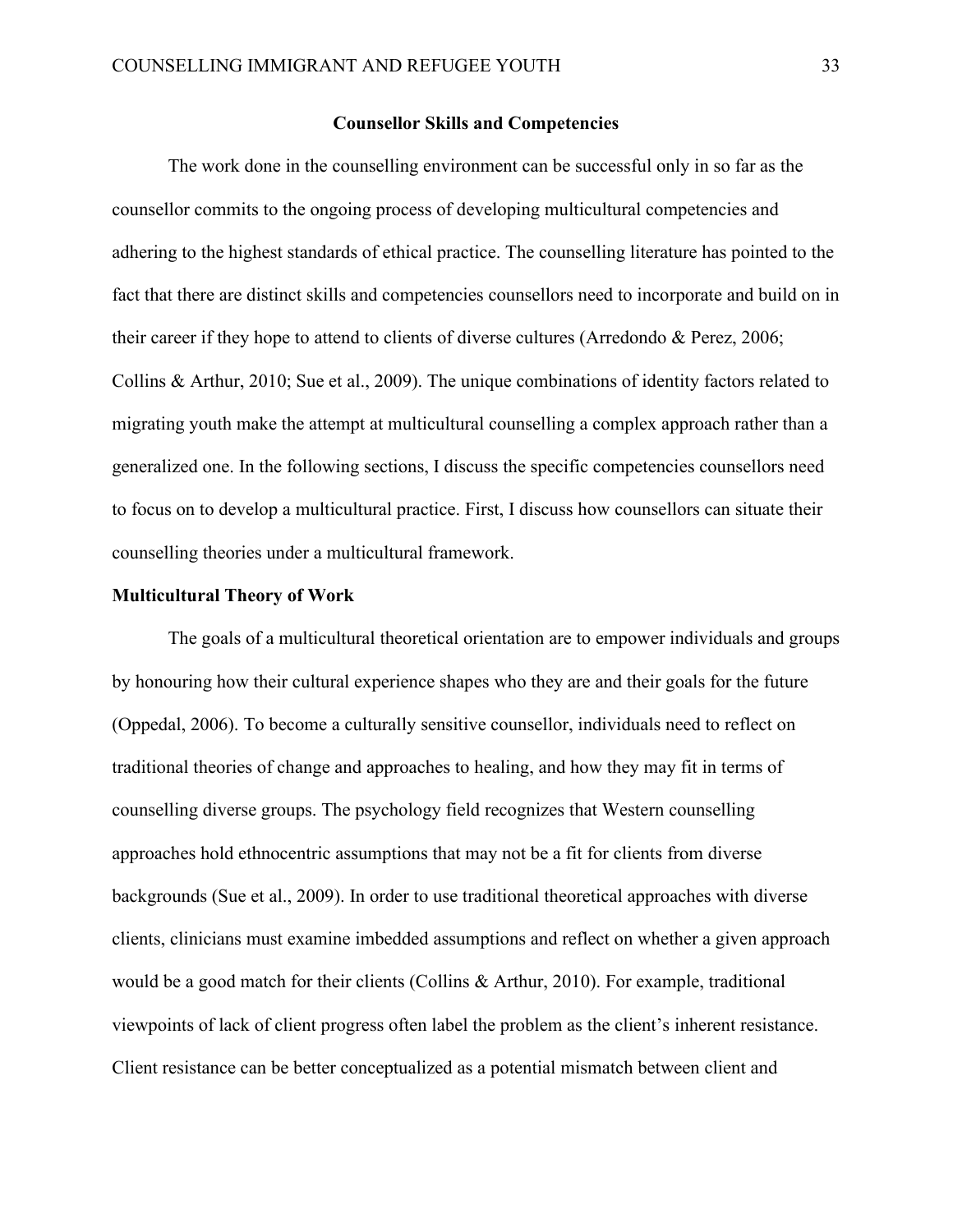## Counsellor Skills and Competencies

The work done in the counselling environment can be successful only in so far as the counsellor commits to the ongoing process of developing multicultural competencies and adhering to the highest standards of ethical practice. The counselling literature has pointed to the fact that there are distinct skills and competencies counsellors need to incorporate and build on in their career if they hope to attend to clients of diverse cultures (Arredondo & Perez, 2006; Collins & Arthur, 2010; Sue et al., 2009). The unique combinations of identity factors related to migrating youth make the attempt at multicultural counselling a complex approach rather than a generalized one. In the following sections, I discuss the specific competencies counsellors need to focus on to develop a multicultural practice. First, I discuss how counsellors can situate their counselling theories under a multicultural framework.

### Multicultural Theory of Work

The goals of a multicultural theoretical orientation are to empower individuals and groups by honouring how their cultural experience shapes who they are and their goals for the future (Oppedal, 2006). To become a culturally sensitive counsellor, individuals need to reflect on traditional theories of change and approaches to healing, and how they may fit in terms of counselling diverse groups. The psychology field recognizes that Western counselling approaches hold ethnocentric assumptions that may not be a fit for clients from diverse backgrounds (Sue et al., 2009). In order to use traditional theoretical approaches with diverse clients, clinicians must examine imbedded assumptions and reflect on whether a given approach would be a good match for their clients (Collins & Arthur, 2010). For example, traditional viewpoints of lack of client progress often label the problem as the client's inherent resistance. Client resistance can be better conceptualized as a potential mismatch between client and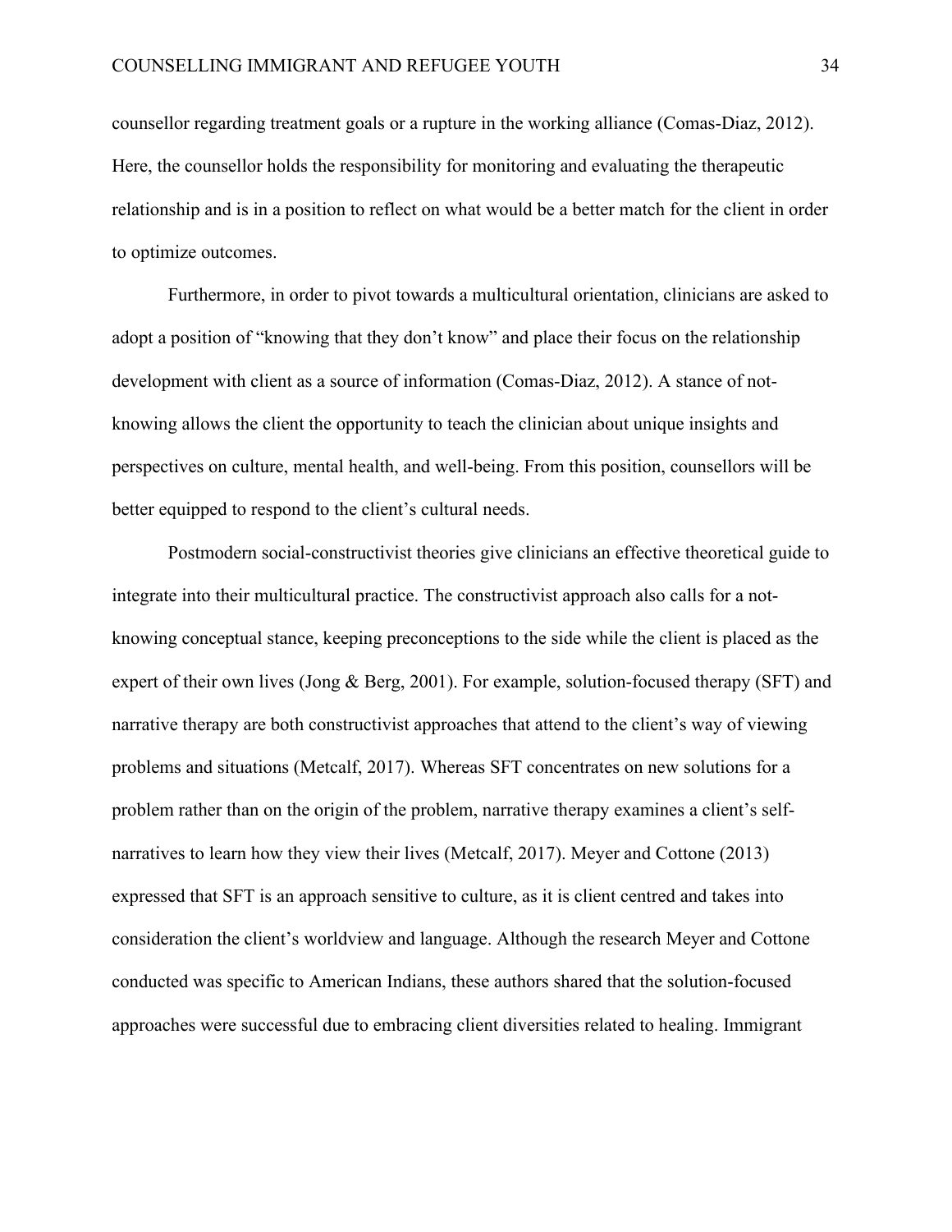counsellor regarding treatment goals or a rupture in the working alliance (Comas-Diaz, 2012). Here, the counsellor holds the responsibility for monitoring and evaluating the therapeutic relationship and is in a position to reflect on what would be a better match for the client in order to optimize outcomes.

Furthermore, in order to pivot towards a multicultural orientation, clinicians are asked to adopt a position of "knowing that they don't know" and place their focus on the relationship development with client as a source of information (Comas-Diaz, 2012). A stance of not-knowing allows the client the opportunity to teach the clinician about unique insights and perspectives on culture, mental health, and well-being. From this position, counsellors will be better equipped to respond to the client's cultural needs.

Postmodern social-constructivist theories give clinicians an effective theoretical guide to integrate into their multicultural practice. The constructivist approach also calls for a not-knowing conceptual stance, keeping preconceptions to the side while the client is placed as the expert of their own lives (Jong & Berg, 2001). For example, solution-focused therapy (SFT) and narrative therapy are both constructivist approaches that attend to the client's way of viewing problems and situations (Metcalf, 2017). Whereas SFT concentrates on new solutions for a problem rather than on the origin of the problem, narrative therapy examines a client's self-narratives to learn how they view their lives (Metcalf, 2017). Meyer and Cottone (2013) expressed that SFT is an approach sensitive to culture, as it is client centred and takes into consideration the client's worldview and language. Although the research Meyer and Cottone conducted was specific to American Indians, these authors shared that the solution-focused approaches were successful due to embracing client diversities related to healing. Immigrant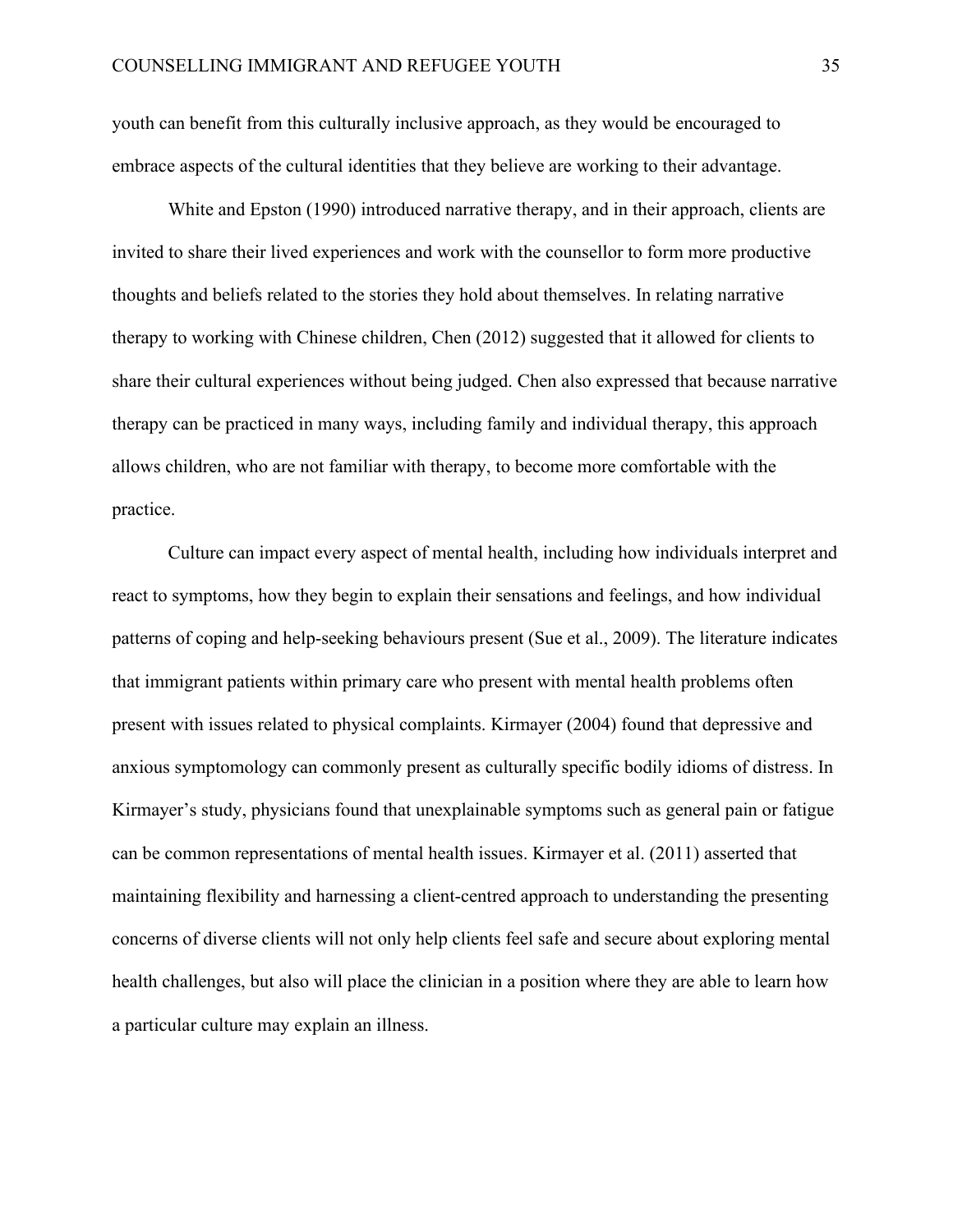youth can benefit from this culturally inclusive approach, as they would be encouraged to embrace aspects of the cultural identities that they believe are working to their advantage.

White and Epston (1990) introduced narrative therapy, and in their approach, clients are invited to share their lived experiences and work with the counsellor to form more productive thoughts and beliefs related to the stories they hold about themselves. In relating narrative therapy to working with Chinese children, Chen (2012) suggested that it allowed for clients to share their cultural experiences without being judged. Chen also expressed that because narrative therapy can be practiced in many ways, including family and individual therapy, this approach allows children, who are not familiar with therapy, to become more comfortable with the practice.

Culture can impact every aspect of mental health, including how individuals interpret and react to symptoms, how they begin to explain their sensations and feelings, and how individual patterns of coping and help-seeking behaviours present (Sue et al., 2009). The literature indicates that immigrant patients within primary care who present with mental health problems often present with issues related to physical complaints. Kirmayer (2004) found that depressive and anxious symptomology can commonly present as culturally specific bodily idioms of distress. In Kirmayer's study, physicians found that unexplainable symptoms such as general pain or fatigue can be common representations of mental health issues. Kirmayer et al. (2011) asserted that maintaining flexibility and harnessing a client-centred approach to understanding the presenting concerns of diverse clients will not only help clients feel safe and secure about exploring mental health challenges, but also will place the clinician in a position where they are able to learn how a particular culture may explain an illness.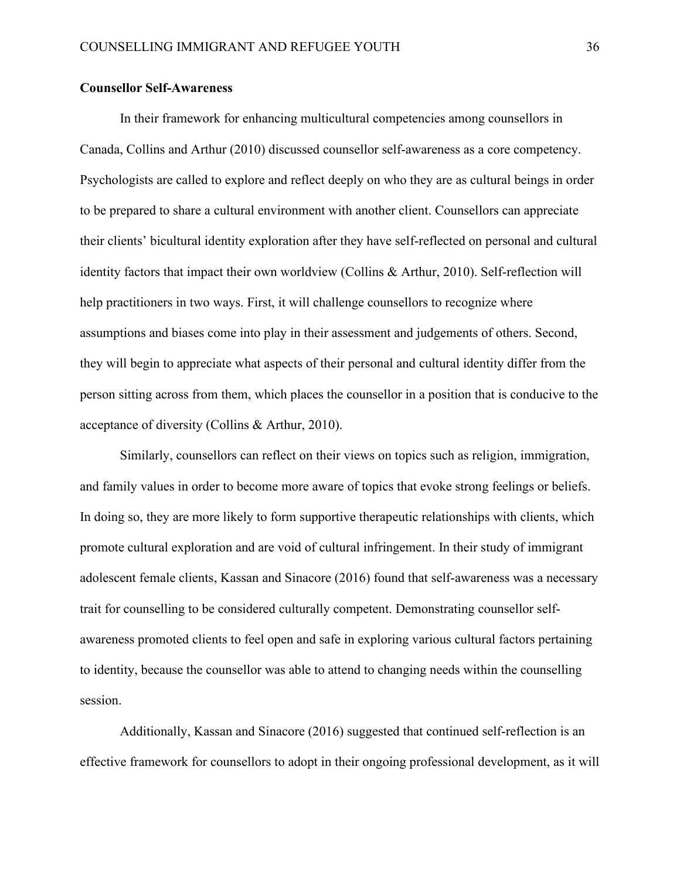**Counsellor Self-Awareness**

In their framework for enhancing multicultural competencies among counsellors in Canada, Collins and Arthur (2010) discussed counsellor self-awareness as a core competency. Psychologists are called to explore and reflect deeply on who they are as cultural beings in order to be prepared to share a cultural environment with another client. Counsellors can appreciate their clients' bicultural identity exploration after they have self-reflected on personal and cultural identity factors that impact their own worldview (Collins & Arthur, 2010). Self-reflection will help practitioners in two ways. First, it will challenge counsellors to recognize where assumptions and biases come into play in their assessment and judgements of others. Second, they will begin to appreciate what aspects of their personal and cultural identity differ from the person sitting across from them, which places the counsellor in a position that is conducive to the acceptance of diversity (Collins & Arthur, 2010).

Similarly, counsellors can reflect on their views on topics such as religion, immigration, and family values in order to become more aware of topics that evoke strong feelings or beliefs. In doing so, they are more likely to form supportive therapeutic relationships with clients, which promote cultural exploration and are void of cultural infringement. In their study of immigrant adolescent female clients, Kassan and Sinacore (2016) found that self-awareness was a necessary trait for counselling to be considered culturally competent. Demonstrating counsellor self-awareness promoted clients to feel open and safe in exploring various cultural factors pertaining to identity, because the counsellor was able to attend to changing needs within the counselling session.

Additionally, Kassan and Sinacore (2016) suggested that continued self-reflection is an effective framework for counsellors to adopt in their ongoing professional development, as it will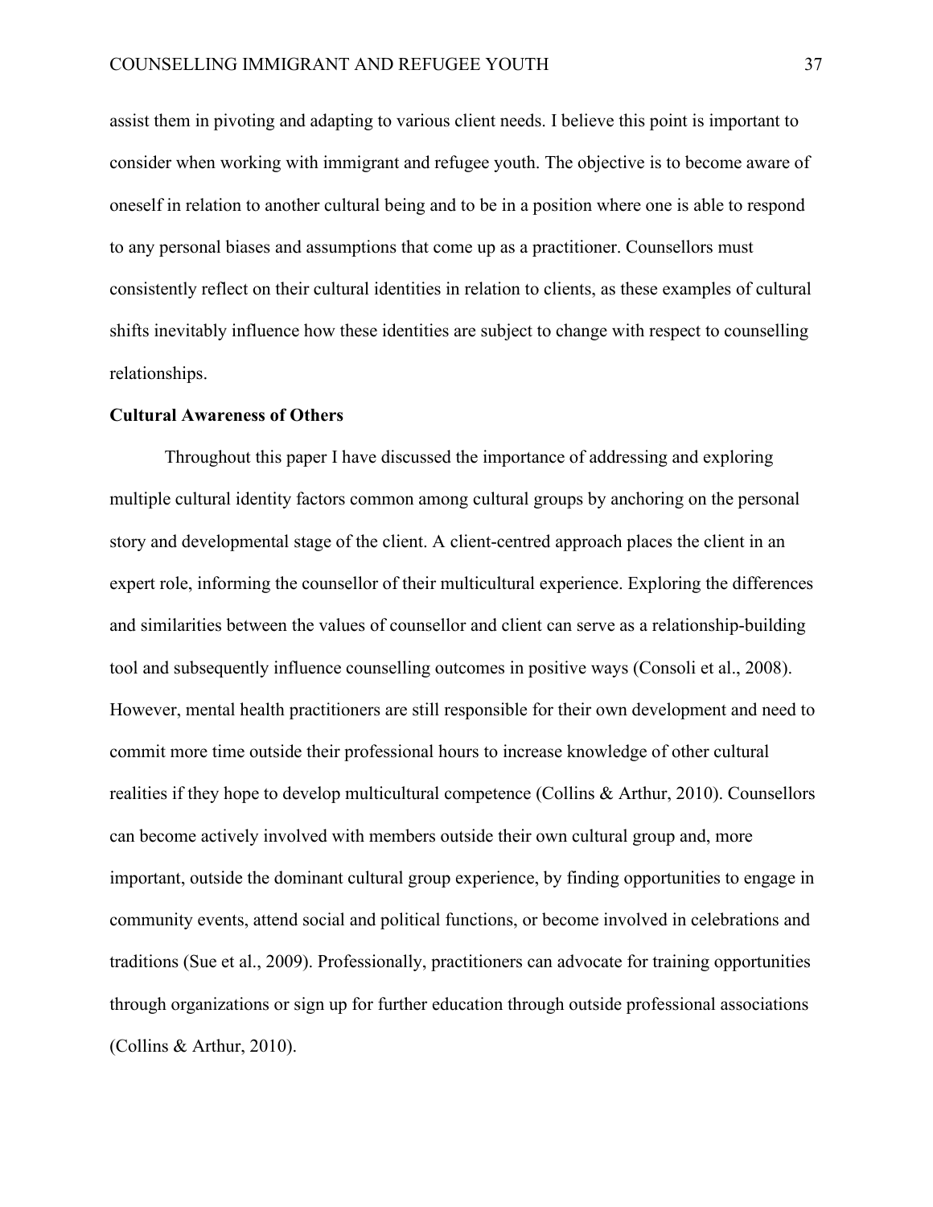assist them in pivoting and adapting to various client needs. I believe this point is important to consider when working with immigrant and refugee youth. The objective is to become aware of oneself in relation to another cultural being and to be in a position where one is able to respond to any personal biases and assumptions that come up as a practitioner. Counsellors must consistently reflect on their cultural identities in relation to clients, as these examples of cultural shifts inevitably influence how these identities are subject to change with respect to counselling relationships.

**Cultural Awareness of Others**

Throughout this paper I have discussed the importance of addressing and exploring multiple cultural identity factors common among cultural groups by anchoring on the personal story and developmental stage of the client. A client-centred approach places the client in an expert role, informing the counsellor of their multicultural experience. Exploring the differences and similarities between the values of counsellor and client can serve as a relationship-building tool and subsequently influence counselling outcomes in positive ways (Consoli et al., 2008). However, mental health practitioners are still responsible for their own development and need to commit more time outside their professional hours to increase knowledge of other cultural realities if they hope to develop multicultural competence (Collins & Arthur, 2010). Counsellors can become actively involved with members outside their own cultural group and, more important, outside the dominant cultural group experience, by finding opportunities to engage in community events, attend social and political functions, or become involved in celebrations and traditions (Sue et al., 2009). Professionally, practitioners can advocate for training opportunities through organizations or sign up for further education through outside professional associations (Collins & Arthur, 2010).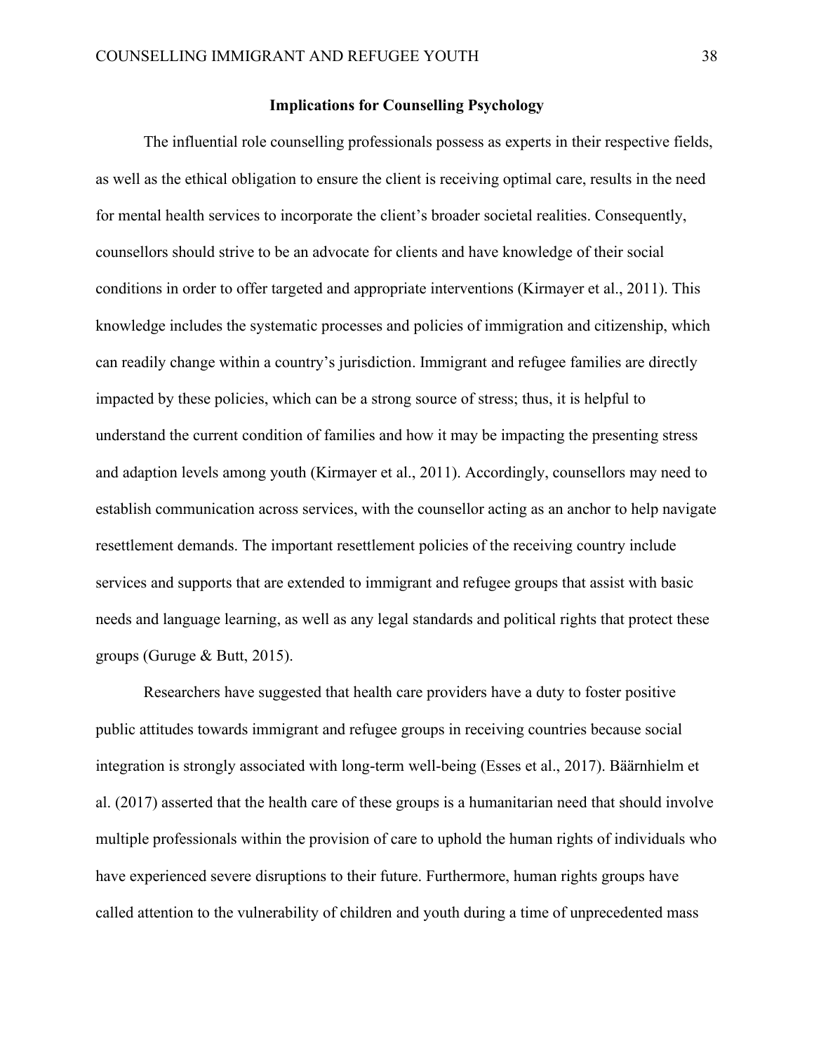## Implications for Counselling Psychology

The influential role counselling professionals possess as experts in their respective fields, as well as the ethical obligation to ensure the client is receiving optimal care, results in the need for mental health services to incorporate the client's broader societal realities. Consequently, counsellors should strive to be an advocate for clients and have knowledge of their social conditions in order to offer targeted and appropriate interventions (Kirmayer et al., 2011). This knowledge includes the systematic processes and policies of immigration and citizenship, which can readily change within a country's jurisdiction. Immigrant and refugee families are directly impacted by these policies, which can be a strong source of stress; thus, it is helpful to understand the current condition of families and how it may be impacting the presenting stress and adaption levels among youth (Kirmayer et al., 2011). Accordingly, counsellors may need to establish communication across services, with the counsellor acting as an anchor to help navigate resettlement demands. The important resettlement policies of the receiving country include services and supports that are extended to immigrant and refugee groups that assist with basic needs and language learning, as well as any legal standards and political rights that protect these groups (Guruge & Butt, 2015).

Researchers have suggested that health care providers have a duty to foster positive public attitudes towards immigrant and refugee groups in receiving countries because social integration is strongly associated with long-term well-being (Esses et al., 2017). Bäärnhielm et al. (2017) asserted that the health care of these groups is a humanitarian need that should involve multiple professionals within the provision of care to uphold the human rights of individuals who have experienced severe disruptions to their future. Furthermore, human rights groups have called attention to the vulnerability of children and youth during a time of unprecedented mass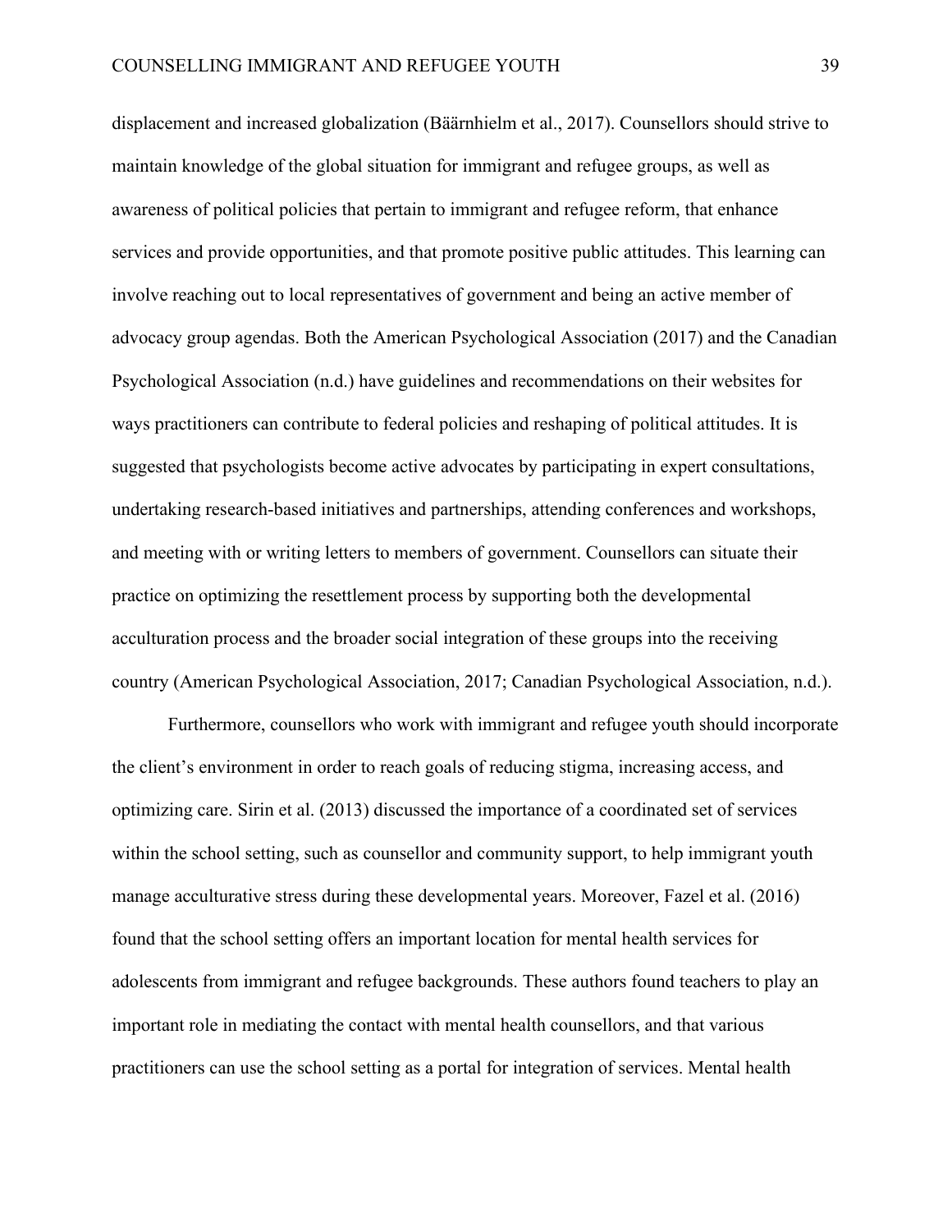displacement and increased globalization (Bäärnhielm et al., 2017). Counsellors should strive to maintain knowledge of the global situation for immigrant and refugee groups, as well as awareness of political policies that pertain to immigrant and refugee reform, that enhance services and provide opportunities, and that promote positive public attitudes. This learning can involve reaching out to local representatives of government and being an active member of advocacy group agendas. Both the American Psychological Association (2017) and the Canadian Psychological Association (n.d.) have guidelines and recommendations on their websites for ways practitioners can contribute to federal policies and reshaping of political attitudes. It is suggested that psychologists become active advocates by participating in expert consultations, undertaking research-based initiatives and partnerships, attending conferences and workshops, and meeting with or writing letters to members of government. Counsellors can situate their practice on optimizing the resettlement process by supporting both the developmental acculturation process and the broader social integration of these groups into the receiving country (American Psychological Association, 2017; Canadian Psychological Association, n.d.).

Furthermore, counsellors who work with immigrant and refugee youth should incorporate the client's environment in order to reach goals of reducing stigma, increasing access, and optimizing care. Sirin et al. (2013) discussed the importance of a coordinated set of services within the school setting, such as counsellor and community support, to help immigrant youth manage acculturative stress during these developmental years. Moreover, Fazel et al. (2016) found that the school setting offers an important location for mental health services for adolescents from immigrant and refugee backgrounds. These authors found teachers to play an important role in mediating the contact with mental health counsellors, and that various practitioners can use the school setting as a portal for integration of services. Mental health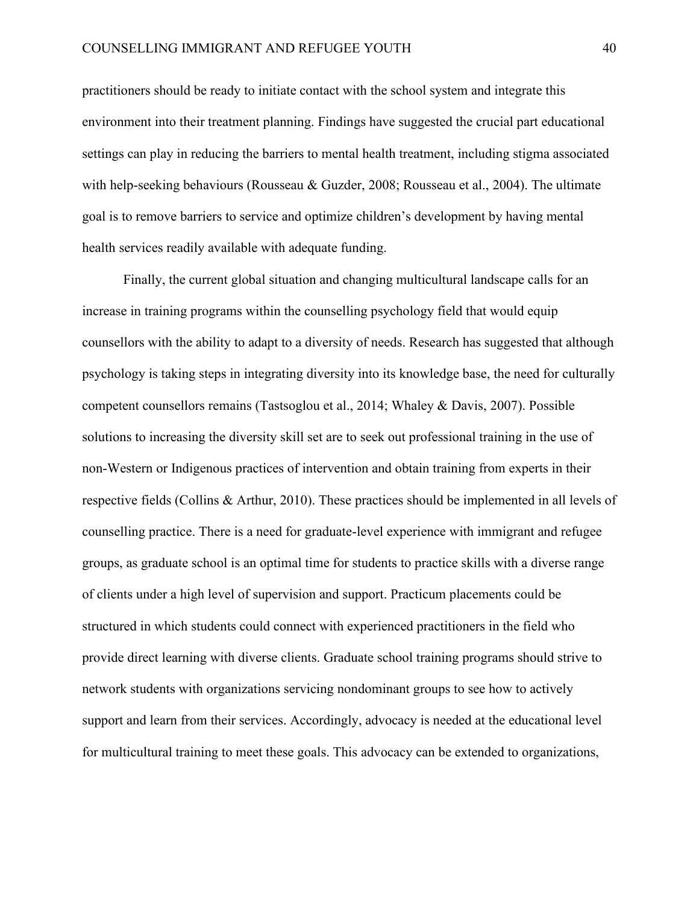practitioners should be ready to initiate contact with the school system and integrate this environment into their treatment planning. Findings have suggested the crucial part educational settings can play in reducing the barriers to mental health treatment, including stigma associated with help-seeking behaviours (Rousseau & Guzder, 2008; Rousseau et al., 2004). The ultimate goal is to remove barriers to service and optimize children's development by having mental health services readily available with adequate funding.

Finally, the current global situation and changing multicultural landscape calls for an increase in training programs within the counselling psychology field that would equip counsellors with the ability to adapt to a diversity of needs. Research has suggested that although psychology is taking steps in integrating diversity into its knowledge base, the need for culturally competent counsellors remains (Tastsoglou et al., 2014; Whaley & Davis, 2007). Possible solutions to increasing the diversity skill set are to seek out professional training in the use of non-Western or Indigenous practices of intervention and obtain training from experts in their respective fields (Collins & Arthur, 2010). These practices should be implemented in all levels of counselling practice. There is a need for graduate-level experience with immigrant and refugee groups, as graduate school is an optimal time for students to practice skills with a diverse range of clients under a high level of supervision and support. Practicum placements could be structured in which students could connect with experienced practitioners in the field who provide direct learning with diverse clients. Graduate school training programs should strive to network students with organizations servicing nondominant groups to see how to actively support and learn from their services. Accordingly, advocacy is needed at the educational level for multicultural training to meet these goals. This advocacy can be extended to organizations,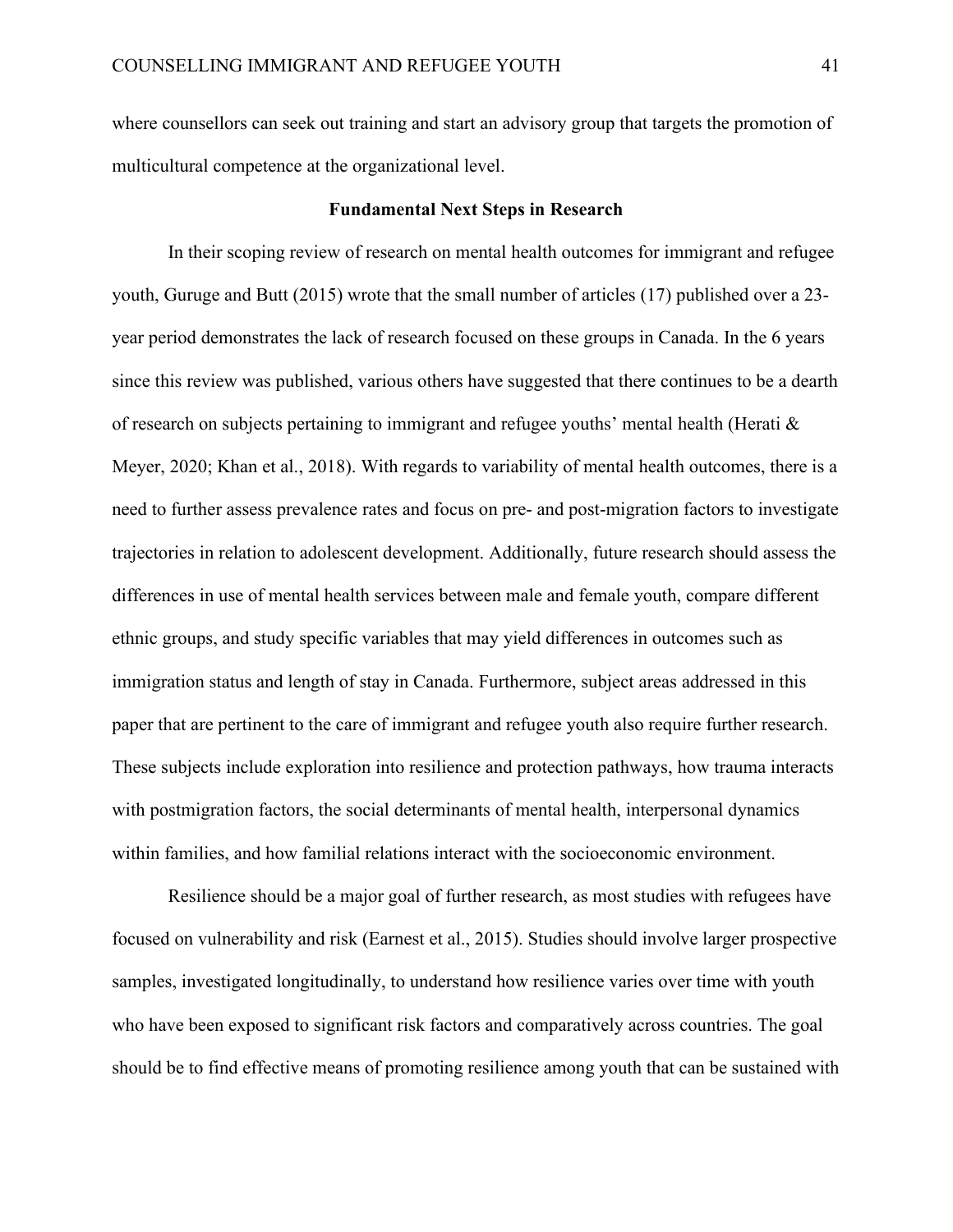where counsellors can seek out training and start an advisory group that targets the promotion of multicultural competence at the organizational level.

## Fundamental Next Steps in Research

In their scoping review of research on mental health outcomes for immigrant and refugee youth, Guruge and Butt (2015) wrote that the small number of articles (17) published over a 23-year period demonstrates the lack of research focused on these groups in Canada. In the 6 years since this review was published, various others have suggested that there continues to be a dearth of research on subjects pertaining to immigrant and refugee youths' mental health (Herati & Meyer, 2020; Khan et al., 2018). With regards to variability of mental health outcomes, there is a need to further assess prevalence rates and focus on pre- and post-migration factors to investigate trajectories in relation to adolescent development. Additionally, future research should assess the differences in use of mental health services between male and female youth, compare different ethnic groups, and study specific variables that may yield differences in outcomes such as immigration status and length of stay in Canada. Furthermore, subject areas addressed in this paper that are pertinent to the care of immigrant and refugee youth also require further research. These subjects include exploration into resilience and protection pathways, how trauma interacts with postmigration factors, the social determinants of mental health, interpersonal dynamics within families, and how familial relations interact with the socioeconomic environment.

Resilience should be a major goal of further research, as most studies with refugees have focused on vulnerability and risk (Earnest et al., 2015). Studies should involve larger prospective samples, investigated longitudinally, to understand how resilience varies over time with youth who have been exposed to significant risk factors and comparatively across countries. The goal should be to find effective means of promoting resilience among youth that can be sustained with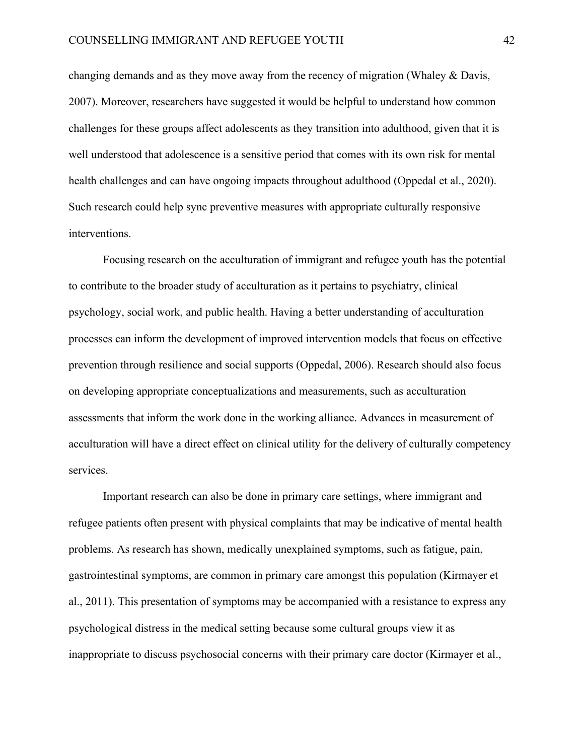changing demands and as they move away from the recency of migration (Whaley & Davis, 2007). Moreover, researchers have suggested it would be helpful to understand how common challenges for these groups affect adolescents as they transition into adulthood, given that it is well understood that adolescence is a sensitive period that comes with its own risk for mental health challenges and can have ongoing impacts throughout adulthood (Oppedal et al., 2020). Such research could help sync preventive measures with appropriate culturally responsive interventions.

Focusing research on the acculturation of immigrant and refugee youth has the potential to contribute to the broader study of acculturation as it pertains to psychiatry, clinical psychology, social work, and public health. Having a better understanding of acculturation processes can inform the development of improved intervention models that focus on effective prevention through resilience and social supports (Oppedal, 2006). Research should also focus on developing appropriate conceptualizations and measurements, such as acculturation assessments that inform the work done in the working alliance. Advances in measurement of acculturation will have a direct effect on clinical utility for the delivery of culturally competency services.

Important research can also be done in primary care settings, where immigrant and refugee patients often present with physical complaints that may be indicative of mental health problems. As research has shown, medically unexplained symptoms, such as fatigue, pain, gastrointestinal symptoms, are common in primary care amongst this population (Kirmayer et al., 2011). This presentation of symptoms may be accompanied with a resistance to express any psychological distress in the medical setting because some cultural groups view it as inappropriate to discuss psychosocial concerns with their primary care doctor (Kirmayer et al.,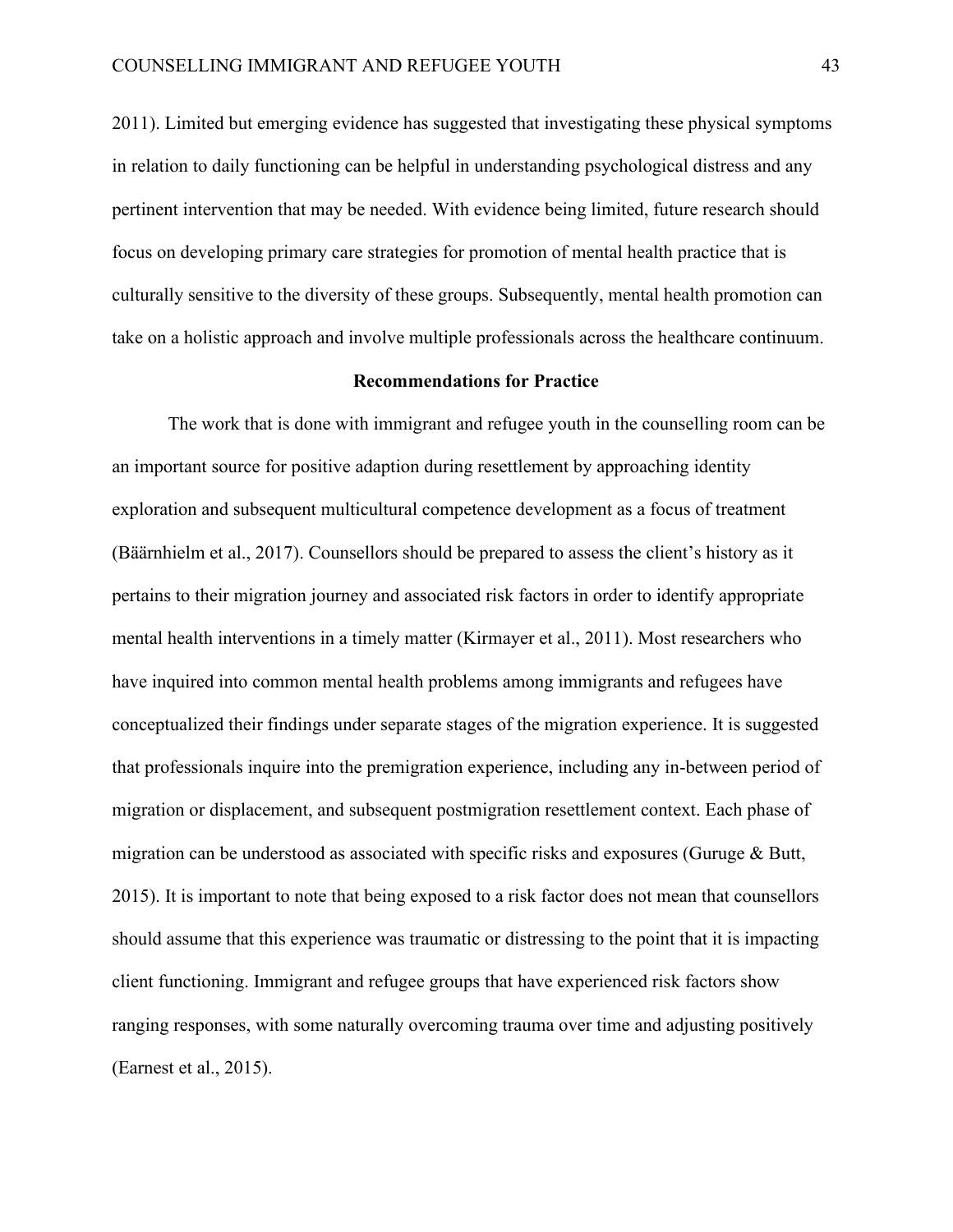2011). Limited but emerging evidence has suggested that investigating these physical symptoms in relation to daily functioning can be helpful in understanding psychological distress and any pertinent intervention that may be needed. With evidence being limited, future research should focus on developing primary care strategies for promotion of mental health practice that is culturally sensitive to the diversity of these groups. Subsequently, mental health promotion can take on a holistic approach and involve multiple professionals across the healthcare continuum.

## Recommendations for Practice

The work that is done with immigrant and refugee youth in the counselling room can be an important source for positive adaption during resettlement by approaching identity exploration and subsequent multicultural competence development as a focus of treatment (Bäärnhielm et al., 2017). Counsellors should be prepared to assess the client's history as it pertains to their migration journey and associated risk factors in order to identify appropriate mental health interventions in a timely matter (Kirmayer et al., 2011). Most researchers who have inquired into common mental health problems among immigrants and refugees have conceptualized their findings under separate stages of the migration experience. It is suggested that professionals inquire into the premigration experience, including any in-between period of migration or displacement, and subsequent postmigration resettlement context. Each phase of migration can be understood as associated with specific risks and exposures (Guruge & Butt, 2015). It is important to note that being exposed to a risk factor does not mean that counsellors should assume that this experience was traumatic or distressing to the point that it is impacting client functioning. Immigrant and refugee groups that have experienced risk factors show ranging responses, with some naturally overcoming trauma over time and adjusting positively (Earnest et al., 2015).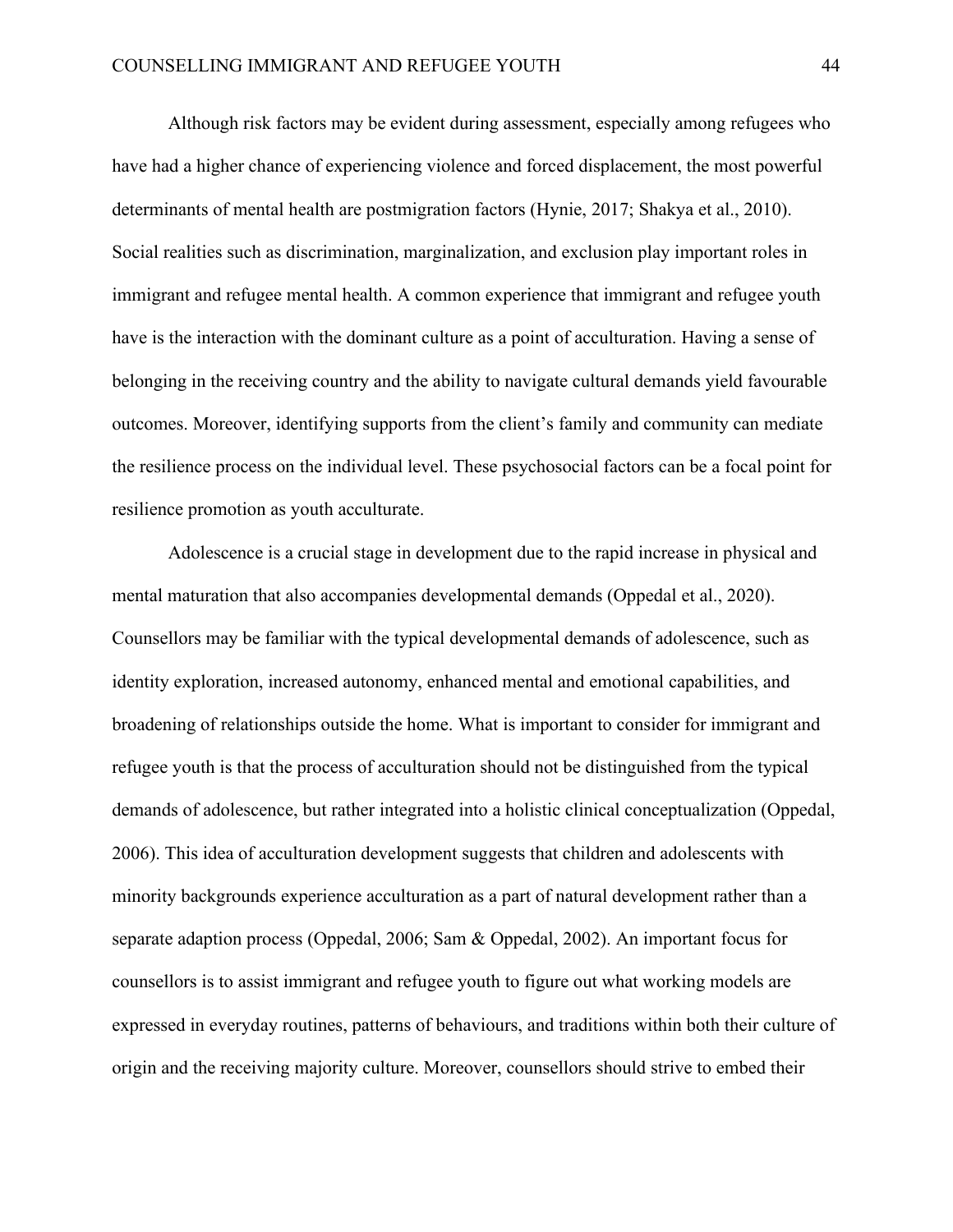Although risk factors may be evident during assessment, especially among refugees who have had a higher chance of experiencing violence and forced displacement, the most powerful determinants of mental health are postmigration factors (Hynie, 2017; Shakya et al., 2010). Social realities such as discrimination, marginalization, and exclusion play important roles in immigrant and refugee mental health. A common experience that immigrant and refugee youth have is the interaction with the dominant culture as a point of acculturation. Having a sense of belonging in the receiving country and the ability to navigate cultural demands yield favourable outcomes. Moreover, identifying supports from the client's family and community can mediate the resilience process on the individual level. These psychosocial factors can be a focal point for resilience promotion as youth acculturate.

Adolescence is a crucial stage in development due to the rapid increase in physical and mental maturation that also accompanies developmental demands (Oppedal et al., 2020). Counsellors may be familiar with the typical developmental demands of adolescence, such as identity exploration, increased autonomy, enhanced mental and emotional capabilities, and broadening of relationships outside the home. What is important to consider for immigrant and refugee youth is that the process of acculturation should not be distinguished from the typical demands of adolescence, but rather integrated into a holistic clinical conceptualization (Oppedal, 2006). This idea of acculturation development suggests that children and adolescents with minority backgrounds experience acculturation as a part of natural development rather than a separate adaption process (Oppedal, 2006; Sam & Oppedal, 2002). An important focus for counsellors is to assist immigrant and refugee youth to figure out what working models are expressed in everyday routines, patterns of behaviours, and traditions within both their culture of origin and the receiving majority culture. Moreover, counsellors should strive to embed their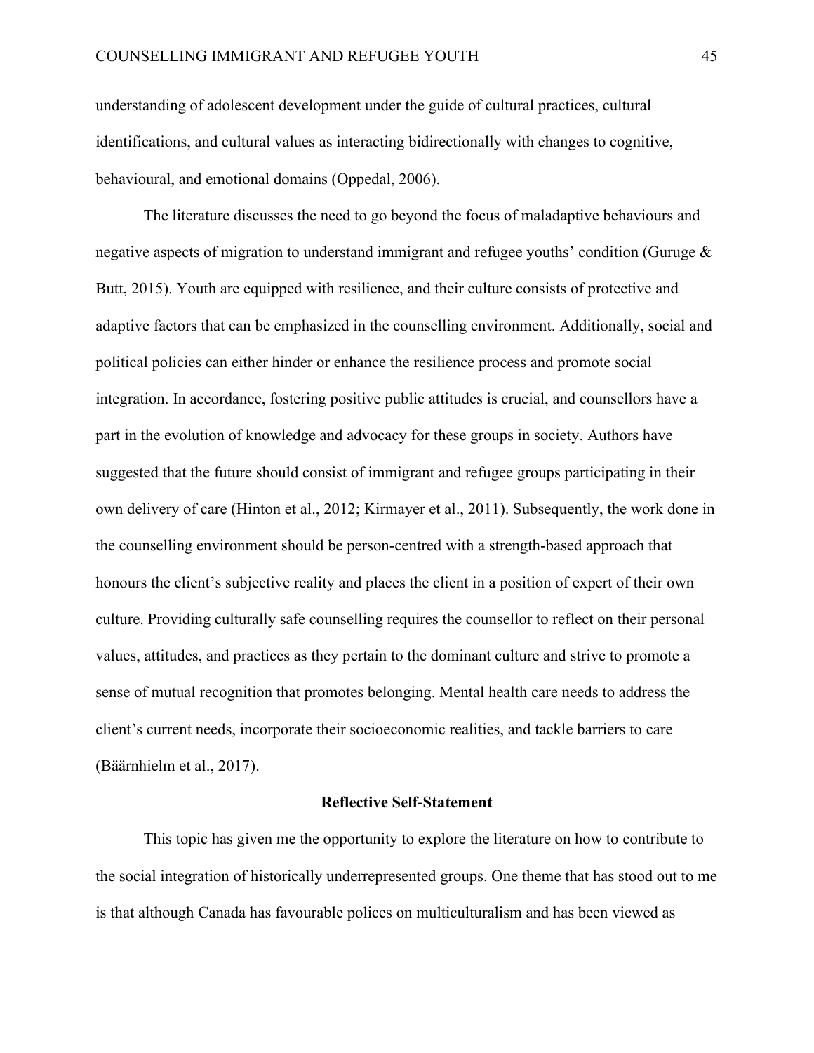understanding of adolescent development under the guide of cultural practices, cultural identifications, and cultural values as interacting bidirectionally with changes to cognitive, behavioural, and emotional domains (Oppedal, 2006).

The literature discusses the need to go beyond the focus of maladaptive behaviours and negative aspects of migration to understand immigrant and refugee youths' condition (Guruge & Butt, 2015). Youth are equipped with resilience, and their culture consists of protective and adaptive factors that can be emphasized in the counselling environment. Additionally, social and political policies can either hinder or enhance the resilience process and promote social integration. In accordance, fostering positive public attitudes is crucial, and counsellors have a part in the evolution of knowledge and advocacy for these groups in society. Authors have suggested that the future should consist of immigrant and refugee groups participating in their own delivery of care (Hinton et al., 2012; Kirmayer et al., 2011). Subsequently, the work done in the counselling environment should be person-centred with a strength-based approach that honours the client's subjective reality and places the client in a position of expert of their own culture. Providing culturally safe counselling requires the counsellor to reflect on their personal values, attitudes, and practices as they pertain to the dominant culture and strive to promote a sense of mutual recognition that promotes belonging. Mental health care needs to address the client's current needs, incorporate their socioeconomic realities, and tackle barriers to care (Bäärnhielm et al., 2017).

## Reflective Self-Statement

This topic has given me the opportunity to explore the literature on how to contribute to the social integration of historically underrepresented groups. One theme that has stood out to me is that although Canada has favourable polices on multiculturalism and has been viewed as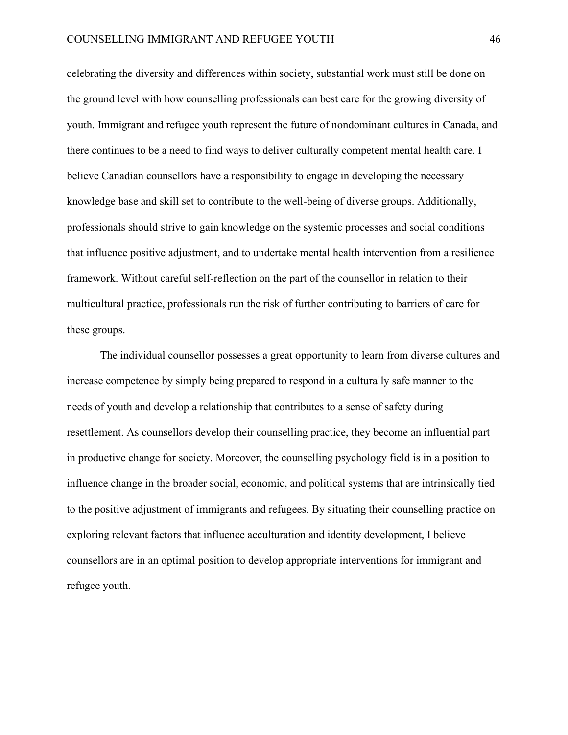celebrating the diversity and differences within society, substantial work must still be done on the ground level with how counselling professionals can best care for the growing diversity of youth. Immigrant and refugee youth represent the future of nondominant cultures in Canada, and there continues to be a need to find ways to deliver culturally competent mental health care. I believe Canadian counsellors have a responsibility to engage in developing the necessary knowledge base and skill set to contribute to the well-being of diverse groups. Additionally, professionals should strive to gain knowledge on the systemic processes and social conditions that influence positive adjustment, and to undertake mental health intervention from a resilience framework. Without careful self-reflection on the part of the counsellor in relation to their multicultural practice, professionals run the risk of further contributing to barriers of care for these groups.

The individual counsellor possesses a great opportunity to learn from diverse cultures and increase competence by simply being prepared to respond in a culturally safe manner to the needs of youth and develop a relationship that contributes to a sense of safety during resettlement. As counsellors develop their counselling practice, they become an influential part in productive change for society. Moreover, the counselling psychology field is in a position to influence change in the broader social, economic, and political systems that are intrinsically tied to the positive adjustment of immigrants and refugees. By situating their counselling practice on exploring relevant factors that influence acculturation and identity development, I believe counsellors are in an optimal position to develop appropriate interventions for immigrant and refugee youth.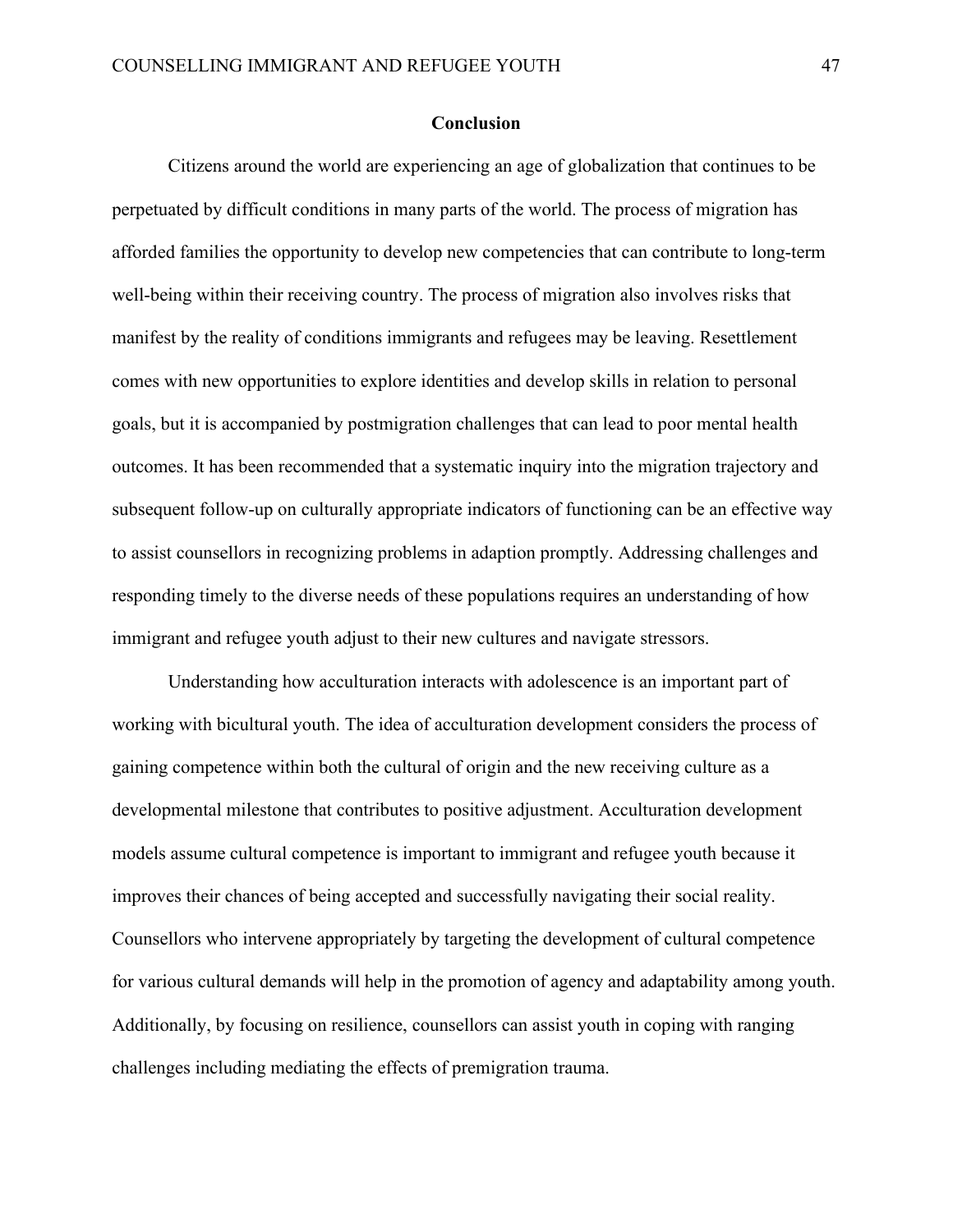## Conclusion

Citizens around the world are experiencing an age of globalization that continues to be perpetuated by difficult conditions in many parts of the world. The process of migration has afforded families the opportunity to develop new competencies that can contribute to long-term well-being within their receiving country. The process of migration also involves risks that manifest by the reality of conditions immigrants and refugees may be leaving. Resettlement comes with new opportunities to explore identities and develop skills in relation to personal goals, but it is accompanied by postmigration challenges that can lead to poor mental health outcomes. It has been recommended that a systematic inquiry into the migration trajectory and subsequent follow-up on culturally appropriate indicators of functioning can be an effective way to assist counsellors in recognizing problems in adaption promptly. Addressing challenges and responding timely to the diverse needs of these populations requires an understanding of how immigrant and refugee youth adjust to their new cultures and navigate stressors.

Understanding how acculturation interacts with adolescence is an important part of working with bicultural youth. The idea of acculturation development considers the process of gaining competence within both the cultural of origin and the new receiving culture as a developmental milestone that contributes to positive adjustment. Acculturation development models assume cultural competence is important to immigrant and refugee youth because it improves their chances of being accepted and successfully navigating their social reality. Counsellors who intervene appropriately by targeting the development of cultural competence for various cultural demands will help in the promotion of agency and adaptability among youth. Additionally, by focusing on resilience, counsellors can assist youth in coping with ranging challenges including mediating the effects of premigration trauma.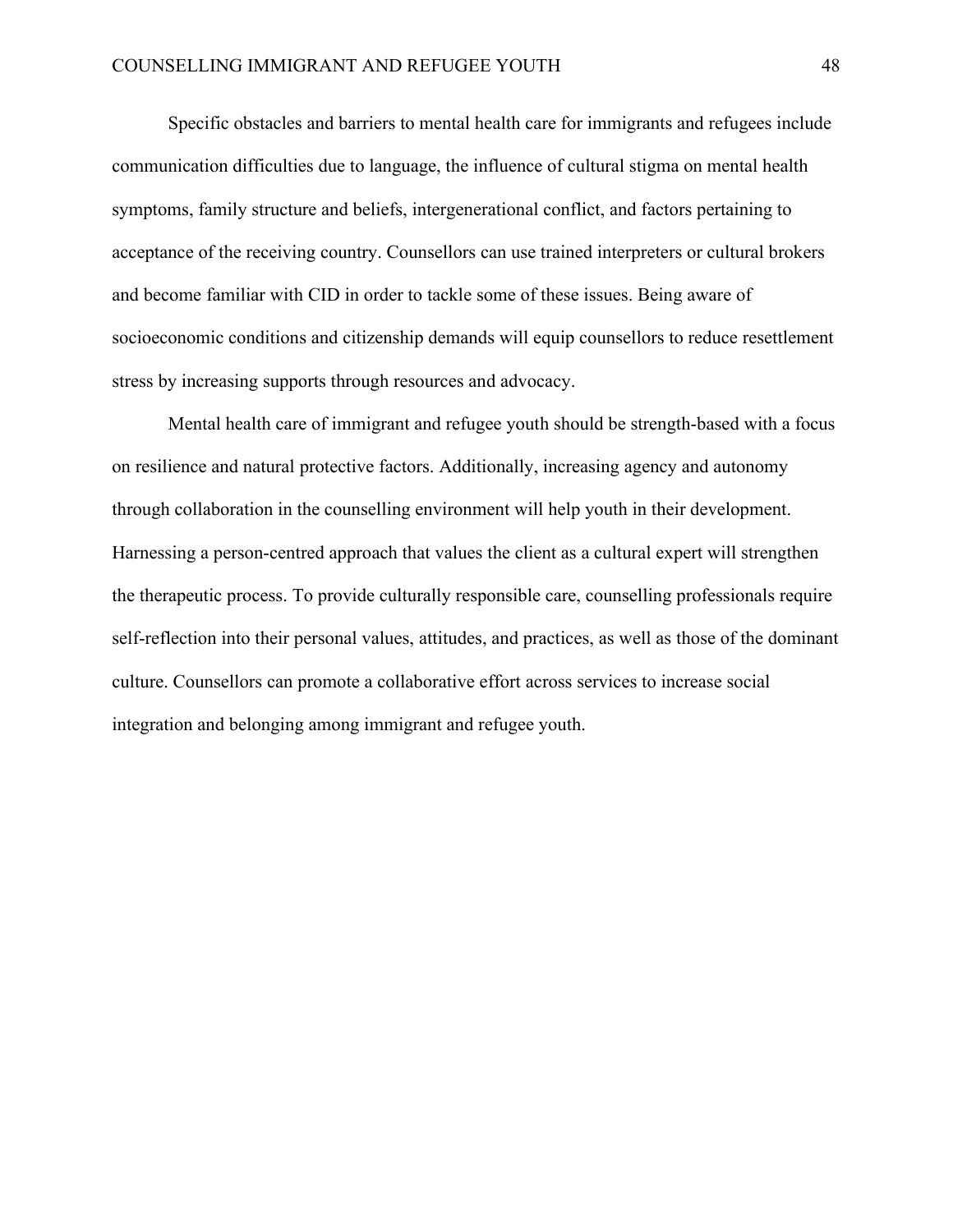Specific obstacles and barriers to mental health care for immigrants and refugees include communication difficulties due to language, the influence of cultural stigma on mental health symptoms, family structure and beliefs, intergenerational conflict, and factors pertaining to acceptance of the receiving country. Counsellors can use trained interpreters or cultural brokers and become familiar with CID in order to tackle some of these issues. Being aware of socioeconomic conditions and citizenship demands will equip counsellors to reduce resettlement stress by increasing supports through resources and advocacy.

Mental health care of immigrant and refugee youth should be strength-based with a focus on resilience and natural protective factors. Additionally, increasing agency and autonomy through collaboration in the counselling environment will help youth in their development. Harnessing a person-centred approach that values the client as a cultural expert will strengthen the therapeutic process. To provide culturally responsible care, counselling professionals require self-reflection into their personal values, attitudes, and practices, as well as those of the dominant culture. Counsellors can promote a collaborative effort across services to increase social integration and belonging among immigrant and refugee youth.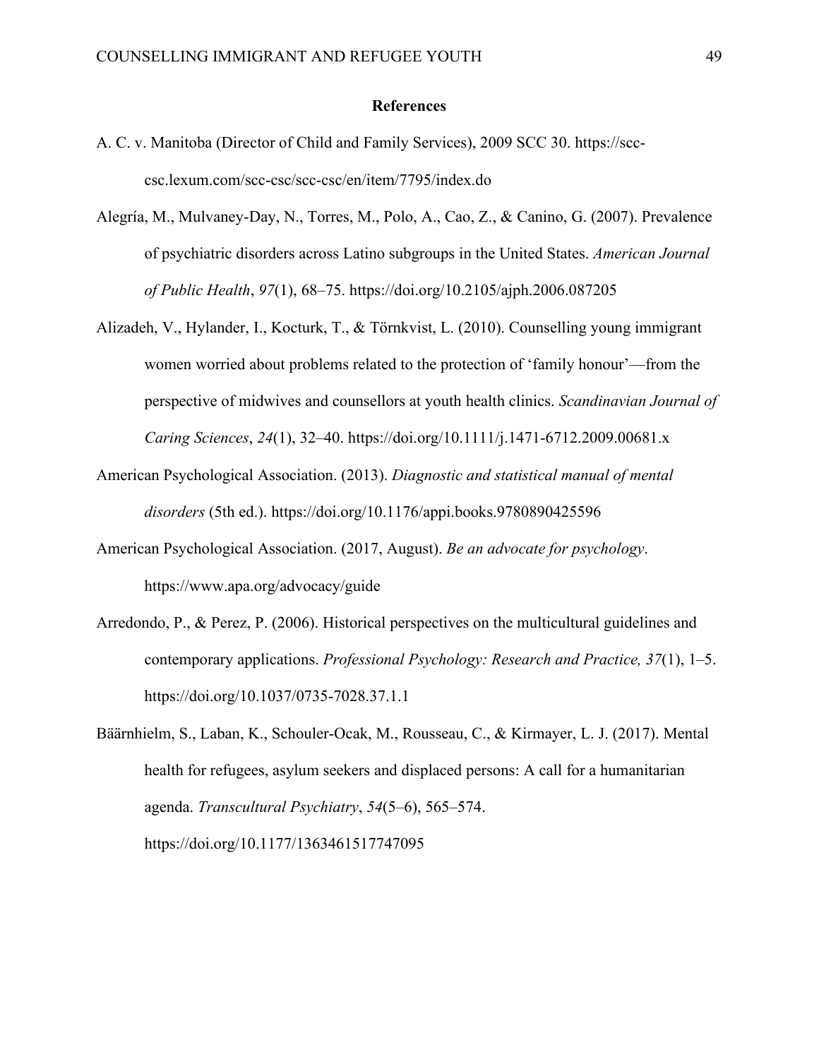## References

A. C. v. Manitoba (Director of Child and Family Services), 2009 SCC 30. https://scc-csc.lexum.com/scc-csc/scc-csc/en/item/7795/index.do

Alegría, M., Mulvaney-Day, N., Torres, M., Polo, A., Cao, Z., & Canino, G. (2007). Prevalence of psychiatric disorders across Latino subgroups in the United States. *American Journal of Public Health*, *97*(1), 68–75. https://doi.org/10.2105/ajph.2006.087205

Alizadeh, V., Hylander, I., Kocturk, T., & Törnkvist, L. (2010). Counselling young immigrant women worried about problems related to the protection of 'family honour'—from the perspective of midwives and counsellors at youth health clinics. *Scandinavian Journal of Caring Sciences*, *24*(1), 32–40. https://doi.org/10.1111/j.1471-6712.2009.00681.x

American Psychological Association. (2013). *Diagnostic and statistical manual of mental disorders* (5th ed.). https://doi.org/10.1176/appi.books.9780890425596

American Psychological Association. (2017, August). *Be an advocate for psychology*. https://www.apa.org/advocacy/guide

Arredondo, P., & Perez, P. (2006). Historical perspectives on the multicultural guidelines and contemporary applications. *Professional Psychology: Research and Practice, 37*(1), 1–5. https://doi.org/10.1037/0735-7028.37.1.1

Bäärnhielm, S., Laban, K., Schouler-Ocak, M., Rousseau, C., & Kirmayer, L. J. (2017). Mental health for refugees, asylum seekers and displaced persons: A call for a humanitarian agenda. *Transcultural Psychiatry*, *54*(5–6), 565–574. https://doi.org/10.1177/1363461517747095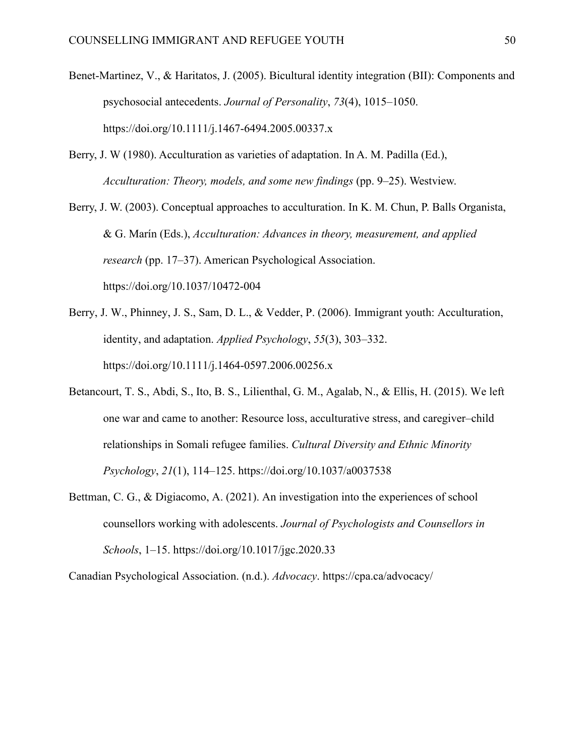Benet-Martinez, V., & Haritatos, J. (2005). Bicultural identity integration (BII): Components and psychosocial antecedents. *Journal of Personality*, *73*(4), 1015–1050. https://doi.org/10.1111/j.1467-6494.2005.00337.x

Berry, J. W (1980). Acculturation as varieties of adaptation. In A. M. Padilla (Ed.), *Acculturation: Theory, models, and some new findings* (pp. 9–25). Westview.

Berry, J. W. (2003). Conceptual approaches to acculturation. In K. M. Chun, P. Balls Organista, & G. Marín (Eds.), *Acculturation: Advances in theory, measurement, and applied research* (pp. 17–37). American Psychological Association. https://doi.org/10.1037/10472-004

Berry, J. W., Phinney, J. S., Sam, D. L., & Vedder, P. (2006). Immigrant youth: Acculturation, identity, and adaptation. *Applied Psychology*, *55*(3), 303–332. https://doi.org/10.1111/j.1464-0597.2006.00256.x

Betancourt, T. S., Abdi, S., Ito, B. S., Lilienthal, G. M., Agalab, N., & Ellis, H. (2015). We left one war and came to another: Resource loss, acculturative stress, and caregiver–child relationships in Somali refugee families. *Cultural Diversity and Ethnic Minority Psychology*, *21*(1), 114–125. https://doi.org/10.1037/a0037538

Bettman, C. G., & Digiacomo, A. (2021). An investigation into the experiences of school counsellors working with adolescents. *Journal of Psychologists and Counsellors in Schools*, 1–15. https://doi.org/10.1017/jgc.2020.33

Canadian Psychological Association. (n.d.). *Advocacy*. https://cpa.ca/advocacy/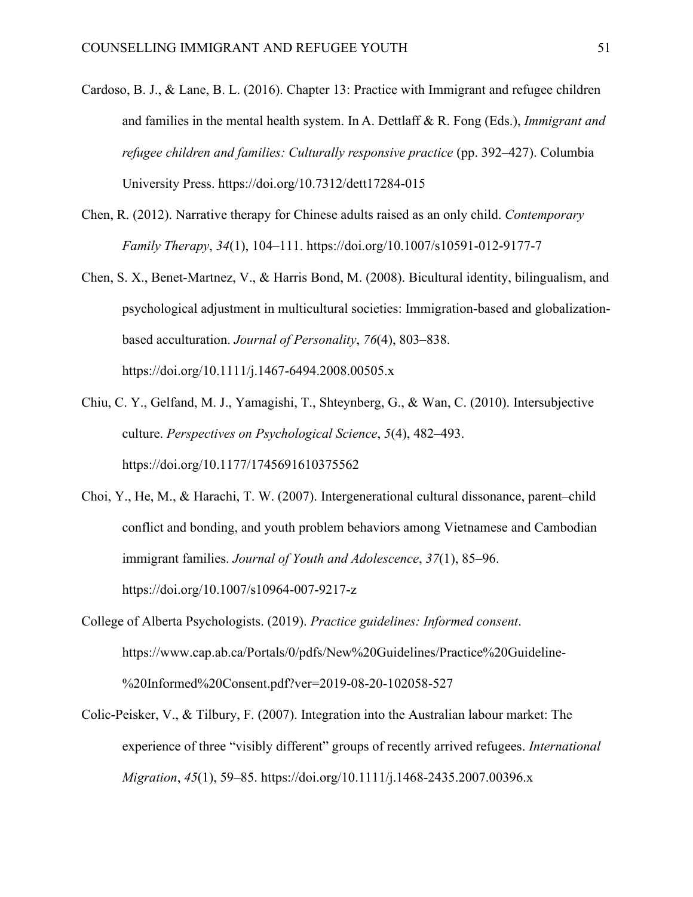Cardoso, B. J., & Lane, B. L. (2016). Chapter 13: Practice with Immigrant and refugee children and families in the mental health system. In A. Dettlaff & R. Fong (Eds.), *Immigrant and refugee children and families: Culturally responsive practice* (pp. 392–427). Columbia University Press. https://doi.org/10.7312/dett17284-015

Chen, R. (2012). Narrative therapy for Chinese adults raised as an only child. *Contemporary Family Therapy*, *34*(1), 104–111. https://doi.org/10.1007/s10591-012-9177-7

Chen, S. X., Benet-Martnez, V., & Harris Bond, M. (2008). Bicultural identity, bilingualism, and psychological adjustment in multicultural societies: Immigration-based and globalization-based acculturation. *Journal of Personality*, *76*(4), 803–838. https://doi.org/10.1111/j.1467-6494.2008.00505.x

Chiu, C. Y., Gelfand, M. J., Yamagishi, T., Shteynberg, G., & Wan, C. (2010). Intersubjective culture. *Perspectives on Psychological Science*, *5*(4), 482–493. https://doi.org/10.1177/1745691610375562

Choi, Y., He, M., & Harachi, T. W. (2007). Intergenerational cultural dissonance, parent–child conflict and bonding, and youth problem behaviors among Vietnamese and Cambodian immigrant families. *Journal of Youth and Adolescence*, *37*(1), 85–96. https://doi.org/10.1007/s10964-007-9217-z

College of Alberta Psychologists. (2019). *Practice guidelines: Informed consent*. https://www.cap.ab.ca/Portals/0/pdfs/New%20Guidelines/Practice%20Guideline-%20Informed%20Consent.pdf?ver=2019-08-20-102058-527

Colic-Peisker, V., & Tilbury, F. (2007). Integration into the Australian labour market: The experience of three "visibly different" groups of recently arrived refugees. *International Migration*, *45*(1), 59–85. https://doi.org/10.1111/j.1468-2435.2007.00396.x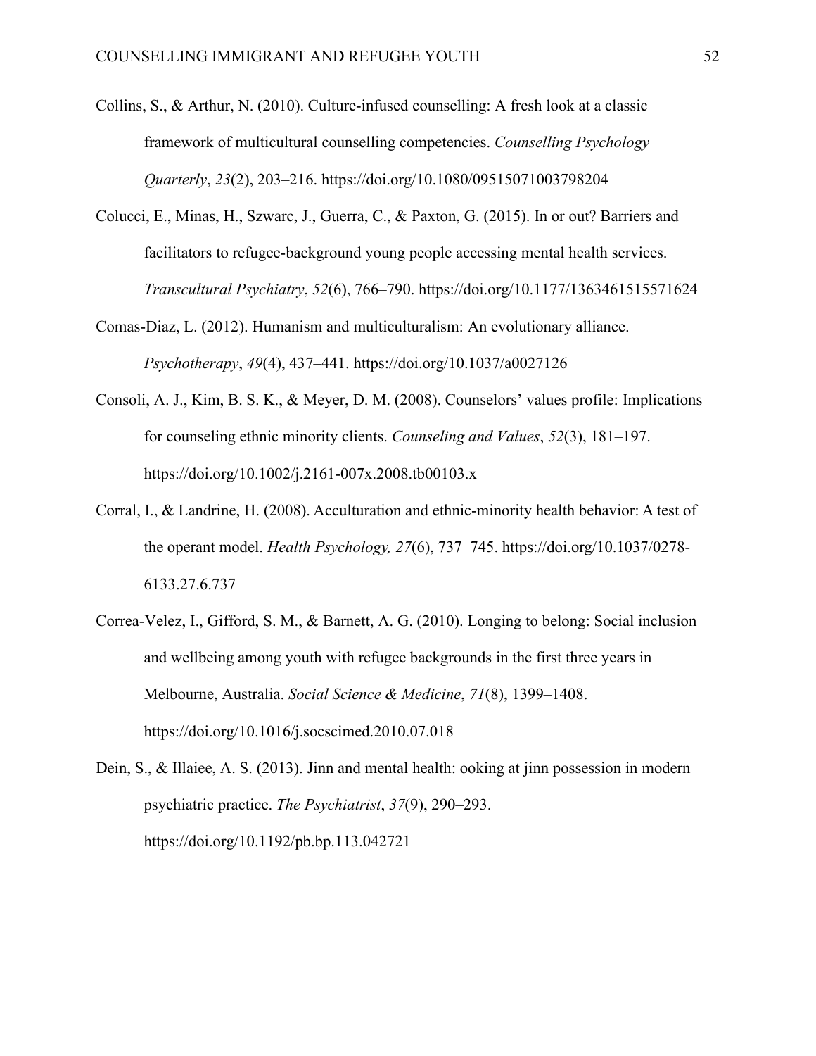Collins, S., & Arthur, N. (2010). Culture-infused counselling: A fresh look at a classic framework of multicultural counselling competencies. *Counselling Psychology Quarterly*, *23*(2), 203–216. https://doi.org/10.1080/09515071003798204

Colucci, E., Minas, H., Szwarc, J., Guerra, C., & Paxton, G. (2015). In or out? Barriers and facilitators to refugee-background young people accessing mental health services. *Transcultural Psychiatry*, *52*(6), 766–790. https://doi.org/10.1177/1363461515571624

Comas-Diaz, L. (2012). Humanism and multiculturalism: An evolutionary alliance. *Psychotherapy*, *49*(4), 437–441. https://doi.org/10.1037/a0027126

Consoli, A. J., Kim, B. S. K., & Meyer, D. M. (2008). Counselors' values profile: Implications for counseling ethnic minority clients. *Counseling and Values*, *52*(3), 181–197. https://doi.org/10.1002/j.2161-007x.2008.tb00103.x

Corral, I., & Landrine, H. (2008). Acculturation and ethnic-minority health behavior: A test of the operant model. *Health Psychology, 27*(6), 737–745. https://doi.org/10.1037/0278-6133.27.6.737

Correa-Velez, I., Gifford, S. M., & Barnett, A. G. (2010). Longing to belong: Social inclusion and wellbeing among youth with refugee backgrounds in the first three years in Melbourne, Australia. *Social Science & Medicine*, *71*(8), 1399–1408. https://doi.org/10.1016/j.socscimed.2010.07.018

Dein, S., & Illaiee, A. S. (2013). Jinn and mental health: ooking at jinn possession in modern psychiatric practice. *The Psychiatrist*, *37*(9), 290–293. https://doi.org/10.1192/pb.bp.113.042721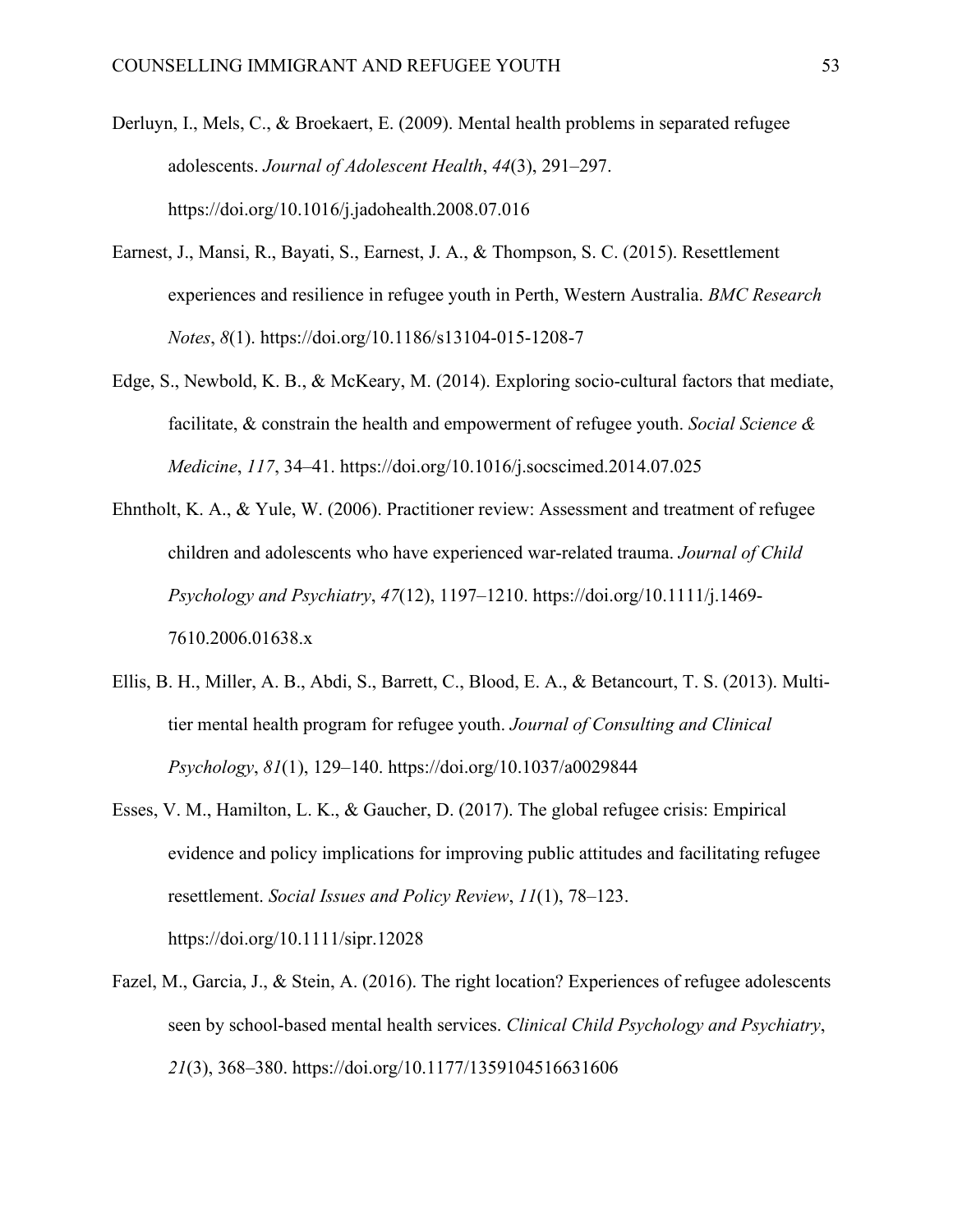Derluyn, I., Mels, C., & Broekaert, E. (2009). Mental health problems in separated refugee adolescents. *Journal of Adolescent Health*, *44*(3), 291–297. https://doi.org/10.1016/j.jadohealth.2008.07.016

Earnest, J., Mansi, R., Bayati, S., Earnest, J. A., & Thompson, S. C. (2015). Resettlement experiences and resilience in refugee youth in Perth, Western Australia. *BMC Research Notes*, *8*(1). https://doi.org/10.1186/s13104-015-1208-7

Edge, S., Newbold, K. B., & McKeary, M. (2014). Exploring socio-cultural factors that mediate, facilitate, & constrain the health and empowerment of refugee youth. *Social Science & Medicine*, *117*, 34–41. https://doi.org/10.1016/j.socscimed.2014.07.025

Ehntholt, K. A., & Yule, W. (2006). Practitioner review: Assessment and treatment of refugee children and adolescents who have experienced war-related trauma. *Journal of Child Psychology and Psychiatry*, *47*(12), 1197–1210. https://doi.org/10.1111/j.1469-7610.2006.01638.x

Ellis, B. H., Miller, A. B., Abdi, S., Barrett, C., Blood, E. A., & Betancourt, T. S. (2013). Multi-tier mental health program for refugee youth. *Journal of Consulting and Clinical Psychology*, *81*(1), 129–140. https://doi.org/10.1037/a0029844

Esses, V. M., Hamilton, L. K., & Gaucher, D. (2017). The global refugee crisis: Empirical evidence and policy implications for improving public attitudes and facilitating refugee resettlement. *Social Issues and Policy Review*, *11*(1), 78–123. https://doi.org/10.1111/sipr.12028

Fazel, M., Garcia, J., & Stein, A. (2016). The right location? Experiences of refugee adolescents seen by school-based mental health services. *Clinical Child Psychology and Psychiatry*, *21*(3), 368–380. https://doi.org/10.1177/1359104516631606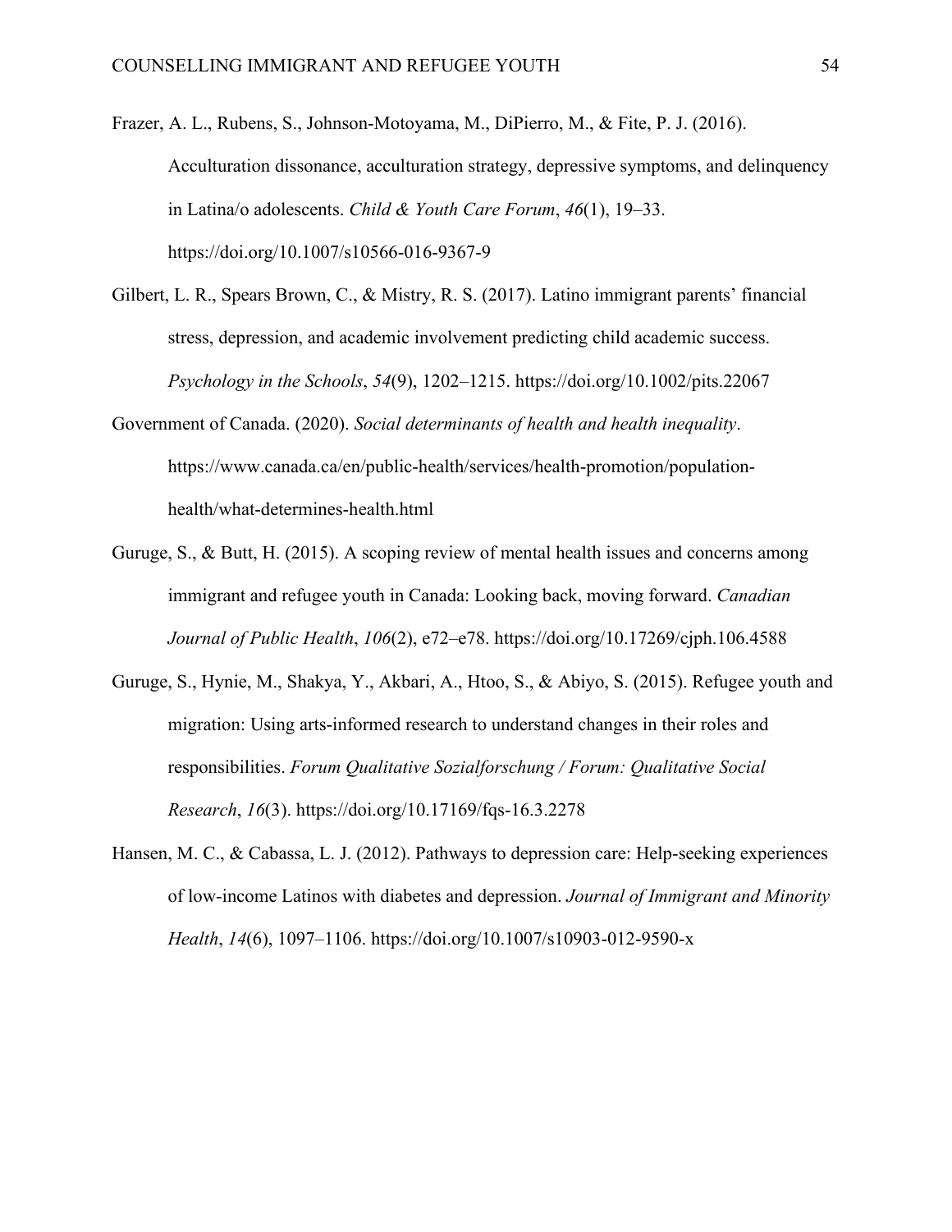Frazer, A. L., Rubens, S., Johnson-Motoyama, M., DiPierro, M., & Fite, P. J. (2016). Acculturation dissonance, acculturation strategy, depressive symptoms, and delinquency in Latina/o adolescents. *Child & Youth Care Forum*, *46*(1), 19–33. https://doi.org/10.1007/s10566-016-9367-9

Gilbert, L. R., Spears Brown, C., & Mistry, R. S. (2017). Latino immigrant parents' financial stress, depression, and academic involvement predicting child academic success. *Psychology in the Schools*, *54*(9), 1202–1215. https://doi.org/10.1002/pits.22067

Government of Canada. (2020). *Social determinants of health and health inequality*. https://www.canada.ca/en/public-health/services/health-promotion/population-health/what-determines-health.html

Guruge, S., & Butt, H. (2015). A scoping review of mental health issues and concerns among immigrant and refugee youth in Canada: Looking back, moving forward. *Canadian Journal of Public Health*, *106*(2), e72–e78. https://doi.org/10.17269/cjph.106.4588

Guruge, S., Hynie, M., Shakya, Y., Akbari, A., Htoo, S., & Abiyo, S. (2015). Refugee youth and migration: Using arts-informed research to understand changes in their roles and responsibilities. *Forum Qualitative Sozialforschung / Forum: Qualitative Social Research*, *16*(3). https://doi.org/10.17169/fqs-16.3.2278

Hansen, M. C., & Cabassa, L. J. (2012). Pathways to depression care: Help-seeking experiences of low-income Latinos with diabetes and depression. *Journal of Immigrant and Minority Health*, *14*(6), 1097–1106. https://doi.org/10.1007/s10903-012-9590-x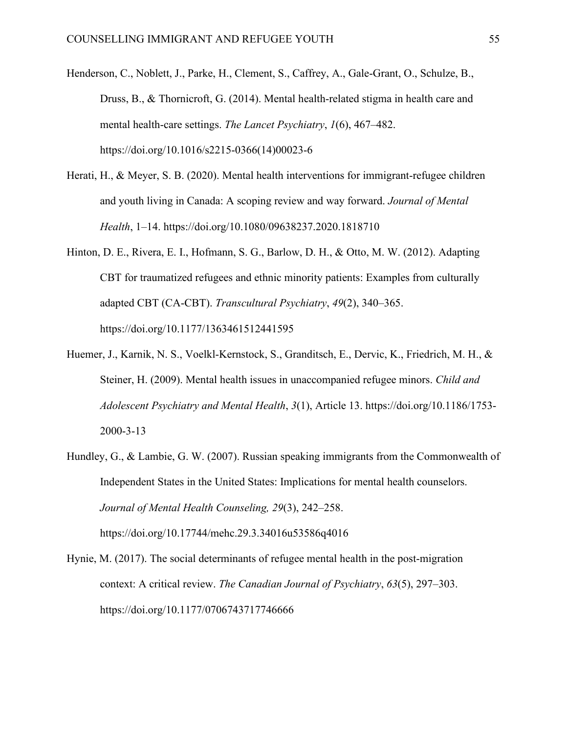Henderson, C., Noblett, J., Parke, H., Clement, S., Caffrey, A., Gale-Grant, O., Schulze, B., Druss, B., & Thornicroft, G. (2014). Mental health-related stigma in health care and mental health-care settings. *The Lancet Psychiatry*, *1*(6), 467–482. https://doi.org/10.1016/s2215-0366(14)00023-6

Herati, H., & Meyer, S. B. (2020). Mental health interventions for immigrant-refugee children and youth living in Canada: A scoping review and way forward. *Journal of Mental Health*, 1–14. https://doi.org/10.1080/09638237.2020.1818710

Hinton, D. E., Rivera, E. I., Hofmann, S. G., Barlow, D. H., & Otto, M. W. (2012). Adapting CBT for traumatized refugees and ethnic minority patients: Examples from culturally adapted CBT (CA-CBT). *Transcultural Psychiatry*, *49*(2), 340–365. https://doi.org/10.1177/1363461512441595

Huemer, J., Karnik, N. S., Voelkl-Kernstock, S., Granditsch, E., Dervic, K., Friedrich, M. H., & Steiner, H. (2009). Mental health issues in unaccompanied refugee minors. *Child and Adolescent Psychiatry and Mental Health*, *3*(1), Article 13. https://doi.org/10.1186/1753-2000-3-13

Hundley, G., & Lambie, G. W. (2007). Russian speaking immigrants from the Commonwealth of Independent States in the United States: Implications for mental health counselors. *Journal of Mental Health Counseling, 29*(3), 242–258. https://doi.org/10.17744/mehc.29.3.34016u53586q4016

Hynie, M. (2017). The social determinants of refugee mental health in the post-migration context: A critical review. *The Canadian Journal of Psychiatry*, *63*(5), 297–303. https://doi.org/10.1177/0706743717746666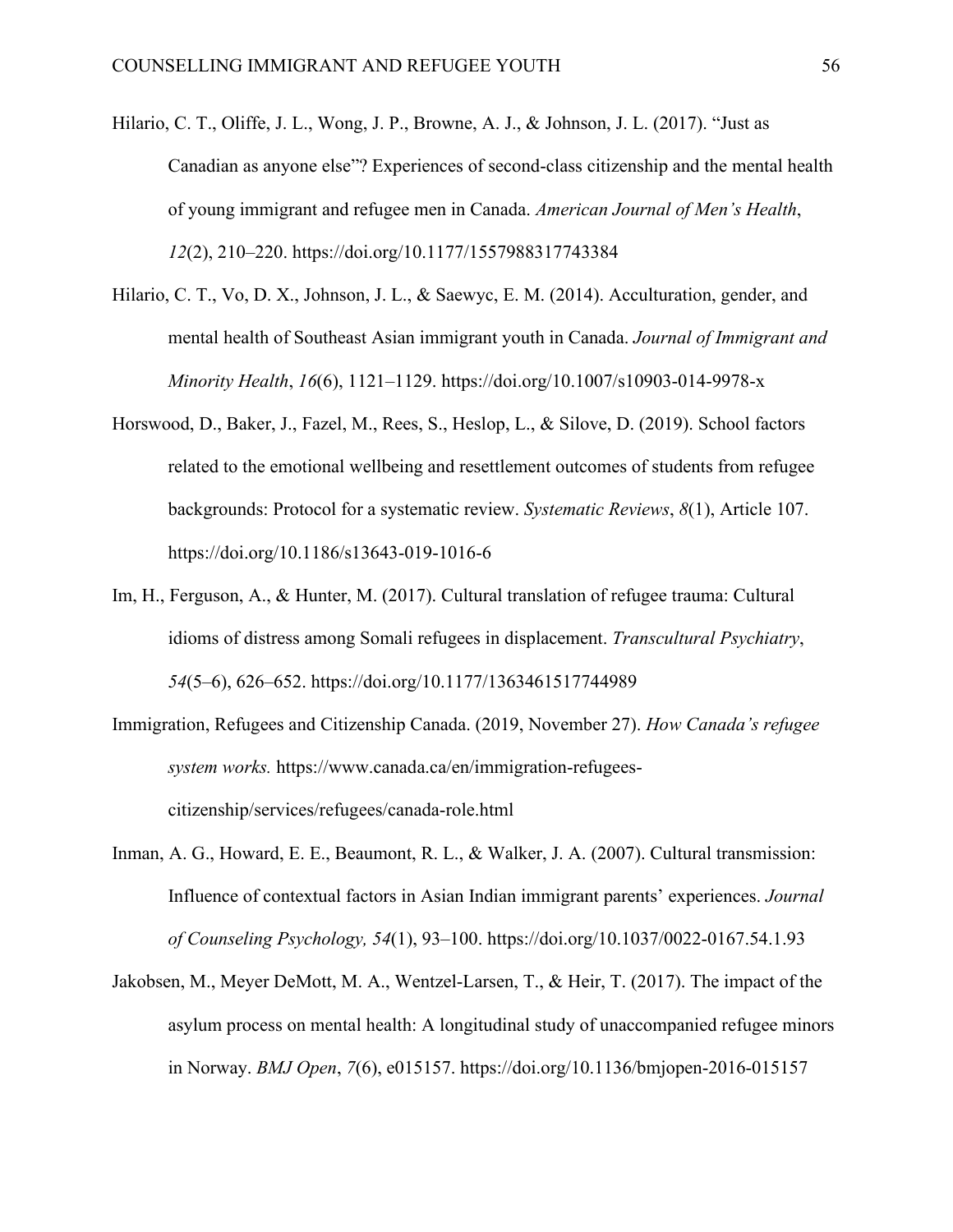Hilario, C. T., Oliffe, J. L., Wong, J. P., Browne, A. J., & Johnson, J. L. (2017). "Just as Canadian as anyone else"? Experiences of second-class citizenship and the mental health of young immigrant and refugee men in Canada. *American Journal of Men's Health*, *12*(2), 210–220. https://doi.org/10.1177/1557988317743384

Hilario, C. T., Vo, D. X., Johnson, J. L., & Saewyc, E. M. (2014). Acculturation, gender, and mental health of Southeast Asian immigrant youth in Canada. *Journal of Immigrant and Minority Health*, *16*(6), 1121–1129. https://doi.org/10.1007/s10903-014-9978-x

Horswood, D., Baker, J., Fazel, M., Rees, S., Heslop, L., & Silove, D. (2019). School factors related to the emotional wellbeing and resettlement outcomes of students from refugee backgrounds: Protocol for a systematic review. *Systematic Reviews*, *8*(1), Article 107. https://doi.org/10.1186/s13643-019-1016-6

Im, H., Ferguson, A., & Hunter, M. (2017). Cultural translation of refugee trauma: Cultural idioms of distress among Somali refugees in displacement. *Transcultural Psychiatry*, *54*(5–6), 626–652. https://doi.org/10.1177/1363461517744989

Immigration, Refugees and Citizenship Canada. (2019, November 27). *How Canada's refugee system works.* https://www.canada.ca/en/immigration-refugees-citizenship/services/refugees/canada-role.html

Inman, A. G., Howard, E. E., Beaumont, R. L., & Walker, J. A. (2007). Cultural transmission: Influence of contextual factors in Asian Indian immigrant parents' experiences. *Journal of Counseling Psychology, 54*(1), 93–100. https://doi.org/10.1037/0022-0167.54.1.93

Jakobsen, M., Meyer DeMott, M. A., Wentzel-Larsen, T., & Heir, T. (2017). The impact of the asylum process on mental health: A longitudinal study of unaccompanied refugee minors in Norway. *BMJ Open*, *7*(6), e015157. https://doi.org/10.1136/bmjopen-2016-015157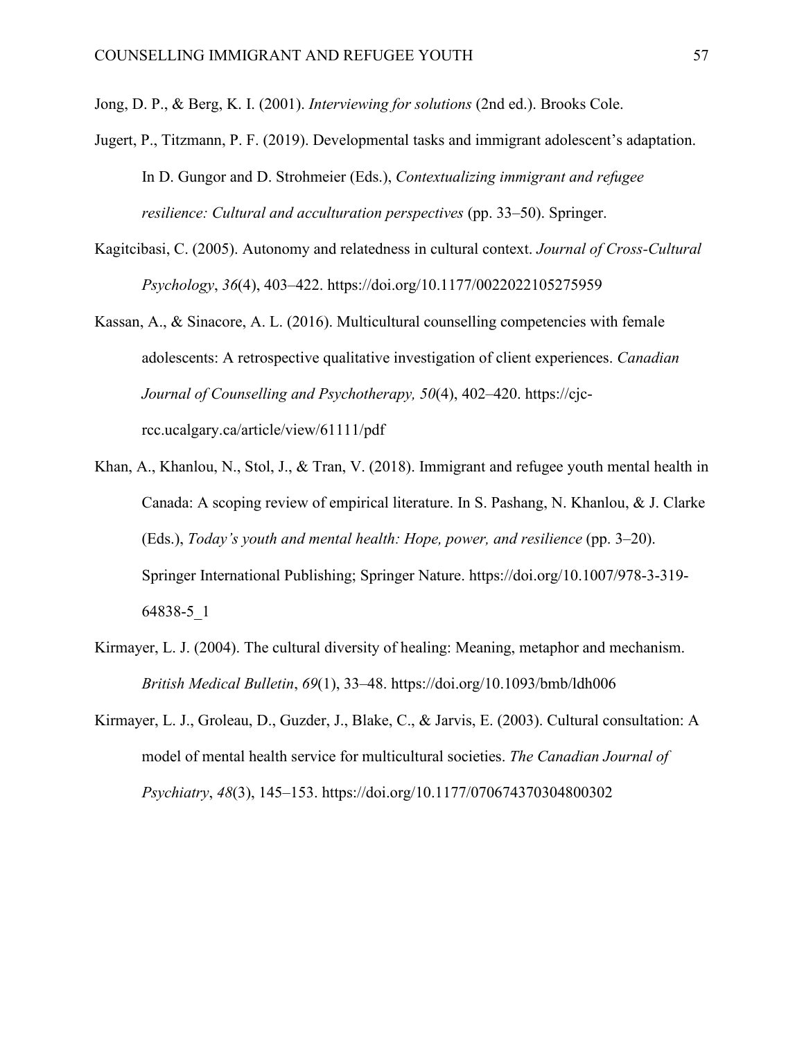Jong, D. P., & Berg, K. I. (2001). *Interviewing for solutions* (2nd ed.). Brooks Cole.

Jugert, P., Titzmann, P. F. (2019). Developmental tasks and immigrant adolescent's adaptation. In D. Gungor and D. Strohmeier (Eds.), *Contextualizing immigrant and refugee resilience: Cultural and acculturation perspectives* (pp. 33–50). Springer.

Kagitcibasi, C. (2005). Autonomy and relatedness in cultural context. *Journal of Cross-Cultural Psychology*, *36*(4), 403–422. https://doi.org/10.1177/0022022105275959

Kassan, A., & Sinacore, A. L. (2016). Multicultural counselling competencies with female adolescents: A retrospective qualitative investigation of client experiences. *Canadian Journal of Counselling and Psychotherapy, 50*(4), 402–420. https://cjc-rcc.ucalgary.ca/article/view/61111/pdf

Khan, A., Khanlou, N., Stol, J., & Tran, V. (2018). Immigrant and refugee youth mental health in Canada: A scoping review of empirical literature. In S. Pashang, N. Khanlou, & J. Clarke (Eds.), *Today's youth and mental health: Hope, power, and resilience* (pp. 3–20). Springer International Publishing; Springer Nature. https://doi.org/10.1007/978-3-319-64838-5_1

Kirmayer, L. J. (2004). The cultural diversity of healing: Meaning, metaphor and mechanism. *British Medical Bulletin*, *69*(1), 33–48. https://doi.org/10.1093/bmb/ldh006

Kirmayer, L. J., Groleau, D., Guzder, J., Blake, C., & Jarvis, E. (2003). Cultural consultation: A model of mental health service for multicultural societies. *The Canadian Journal of Psychiatry*, *48*(3), 145–153. https://doi.org/10.1177/070674370304800302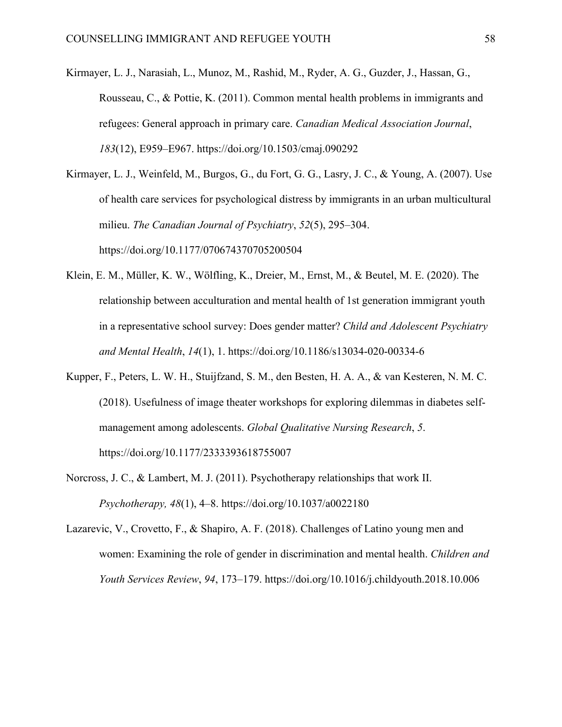Kirmayer, L. J., Narasiah, L., Munoz, M., Rashid, M., Ryder, A. G., Guzder, J., Hassan, G., Rousseau, C., & Pottie, K. (2011). Common mental health problems in immigrants and refugees: General approach in primary care. *Canadian Medical Association Journal*, *183*(12), E959–E967. https://doi.org/10.1503/cmaj.090292

Kirmayer, L. J., Weinfeld, M., Burgos, G., du Fort, G. G., Lasry, J. C., & Young, A. (2007). Use of health care services for psychological distress by immigrants in an urban multicultural milieu. *The Canadian Journal of Psychiatry*, *52*(5), 295–304. https://doi.org/10.1177/070674370705200504

Klein, E. M., Müller, K. W., Wölfling, K., Dreier, M., Ernst, M., & Beutel, M. E. (2020). The relationship between acculturation and mental health of 1st generation immigrant youth in a representative school survey: Does gender matter? *Child and Adolescent Psychiatry and Mental Health*, *14*(1), 1. https://doi.org/10.1186/s13034-020-00334-6

Kupper, F., Peters, L. W. H., Stuijfzand, S. M., den Besten, H. A. A., & van Kesteren, N. M. C. (2018). Usefulness of image theater workshops for exploring dilemmas in diabetes self-management among adolescents. *Global Qualitative Nursing Research*, *5*. https://doi.org/10.1177/2333393618755007

Norcross, J. C., & Lambert, M. J. (2011). Psychotherapy relationships that work II. *Psychotherapy, 48*(1), 4–8. https://doi.org/10.1037/a0022180

Lazarevic, V., Crovetto, F., & Shapiro, A. F. (2018). Challenges of Latino young men and women: Examining the role of gender in discrimination and mental health. *Children and Youth Services Review*, *94*, 173–179. https://doi.org/10.1016/j.childyouth.2018.10.006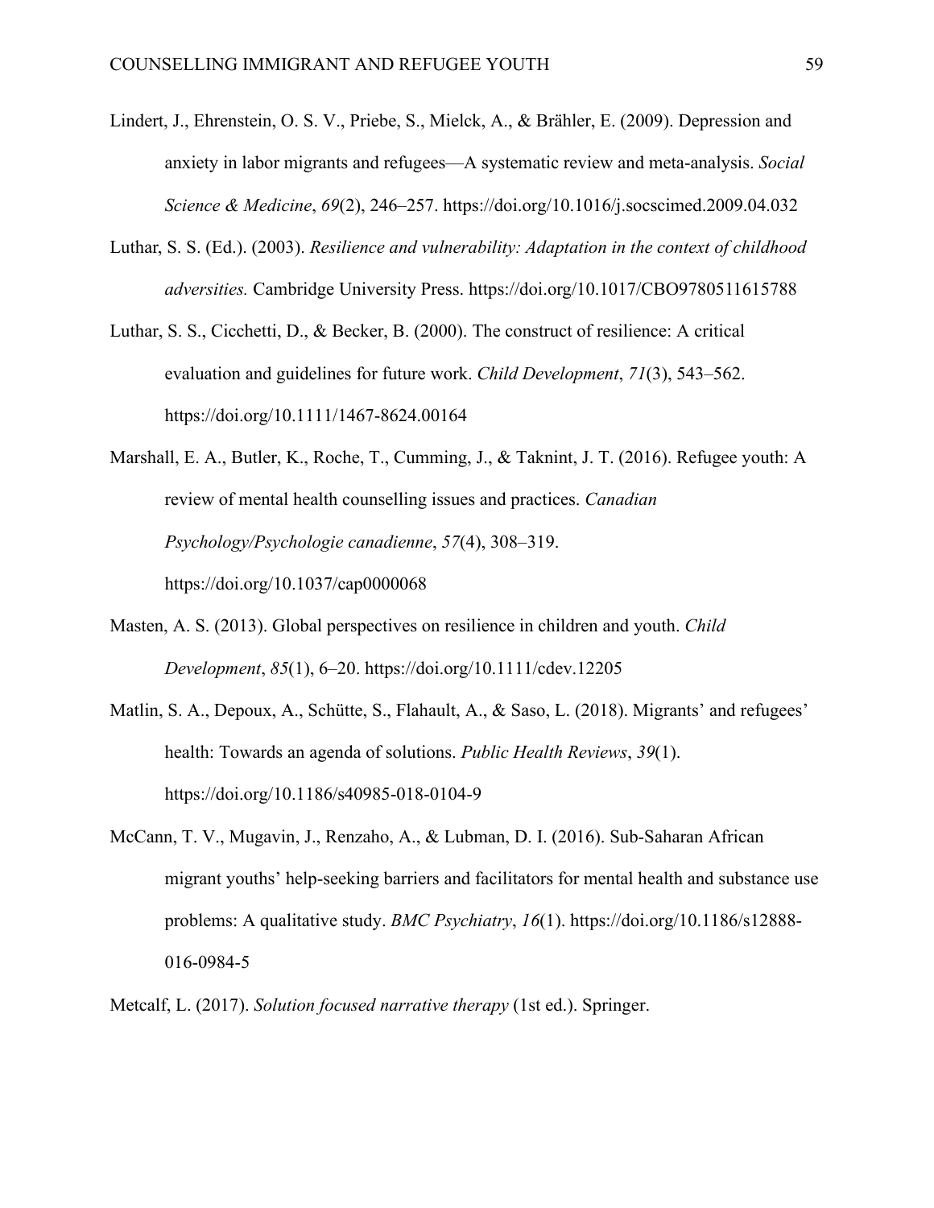Lindert, J., Ehrenstein, O. S. V., Priebe, S., Mielck, A., & Brähler, E. (2009). Depression and anxiety in labor migrants and refugees—A systematic review and meta-analysis. *Social Science & Medicine*, *69*(2), 246–257. https://doi.org/10.1016/j.socscimed.2009.04.032

Luthar, S. S. (Ed.). (2003). *Resilience and vulnerability: Adaptation in the context of childhood adversities.* Cambridge University Press. https://doi.org/10.1017/CBO9780511615788

Luthar, S. S., Cicchetti, D., & Becker, B. (2000). The construct of resilience: A critical evaluation and guidelines for future work. *Child Development*, *71*(3), 543–562. https://doi.org/10.1111/1467-8624.00164

Marshall, E. A., Butler, K., Roche, T., Cumming, J., & Taknint, J. T. (2016). Refugee youth: A review of mental health counselling issues and practices. *Canadian Psychology/Psychologie canadienne*, *57*(4), 308–319. https://doi.org/10.1037/cap0000068

Masten, A. S. (2013). Global perspectives on resilience in children and youth. *Child Development*, *85*(1), 6–20. https://doi.org/10.1111/cdev.12205

Matlin, S. A., Depoux, A., Schütte, S., Flahault, A., & Saso, L. (2018). Migrants' and refugees' health: Towards an agenda of solutions. *Public Health Reviews*, *39*(1). https://doi.org/10.1186/s40985-018-0104-9

McCann, T. V., Mugavin, J., Renzaho, A., & Lubman, D. I. (2016). Sub-Saharan African migrant youths' help-seeking barriers and facilitators for mental health and substance use problems: A qualitative study. *BMC Psychiatry*, *16*(1). https://doi.org/10.1186/s12888-016-0984-5

Metcalf, L. (2017). *Solution focused narrative therapy* (1st ed.). Springer.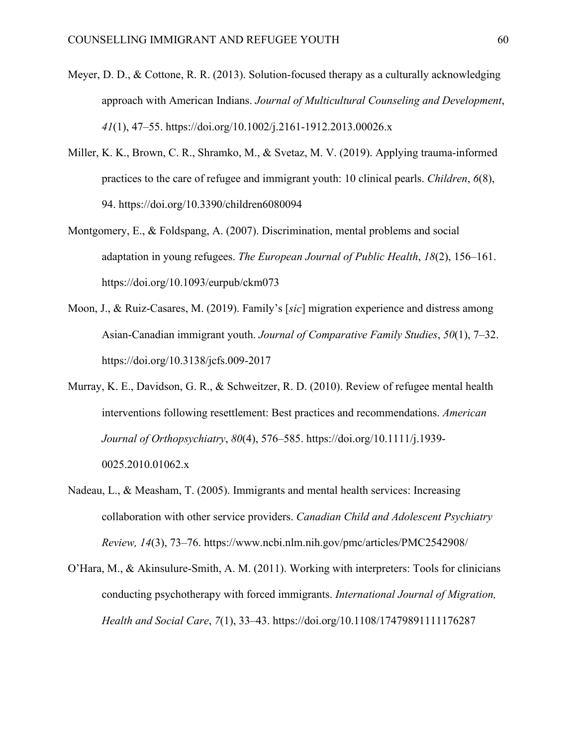Meyer, D. D., & Cottone, R. R. (2013). Solution-focused therapy as a culturally acknowledging approach with American Indians. *Journal of Multicultural Counseling and Development*, *41*(1), 47–55. https://doi.org/10.1002/j.2161-1912.2013.00026.x

Miller, K. K., Brown, C. R., Shramko, M., & Svetaz, M. V. (2019). Applying trauma-informed practices to the care of refugee and immigrant youth: 10 clinical pearls. *Children*, *6*(8), 94. https://doi.org/10.3390/children6080094

Montgomery, E., & Foldspang, A. (2007). Discrimination, mental problems and social adaptation in young refugees. *The European Journal of Public Health*, *18*(2), 156–161. https://doi.org/10.1093/eurpub/ckm073

Moon, J., & Ruiz-Casares, M. (2019). Family's [*sic*] migration experience and distress among Asian-Canadian immigrant youth. *Journal of Comparative Family Studies*, *50*(1), 7–32. https://doi.org/10.3138/jcfs.009-2017

Murray, K. E., Davidson, G. R., & Schweitzer, R. D. (2010). Review of refugee mental health interventions following resettlement: Best practices and recommendations. *American Journal of Orthopsychiatry*, *80*(4), 576–585. https://doi.org/10.1111/j.1939-0025.2010.01062.x

Nadeau, L., & Measham, T. (2005). Immigrants and mental health services: Increasing collaboration with other service providers. *Canadian Child and Adolescent Psychiatry Review, 14*(3), 73–76. https://www.ncbi.nlm.nih.gov/pmc/articles/PMC2542908/

O'Hara, M., & Akinsulure-Smith, A. M. (2011). Working with interpreters: Tools for clinicians conducting psychotherapy with forced immigrants. *International Journal of Migration, Health and Social Care*, *7*(1), 33–43. https://doi.org/10.1108/17479891111176287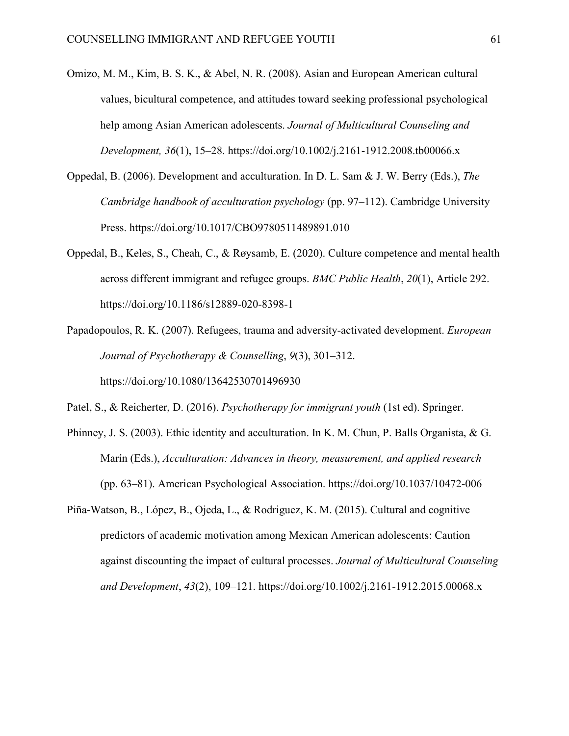Omizo, M. M., Kim, B. S. K., & Abel, N. R. (2008). Asian and European American cultural values, bicultural competence, and attitudes toward seeking professional psychological help among Asian American adolescents. *Journal of Multicultural Counseling and Development, 36*(1), 15–28. https://doi.org/10.1002/j.2161-1912.2008.tb00066.x

Oppedal, B. (2006). Development and acculturation. In D. L. Sam & J. W. Berry (Eds.), *The Cambridge handbook of acculturation psychology* (pp. 97–112). Cambridge University Press. https://doi.org/10.1017/CBO9780511489891.010

Oppedal, B., Keles, S., Cheah, C., & Røysamb, E. (2020). Culture competence and mental health across different immigrant and refugee groups. *BMC Public Health*, *20*(1), Article 292. https://doi.org/10.1186/s12889-020-8398-1

Papadopoulos, R. K. (2007). Refugees, trauma and adversity-activated development. *European Journal of Psychotherapy & Counselling*, *9*(3), 301–312. https://doi.org/10.1080/13642530701496930

Patel, S., & Reicherter, D. (2016). *Psychotherapy for immigrant youth* (1st ed). Springer.

Phinney, J. S. (2003). Ethic identity and acculturation. In K. M. Chun, P. Balls Organista, & G. Marín (Eds.), *Acculturation: Advances in theory, measurement, and applied research* (pp. 63–81). American Psychological Association. https://doi.org/10.1037/10472-006

Piña-Watson, B., López, B., Ojeda, L., & Rodriguez, K. M. (2015). Cultural and cognitive predictors of academic motivation among Mexican American adolescents: Caution against discounting the impact of cultural processes. *Journal of Multicultural Counseling and Development*, *43*(2), 109–121. https://doi.org/10.1002/j.2161-1912.2015.00068.x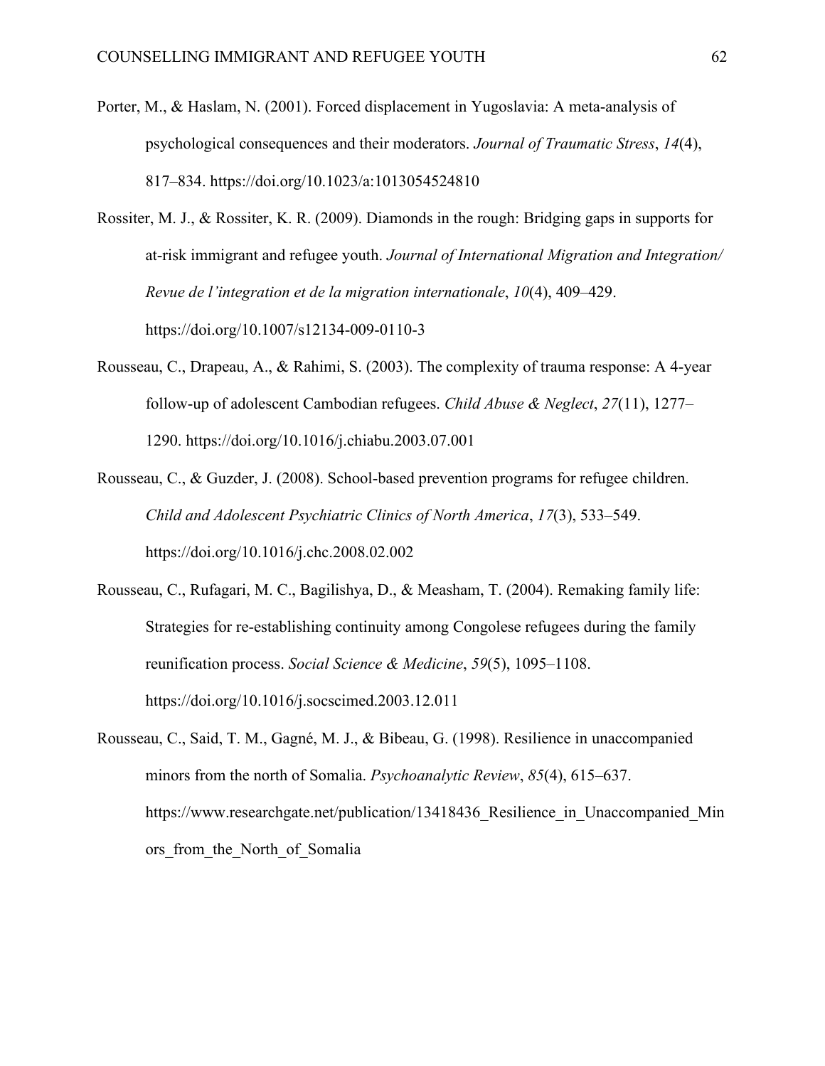Porter, M., & Haslam, N. (2001). Forced displacement in Yugoslavia: A meta-analysis of psychological consequences and their moderators. *Journal of Traumatic Stress*, *14*(4), 817–834. https://doi.org/10.1023/a:1013054524810

Rossiter, M. J., & Rossiter, K. R. (2009). Diamonds in the rough: Bridging gaps in supports for at-risk immigrant and refugee youth. *Journal of International Migration and Integration/ Revue de l'integration et de la migration internationale*, *10*(4), 409–429. https://doi.org/10.1007/s12134-009-0110-3

Rousseau, C., Drapeau, A., & Rahimi, S. (2003). The complexity of trauma response: A 4-year follow-up of adolescent Cambodian refugees. *Child Abuse & Neglect*, *27*(11), 1277–1290. https://doi.org/10.1016/j.chiabu.2003.07.001

Rousseau, C., & Guzder, J. (2008). School-based prevention programs for refugee children. *Child and Adolescent Psychiatric Clinics of North America*, *17*(3), 533–549. https://doi.org/10.1016/j.chc.2008.02.002

Rousseau, C., Rufagari, M. C., Bagilishya, D., & Measham, T. (2004). Remaking family life: Strategies for re-establishing continuity among Congolese refugees during the family reunification process. *Social Science & Medicine*, *59*(5), 1095–1108. https://doi.org/10.1016/j.socscimed.2003.12.011

Rousseau, C., Said, T. M., Gagné, M. J., & Bibeau, G. (1998). Resilience in unaccompanied minors from the north of Somalia. *Psychoanalytic Review*, *85*(4), 615–637. https://www.researchgate.net/publication/13418436_Resilience_in_Unaccompanied_Minors_from_the_North_of_Somalia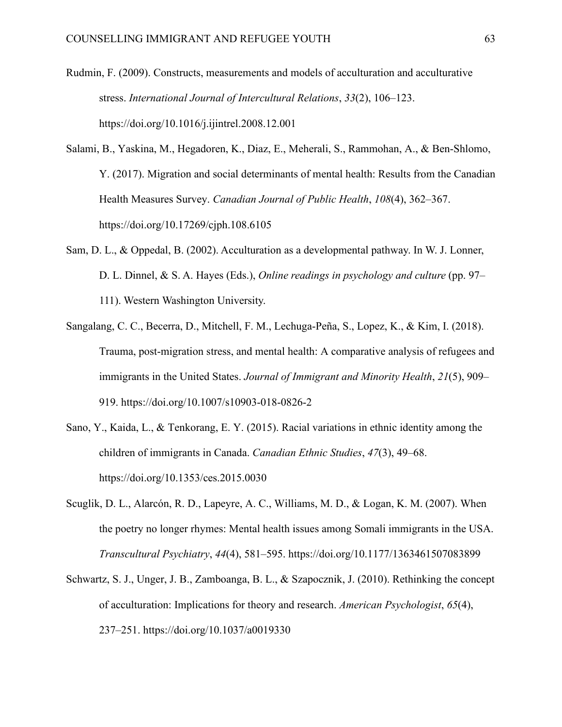Rudmin, F. (2009). Constructs, measurements and models of acculturation and acculturative stress. *International Journal of Intercultural Relations*, *33*(2), 106–123. https://doi.org/10.1016/j.ijintrel.2008.12.001

Salami, B., Yaskina, M., Hegadoren, K., Diaz, E., Meherali, S., Rammohan, A., & Ben-Shlomo, Y. (2017). Migration and social determinants of mental health: Results from the Canadian Health Measures Survey. *Canadian Journal of Public Health*, *108*(4), 362–367. https://doi.org/10.17269/cjph.108.6105

Sam, D. L., & Oppedal, B. (2002). Acculturation as a developmental pathway. In W. J. Lonner, D. L. Dinnel, & S. A. Hayes (Eds.), *Online readings in psychology and culture* (pp. 97–111). Western Washington University.

Sangalang, C. C., Becerra, D., Mitchell, F. M., Lechuga-Peña, S., Lopez, K., & Kim, I. (2018). Trauma, post-migration stress, and mental health: A comparative analysis of refugees and immigrants in the United States. *Journal of Immigrant and Minority Health*, *21*(5), 909–919. https://doi.org/10.1007/s10903-018-0826-2

Sano, Y., Kaida, L., & Tenkorang, E. Y. (2015). Racial variations in ethnic identity among the children of immigrants in Canada. *Canadian Ethnic Studies*, *47*(3), 49–68. https://doi.org/10.1353/ces.2015.0030

Scuglik, D. L., Alarcón, R. D., Lapeyre, A. C., Williams, M. D., & Logan, K. M. (2007). When the poetry no longer rhymes: Mental health issues among Somali immigrants in the USA. *Transcultural Psychiatry*, *44*(4), 581–595. https://doi.org/10.1177/1363461507083899

Schwartz, S. J., Unger, J. B., Zamboanga, B. L., & Szapocznik, J. (2010). Rethinking the concept of acculturation: Implications for theory and research. *American Psychologist*, *65*(4), 237–251. https://doi.org/10.1037/a0019330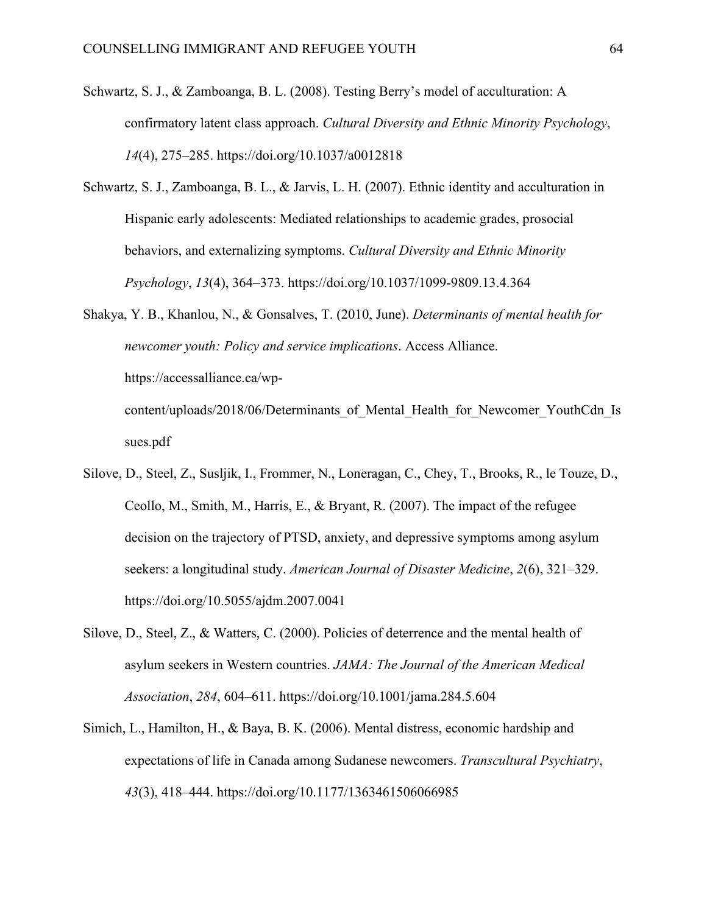Schwartz, S. J., & Zamboanga, B. L. (2008). Testing Berry's model of acculturation: A confirmatory latent class approach. *Cultural Diversity and Ethnic Minority Psychology*, *14*(4), 275–285. https://doi.org/10.1037/a0012818

Schwartz, S. J., Zamboanga, B. L., & Jarvis, L. H. (2007). Ethnic identity and acculturation in Hispanic early adolescents: Mediated relationships to academic grades, prosocial behaviors, and externalizing symptoms. *Cultural Diversity and Ethnic Minority Psychology*, *13*(4), 364–373. https://doi.org/10.1037/1099-9809.13.4.364

Shakya, Y. B., Khanlou, N., & Gonsalves, T. (2010, June). *Determinants of mental health for newcomer youth: Policy and service implications*. Access Alliance. https://accessalliance.ca/wp-content/uploads/2018/06/Determinants_of_Mental_Health_for_Newcomer_YouthCdn_Issues.pdf

Silove, D., Steel, Z., Susljik, I., Frommer, N., Loneragan, C., Chey, T., Brooks, R., le Touze, D., Ceollo, M., Smith, M., Harris, E., & Bryant, R. (2007). The impact of the refugee decision on the trajectory of PTSD, anxiety, and depressive symptoms among asylum seekers: a longitudinal study. *American Journal of Disaster Medicine*, *2*(6), 321–329. https://doi.org/10.5055/ajdm.2007.0041

Silove, D., Steel, Z., & Watters, C. (2000). Policies of deterrence and the mental health of asylum seekers in Western countries. *JAMA: The Journal of the American Medical Association*, *284*, 604–611. https://doi.org/10.1001/jama.284.5.604

Simich, L., Hamilton, H., & Baya, B. K. (2006). Mental distress, economic hardship and expectations of life in Canada among Sudanese newcomers. *Transcultural Psychiatry*, *43*(3), 418–444. https://doi.org/10.1177/1363461506066985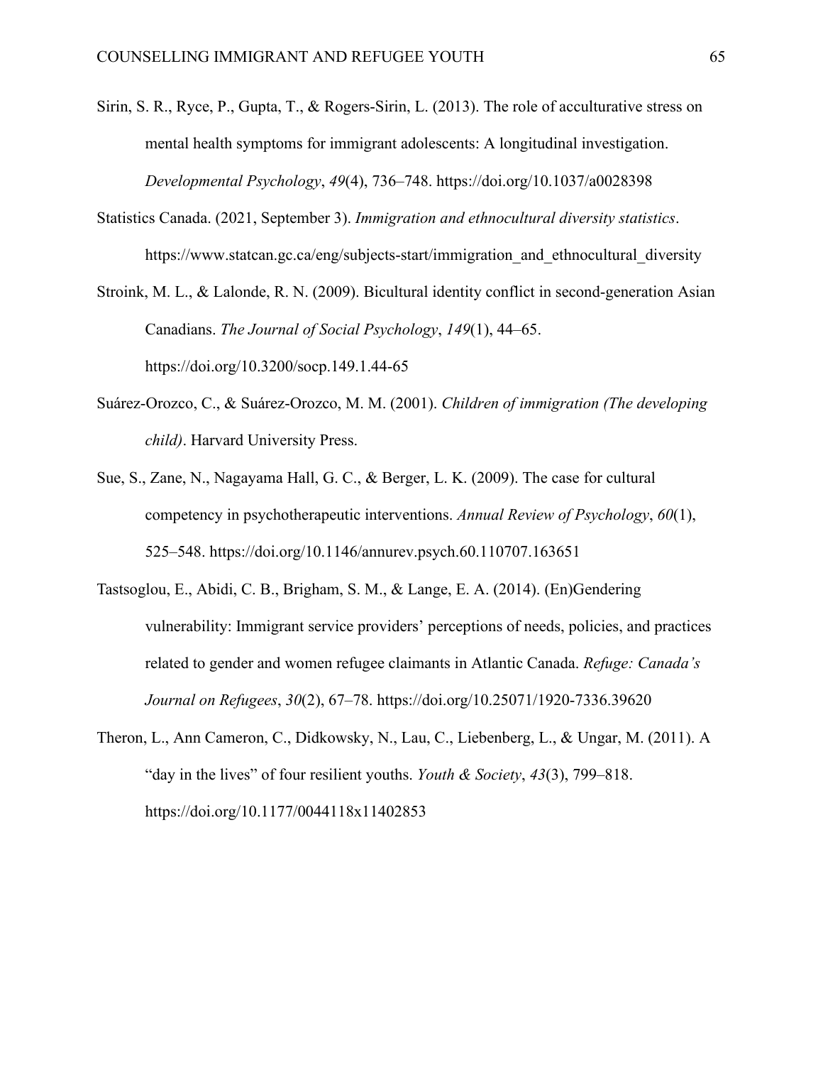Sirin, S. R., Ryce, P., Gupta, T., & Rogers-Sirin, L. (2013). The role of acculturative stress on mental health symptoms for immigrant adolescents: A longitudinal investigation. *Developmental Psychology*, *49*(4), 736–748. https://doi.org/10.1037/a0028398

Statistics Canada. (2021, September 3). *Immigration and ethnocultural diversity statistics*. https://www.statcan.gc.ca/eng/subjects-start/immigration_and_ethnocultural_diversity

Stroink, M. L., & Lalonde, R. N. (2009). Bicultural identity conflict in second-generation Asian Canadians. *The Journal of Social Psychology*, *149*(1), 44–65. https://doi.org/10.3200/socp.149.1.44-65

Suárez-Orozco, C., & Suárez-Orozco, M. M. (2001). *Children of immigration (The developing child)*. Harvard University Press.

Sue, S., Zane, N., Nagayama Hall, G. C., & Berger, L. K. (2009). The case for cultural competency in psychotherapeutic interventions. *Annual Review of Psychology*, *60*(1), 525–548. https://doi.org/10.1146/annurev.psych.60.110707.163651

Tastsoglou, E., Abidi, C. B., Brigham, S. M., & Lange, E. A. (2014). (En)Gendering vulnerability: Immigrant service providers' perceptions of needs, policies, and practices related to gender and women refugee claimants in Atlantic Canada. *Refuge: Canada's Journal on Refugees*, *30*(2), 67–78. https://doi.org/10.25071/1920-7336.39620

Theron, L., Ann Cameron, C., Didkowsky, N., Lau, C., Liebenberg, L., & Ungar, M. (2011). A "day in the lives" of four resilient youths. *Youth & Society*, *43*(3), 799–818. https://doi.org/10.1177/0044118x11402853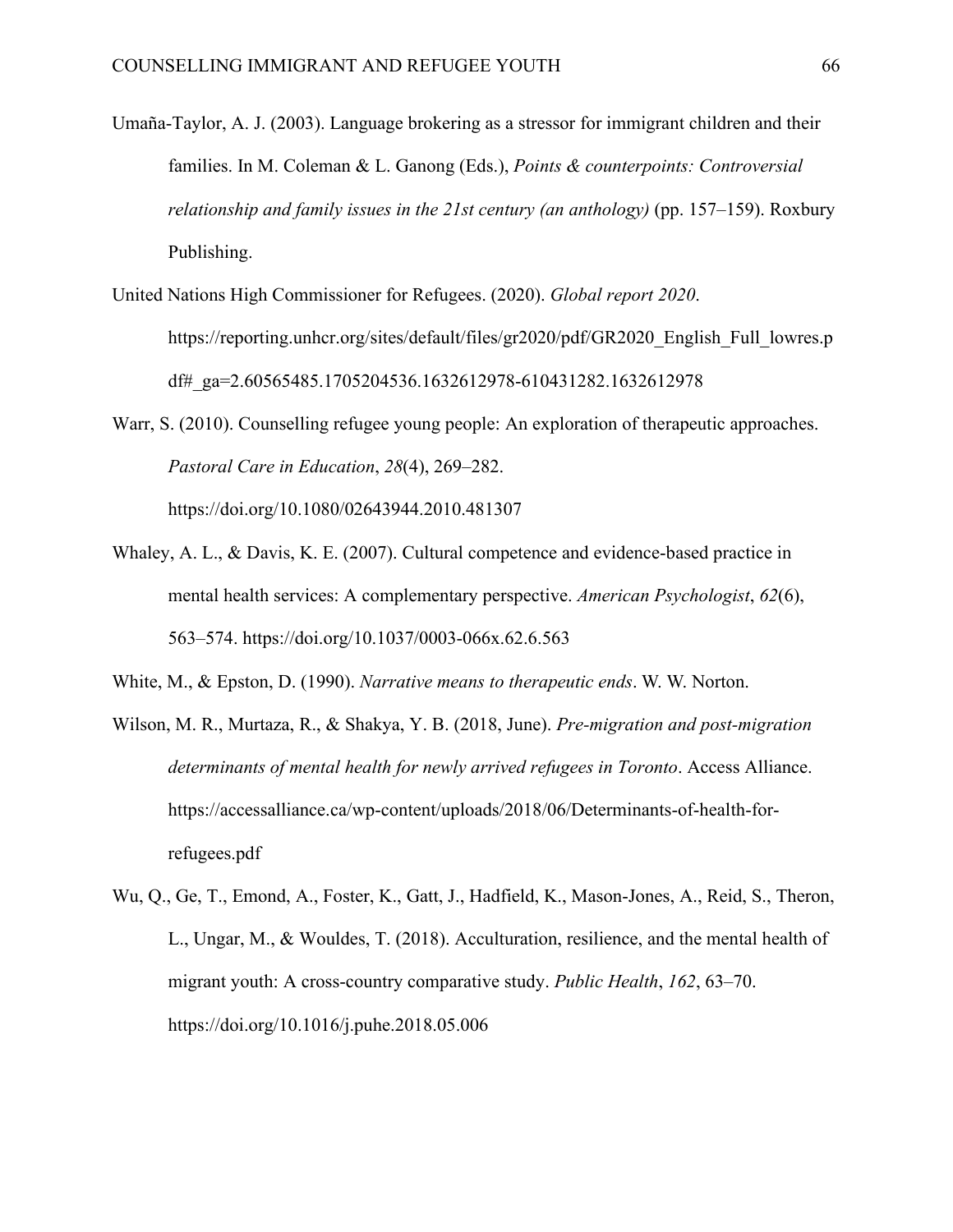Umaña-Taylor, A. J. (2003). Language brokering as a stressor for immigrant children and their families. In M. Coleman & L. Ganong (Eds.), *Points & counterpoints: Controversial relationship and family issues in the 21st century (an anthology)* (pp. 157–159). Roxbury Publishing.

United Nations High Commissioner for Refugees. (2020). *Global report 2020*. https://reporting.unhcr.org/sites/default/files/gr2020/pdf/GR2020_English_Full_lowres.pdf#_ga=2.60565485.1705204536.1632612978-610431282.1632612978

Warr, S. (2010). Counselling refugee young people: An exploration of therapeutic approaches. *Pastoral Care in Education*, *28*(4), 269–282. https://doi.org/10.1080/02643944.2010.481307

Whaley, A. L., & Davis, K. E. (2007). Cultural competence and evidence-based practice in mental health services: A complementary perspective. *American Psychologist*, *62*(6), 563–574. https://doi.org/10.1037/0003-066x.62.6.563

White, M., & Epston, D. (1990). *Narrative means to therapeutic ends*. W. W. Norton.

Wilson, M. R., Murtaza, R., & Shakya, Y. B. (2018, June). *Pre-migration and post-migration determinants of mental health for newly arrived refugees in Toronto*. Access Alliance. https://accessalliance.ca/wp-content/uploads/2018/06/Determinants-of-health-for-refugees.pdf

Wu, Q., Ge, T., Emond, A., Foster, K., Gatt, J., Hadfield, K., Mason-Jones, A., Reid, S., Theron, L., Ungar, M., & Wouldes, T. (2018). Acculturation, resilience, and the mental health of migrant youth: A cross-country comparative study. *Public Health*, *162*, 63–70. https://doi.org/10.1016/j.puhe.2018.05.006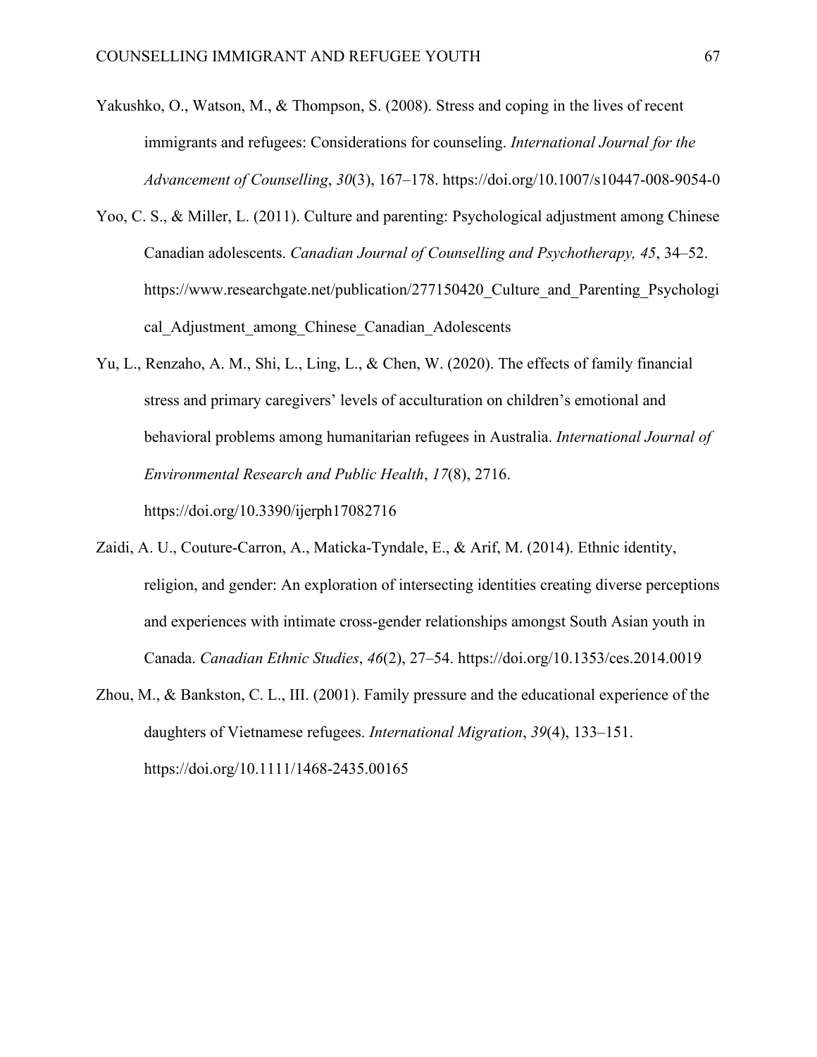Yakushko, O., Watson, M., & Thompson, S. (2008). Stress and coping in the lives of recent immigrants and refugees: Considerations for counseling. *International Journal for the Advancement of Counselling*, *30*(3), 167–178. https://doi.org/10.1007/s10447-008-9054-0

Yoo, C. S., & Miller, L. (2011). Culture and parenting: Psychological adjustment among Chinese Canadian adolescents. *Canadian Journal of Counselling and Psychotherapy, 45*, 34–52. https://www.researchgate.net/publication/277150420_Culture_and_Parenting_Psychological_Adjustment_among_Chinese_Canadian_Adolescents

Yu, L., Renzaho, A. M., Shi, L., Ling, L., & Chen, W. (2020). The effects of family financial stress and primary caregivers' levels of acculturation on children's emotional and behavioral problems among humanitarian refugees in Australia. *International Journal of Environmental Research and Public Health*, *17*(8), 2716. https://doi.org/10.3390/ijerph17082716

Zaidi, A. U., Couture-Carron, A., Maticka-Tyndale, E., & Arif, M. (2014). Ethnic identity, religion, and gender: An exploration of intersecting identities creating diverse perceptions and experiences with intimate cross-gender relationships amongst South Asian youth in Canada. *Canadian Ethnic Studies*, *46*(2), 27–54. https://doi.org/10.1353/ces.2014.0019

Zhou, M., & Bankston, C. L., III. (2001). Family pressure and the educational experience of the daughters of Vietnamese refugees. *International Migration*, *39*(4), 133–151. https://doi.org/10.1111/1468-2435.00165